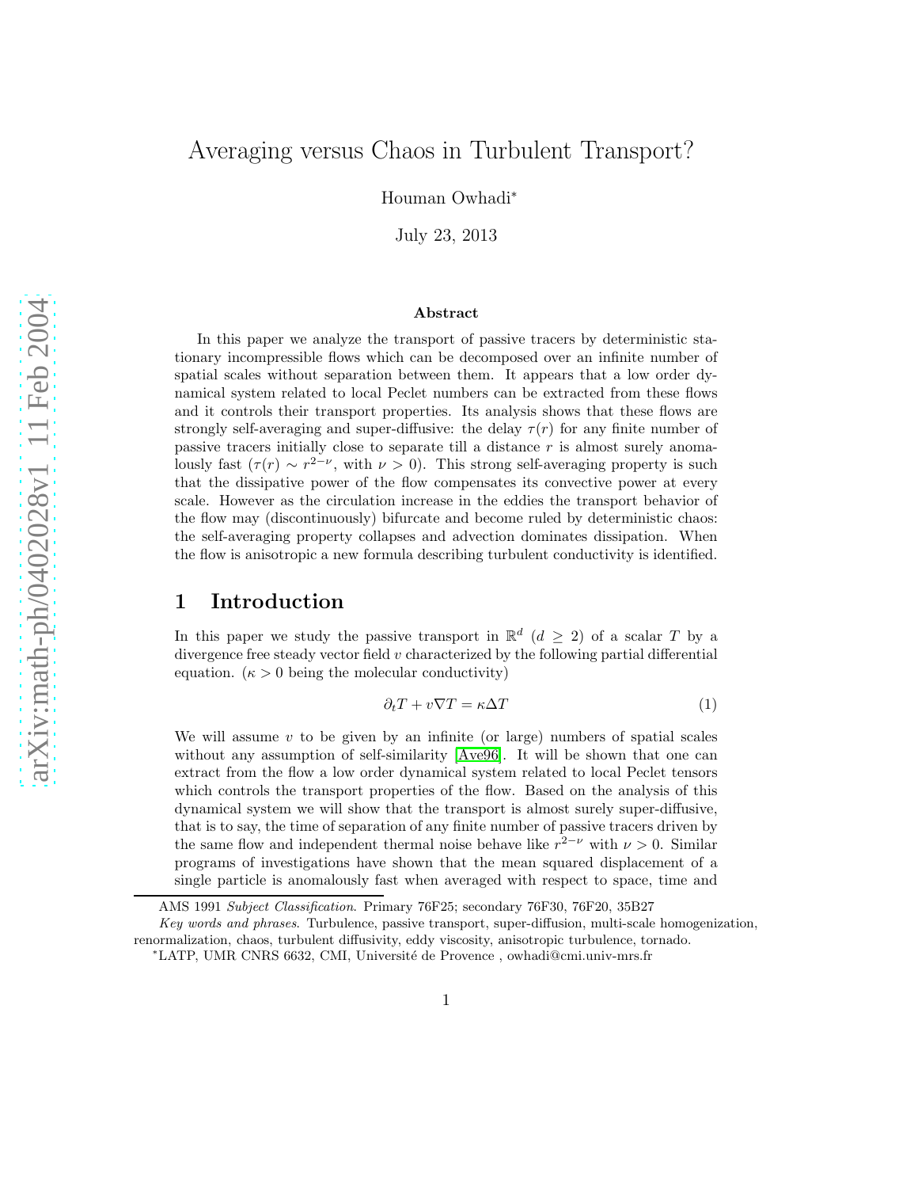# Averaging versus Chaos in Turbulent Transport?

Houman Owhadi[*]

July 23, 2013

### Abstract

In this paper we analyze the transport of passive tracers by deterministic stationary incompressible flows which can be decomposed over an infinite number of spatial scales without separation between them. It appears that a low order dynamical system related to local Peclet numbers can be extracted from these flows and it controls their transport properties. Its analysis shows that these flows are strongly self-averaging and super-diffusive: the delay $\tau(r)$ for any finite number of passive tracers initially close to separate till a distance $r$ is almost surely anomalously fast ($\tau(r) \sim r^{2-\nu}$, with $\nu > 0$). This strong self-averaging property is such that the dissipative power of the flow compensates its convective power at every scale. However as the circulation increase in the eddies the transport behavior of the flow may (discontinuously) bifurcate and become ruled by deterministic chaos: the self-averaging property collapses and advection dominates dissipation. When the flow is anisotropic a new formula describing turbulent conductivity is identified.

## 1 Introduction

In this paper we study the passive transport in $\mathbb{R}^d$ ($d \geq 2$) of a scalar $T$ by a divergence free steady vector field $v$ characterized by the following partial differential equation. ($\kappa > 0$ being the molecular conductivity)

$$\partial_t T + v\nabla T = \kappa \Delta T \tag{1}$$

We will assume $v$ to be given by an infinite (or large) numbers of spatial scales without any assumption of self-similarity [Ave96]. It will be shown that one can extract from the flow a low order dynamical system related to local Peclet tensors which controls the transport properties of the flow. Based on the analysis of this dynamical system we will show that the transport is almost surely super-diffusive, that is to say, the time of separation of any finite number of passive tracers driven by the same flow and independent thermal noise behave like $r^{2-\nu}$ with $\nu > 0$. Similar programs of investigations have shown that the mean squared displacement of a single particle is anomalously fast when averaged with respect to space, time and

---

AMS 1991 *Subject Classification*. Primary 76F25; secondary 76F30, 76F20, 35B27

*Key words and phrases*. Turbulence, passive transport, super-diffusion, multi-scale homogenization, renormalization, chaos, turbulent diffusivity, eddy viscosity, anisotropic turbulence, tornado.

[*]LATP, UMR CNRS 6632, CMI, Université de Provence , owhadi@cmi.univ-mrs.fr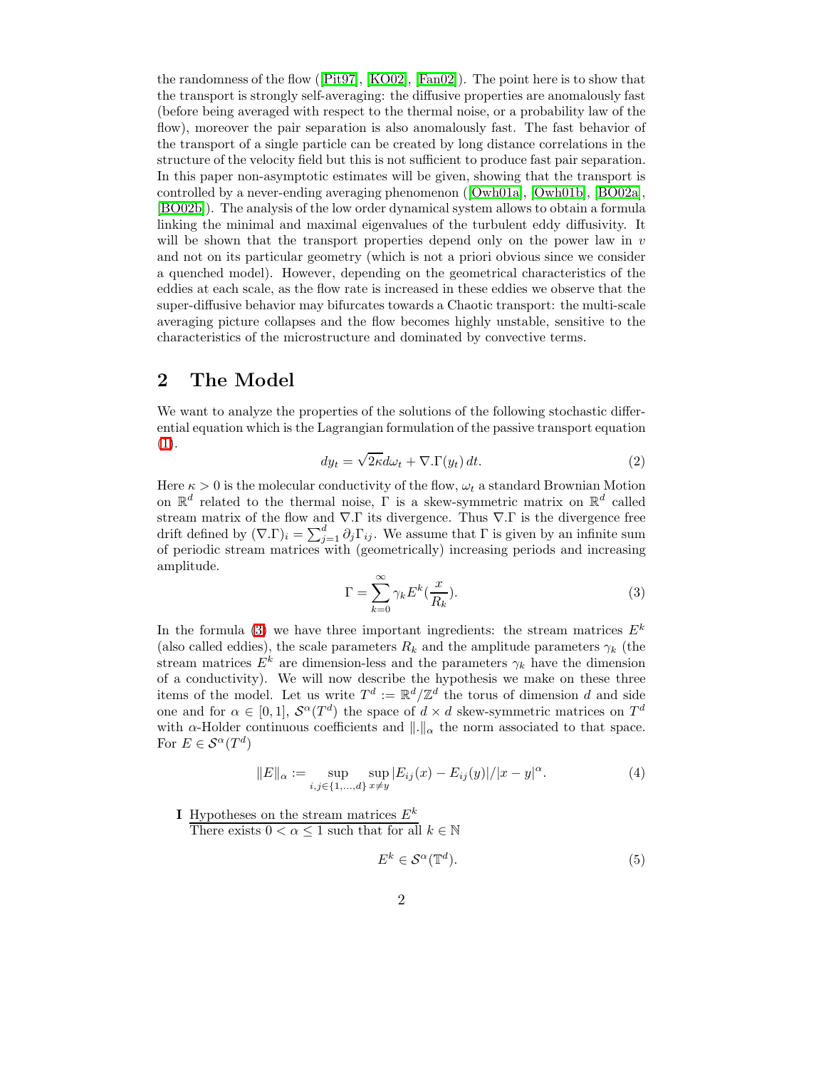the randomness of the flow ([Pit97], [KO02], [Fan02]). The point here is to show that the transport is strongly self-averaging: the diffusive properties are anomalously fast (before being averaged with respect to the thermal noise, or a probability law of the flow), moreover the pair separation is also anomalously fast. The fast behavior of the transport of a single particle can be created by long distance correlations in the structure of the velocity field but this is not sufficient to produce fast pair separation. In this paper non-asymptotic estimates will be given, showing that the transport is controlled by a never-ending averaging phenomenon ([Owh01a], [Owh01b], [BO02a], [BO02b]). The analysis of the low order dynamical system allows to obtain a formula linking the minimal and maximal eigenvalues of the turbulent eddy diffusivity. It will be shown that the transport properties depend only on the power law in $v$ and not on its particular geometry (which is not a priori obvious since we consider a quenched model). However, depending on the geometrical characteristics of the eddies at each scale, as the flow rate is increased in these eddies we observe that the super-diffusive behavior may bifurcates towards a Chaotic transport: the multi-scale averaging picture collapses and the flow becomes highly unstable, sensitive to the characteristics of the microstructure and dominated by convective terms.

## 2 The Model

We want to analyze the properties of the solutions of the following stochastic differential equation which is the Lagrangian formulation of the passive transport equation (1).

$$dy_t = \sqrt{2\kappa} d\omega_t + \nabla.\Gamma(y_t)\, dt. \tag{2}$$

Here $\kappa > 0$ is the molecular conductivity of the flow, $\omega_t$ a standard Brownian Motion on $\mathbb{R}^d$ related to the thermal noise, $\Gamma$ is a skew-symmetric matrix on $\mathbb{R}^d$ called stream matrix of the flow and $\nabla.\Gamma$ its divergence. Thus $\nabla.\Gamma$ is the divergence free drift defined by $(\nabla.\Gamma)_i = \sum_{j=1}^{d} \partial_j \Gamma_{ij}$. We assume that $\Gamma$ is given by an infinite sum of periodic stream matrices with (geometrically) increasing periods and increasing amplitude.

$$\Gamma = \sum_{k=0}^{\infty} \gamma_k E^k(\frac{x}{R_k}). \tag{3}$$

In the formula (3) we have three important ingredients: the stream matrices $E^k$ (also called eddies), the scale parameters $R_k$ and the amplitude parameters $\gamma_k$ (the stream matrices $E^k$ are dimension-less and the parameters $\gamma_k$ have the dimension of a conductivity). We will now describe the hypothesis we make on these three items of the model. Let us write $T^d := \mathbb{R}^d/\mathbb{Z}^d$ the torus of dimension $d$ and side one and for $\alpha \in [0,1]$, $\mathcal{S}^\alpha(T^d)$ the space of $d \times d$ skew-symmetric matrices on $T^d$ with $\alpha$-Holder continuous coefficients and $\|.\|_\alpha$ the norm associated to that space. For $E \in \mathcal{S}^\alpha(T^d)$

$$\|E\|_\alpha := \sup_{i,j\in\{1,\ldots,d\}} \sup_{x\neq y} |E_{ij}(x) - E_{ij}(y)|/|x-y|^\alpha. \tag{4}$$

**I** Hypotheses on the stream matrices $E^k$

There exists $0 < \alpha \leq 1$ such that for all $k \in \mathbb{N}$

$$E^k \in \mathcal{S}^\alpha(\mathbb{T}^d). \tag{5}$$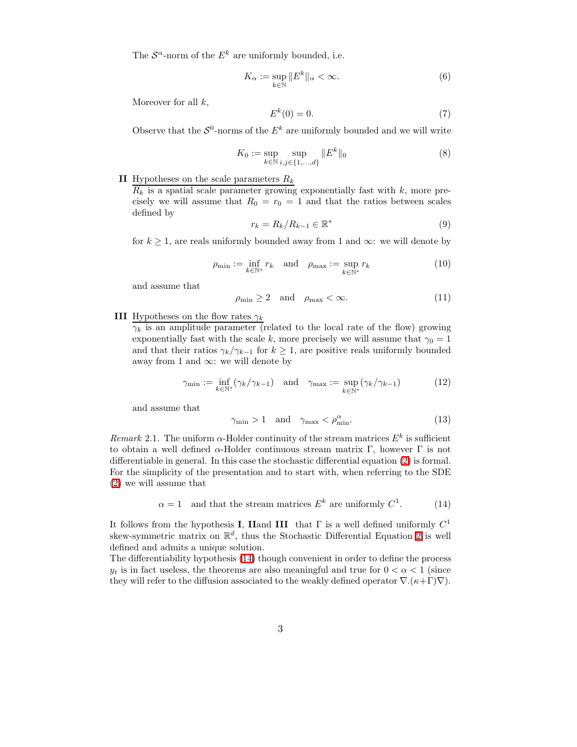The $\mathcal{S}^\alpha$-norm of the $E^k$ are uniformly bounded, i.e.

$$K_\alpha := \sup_{k\in\mathbb{N}} \|E^k\|_\alpha < \infty. \tag{6}$$

Moreover for all $k$,

$$E^k(0) = 0. \tag{7}$$

Observe that the $\mathcal{S}^0$-norms of the $E^k$ are uniformly bounded and we will write

$$K_0 := \sup_{k\in\mathbb{N}} \sup_{i,j\in\{1,\ldots,d\}} \|E^k\|_0 \tag{8}$$

**II** Hypotheses on the scale parameters $R_k$

$R_k$ is a spatial scale parameter growing exponentially fast with $k$, more precisely we will assume that $R_0 = r_0 = 1$ and that the ratios between scales defined by

$$r_k = R_k/R_{k-1} \in \mathbb{R}^* \tag{9}$$

for $k \geq 1$, are reals uniformly bounded away from 1 and $\infty$: we will denote by

$$\rho_{\min} := \inf_{k\in\mathbb{N}^*} r_k \quad \text{and} \quad \rho_{\max} := \sup_{k\in\mathbb{N}^*} r_k \tag{10}$$

and assume that

$$\rho_{\min} \geq 2 \quad \text{and} \quad \rho_{\max} < \infty. \tag{11}$$

**III** Hypotheses on the flow rates $\gamma_k$

$\gamma_k$ is an amplitude parameter (related to the local rate of the flow) growing exponentially fast with the scale $k$, more precisely we will assume that $\gamma_0 = 1$ and that their ratios $\gamma_k/\gamma_{k-1}$ for $k \geq 1$, are positive reals uniformly bounded away from 1 and $\infty$: we will denote by

$$\gamma_{\min} := \inf_{k\in\mathbb{N}^*} (\gamma_k/\gamma_{k-1}) \quad \text{and} \quad \gamma_{\max} := \sup_{k\in\mathbb{N}^*} (\gamma_k/\gamma_{k-1}) \tag{12}$$

and assume that

$$\gamma_{\min} > 1 \quad \text{and} \quad \gamma_{\max} < \rho_{\min}^\alpha. \tag{13}$$

*Remark* 2.1. The uniform $\alpha$-Holder continuity of the stream matrices $E^k$ is sufficient to obtain a well defined $\alpha$-Holder continuous stream matrix $\Gamma$, however $\Gamma$ is not differentiable in general. In this case the stochastic differential equation (2) is formal. For the simplicity of the presentation and to start with, when referring to the SDE (2) we will assume that

$$\alpha = 1 \quad \text{and that the stream matrices } E^k \text{ are uniformly } C^1. \tag{14}$$

It follows from the hypothesis **I**, **II**and **III** that $\Gamma$ is a well defined uniformly $C^1$ skew-symmetric matrix on $\mathbb{R}^d$, thus the Stochastic Differential Equation 2 is well defined and admits a unique solution.
The differentiability hypothesis (14) though convenient in order to define the process $y_t$ is in fact useless, the theorems are also meaningful and true for $0 < \alpha < 1$ (since they will refer to the diffusion associated to the weakly defined operator $\nabla.(\kappa+\Gamma)\nabla$).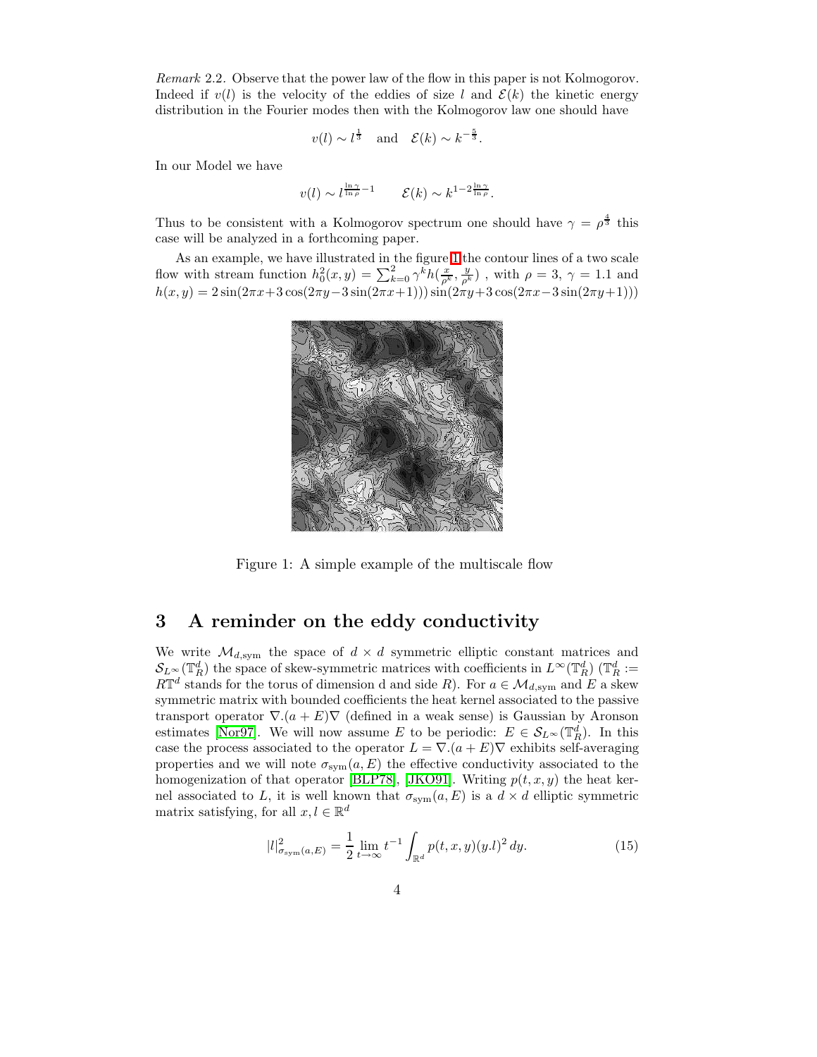*Remark* 2.2. Observe that the power law of the flow in this paper is not Kolmogorov. Indeed if $v(l)$ is the velocity of the eddies of size $l$ and $\mathcal{E}(k)$ the kinetic energy distribution in the Fourier modes then with the Kolmogorov law one should have

$$v(l) \sim l^{\frac{1}{3}} \quad \text{and} \quad \mathcal{E}(k) \sim k^{-\frac{5}{3}}.$$

In our Model we have

$$v(l) \sim l^{\frac{\ln \gamma}{\ln \rho}-1} \qquad \mathcal{E}(k) \sim k^{1-2\frac{\ln \gamma}{\ln \rho}}.$$

Thus to be consistent with a Kolmogorov spectrum one should have $\gamma = \rho^{\frac{4}{3}}$ this case will be analyzed in a forthcoming paper.

As an example, we have illustrated in the figure 1 the contour lines of a two scale flow with stream function $h_0^2(x,y) = \sum_{k=0}^{2} \gamma^k h(\frac{x}{\rho^k}, \frac{y}{\rho^k})$ , with $\rho = 3$, $\gamma = 1.1$ and $h(x,y) = 2\sin(2\pi x + 3\cos(2\pi y - 3\sin(2\pi x+1)))\sin(2\pi y + 3\cos(2\pi x - 3\sin(2\pi y+1)))$

Figure 1: A simple example of the multiscale flow

# 3 A reminder on the eddy conductivity

We write $\mathcal{M}_{d,\text{sym}}$ the space of $d \times d$ symmetric elliptic constant matrices and $\mathcal{S}_{L^\infty}(\mathbb{T}_R^d)$ the space of skew-symmetric matrices with coefficients in $L^\infty(\mathbb{T}_R^d)$ ($\mathbb{T}_R^d := R\mathbb{T}^d$ stands for the torus of dimension d and side $R$). For $a \in \mathcal{M}_{d,\text{sym}}$ and $E$ a skew symmetric matrix with bounded coefficients the heat kernel associated to the passive transport operator $\nabla.(a+E)\nabla$ (defined in a weak sense) is Gaussian by Aronson estimates [Nor97]. We will now assume $E$ to be periodic: $E \in \mathcal{S}_{L^\infty}(\mathbb{T}_R^d)$. In this case the process associated to the operator $L = \nabla.(a+E)\nabla$ exhibits self-averaging properties and we will note $\sigma_{\text{sym}}(a,E)$ the effective conductivity associated to the homogenization of that operator [BLP78], [JKO91]. Writing $p(t,x,y)$ the heat kernel associated to $L$, it is well known that $\sigma_{\text{sym}}(a,E)$ is a $d \times d$ elliptic symmetric matrix satisfying, for all $x, l \in \mathbb{R}^d$

$$|l|^2_{\sigma_{\text{sym}}(a,E)} = \frac{1}{2} \lim_{t\to\infty} t^{-1} \int_{\mathbb{R}^d} p(t,x,y)(y.l)^2 \, dy. \tag{15}$$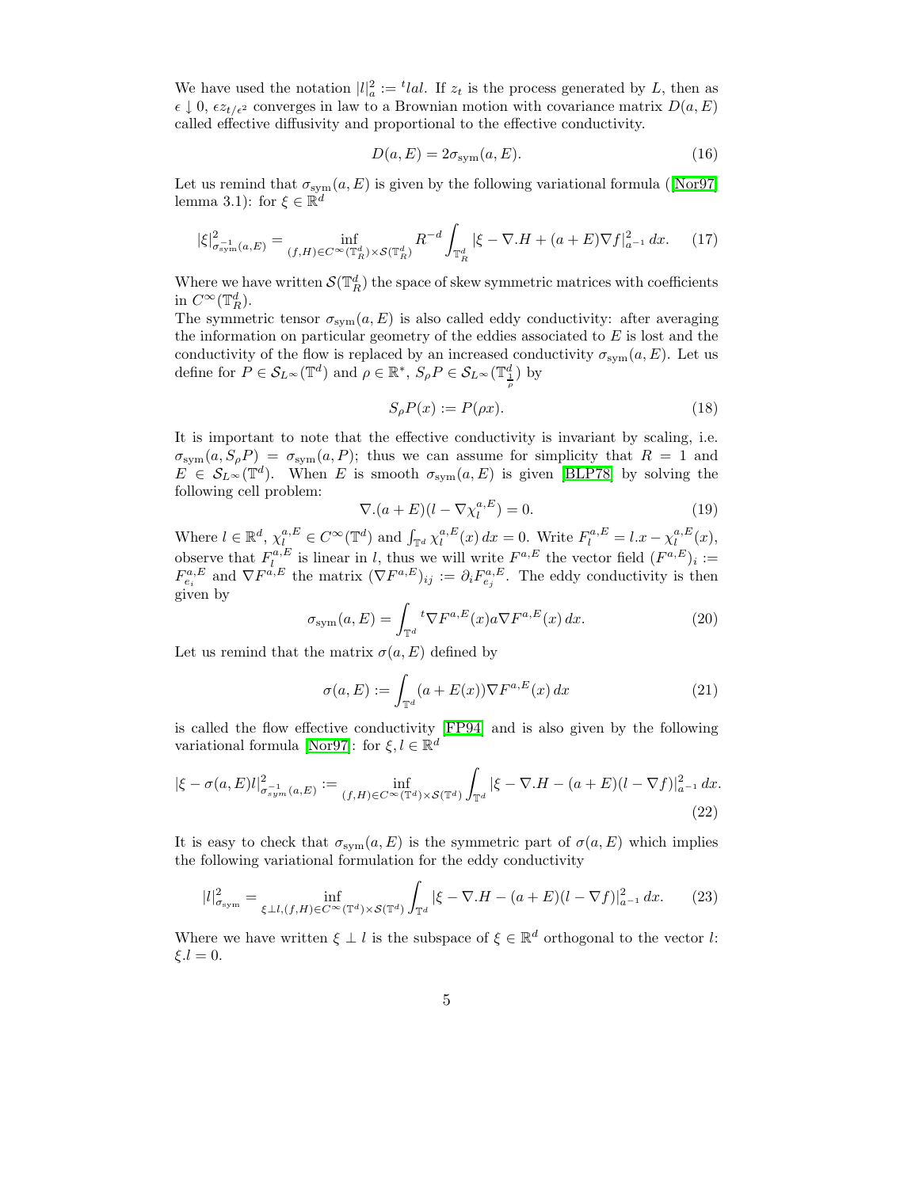We have used the notation $|l|_a^2 := {}^t l a l$. If $z_t$ is the process generated by $L$, then as $\epsilon \downarrow 0$, $\epsilon z_{t/\epsilon^2}$ converges in law to a Brownian motion with covariance matrix $D(a, E)$ called effective diffusivity and proportional to the effective conductivity.

$$D(a, E) = 2\sigma_{\text{sym}}(a, E). \tag{16}$$

Let us remind that $\sigma_{\text{sym}}(a, E)$ is given by the following variational formula ([Nor97] lemma 3.1): for $\xi \in \mathbb{R}^d$

$$|\xi|^2_{\sigma^{-1}_{\text{sym}}(a,E)} = \inf_{(f,H)\in C^\infty(\mathbb{T}^d_R)\times \mathcal{S}(\mathbb{T}^d_R)} R^{-d} \int_{\mathbb{T}^d_R} |\xi - \nabla.H + (a+E)\nabla f|^2_{a^{-1}}\, dx. \tag{17}$$

Where we have written $\mathcal{S}(\mathbb{T}^d_R)$ the space of skew symmetric matrices with coefficients in $C^\infty(\mathbb{T}^d_R)$.
The symmetric tensor $\sigma_{\text{sym}}(a, E)$ is also called eddy conductivity: after averaging the information on particular geometry of the eddies associated to $E$ is lost and the conductivity of the flow is replaced by an increased conductivity $\sigma_{\text{sym}}(a, E)$. Let us define for $P \in \mathcal{S}_{L^\infty}(\mathbb{T}^d)$ and $\rho \in \mathbb{R}^*$, $S_\rho P \in \mathcal{S}_{L^\infty}(\mathbb{T}^d_{\frac{1}{\rho}})$ by

$$S_\rho P(x) := P(\rho x). \tag{18}$$

It is important to note that the effective conductivity is invariant by scaling, i.e. $\sigma_{\text{sym}}(a, S_\rho P) = \sigma_{\text{sym}}(a, P)$; thus we can assume for simplicity that $R = 1$ and $E \in \mathcal{S}_{L^\infty}(\mathbb{T}^d)$. When $E$ is smooth $\sigma_{\text{sym}}(a, E)$ is given [BLP78] by solving the following cell problem:

$$\nabla.(a+E)(l - \nabla \chi_l^{a,E}) = 0. \tag{19}$$

Where $l \in \mathbb{R}^d$, $\chi_l^{a,E} \in C^\infty(\mathbb{T}^d)$ and $\int_{\mathbb{T}^d} \chi_l^{a,E}(x)\, dx = 0$. Write $F_l^{a,E} = l.x - \chi_l^{a,E}(x)$, observe that $F_l^{a,E}$ is linear in $l$, thus we will write $F^{a,E}$ the vector field $(F^{a,E})_i := F_{e_i}^{a,E}$ and $\nabla F^{a,E}$ the matrix $(\nabla F^{a,E})_{ij} := \partial_i F_{e_j}^{a,E}$. The eddy conductivity is then given by

$$\sigma_{\text{sym}}(a, E) = \int_{\mathbb{T}^d} {}^t\nabla F^{a,E}(x) a \nabla F^{a,E}(x)\, dx. \tag{20}$$

Let us remind that the matrix $\sigma(a, E)$ defined by

$$\sigma(a, E) := \int_{\mathbb{T}^d} (a + E(x))\nabla F^{a,E}(x)\, dx \tag{21}$$

is called the flow effective conductivity [FP94] and is also given by the following variational formula [Nor97]: for $\xi, l \in \mathbb{R}^d$

$$|\xi - \sigma(a,E)l|^2_{\sigma^{-1}_{sym}(a,E)} := \inf_{(f,H)\in C^\infty(\mathbb{T}^d)\times \mathcal{S}(\mathbb{T}^d)} \int_{\mathbb{T}^d} |\xi - \nabla.H - (a+E)(l - \nabla f)|^2_{a^{-1}}\, dx. \tag{22}$$

It is easy to check that $\sigma_{\text{sym}}(a, E)$ is the symmetric part of $\sigma(a, E)$ which implies the following variational formulation for the eddy conductivity

$$|l|^2_{\sigma_{\text{sym}}} = \inf_{\xi \perp l, (f,H)\in C^\infty(\mathbb{T}^d)\times \mathcal{S}(\mathbb{T}^d)} \int_{\mathbb{T}^d} |\xi - \nabla.H - (a+E)(l - \nabla f)|^2_{a^{-1}}\, dx. \tag{23}$$

Where we have written $\xi \perp l$ is the subspace of $\xi \in \mathbb{R}^d$ orthogonal to the vector $l$: $\xi.l = 0$.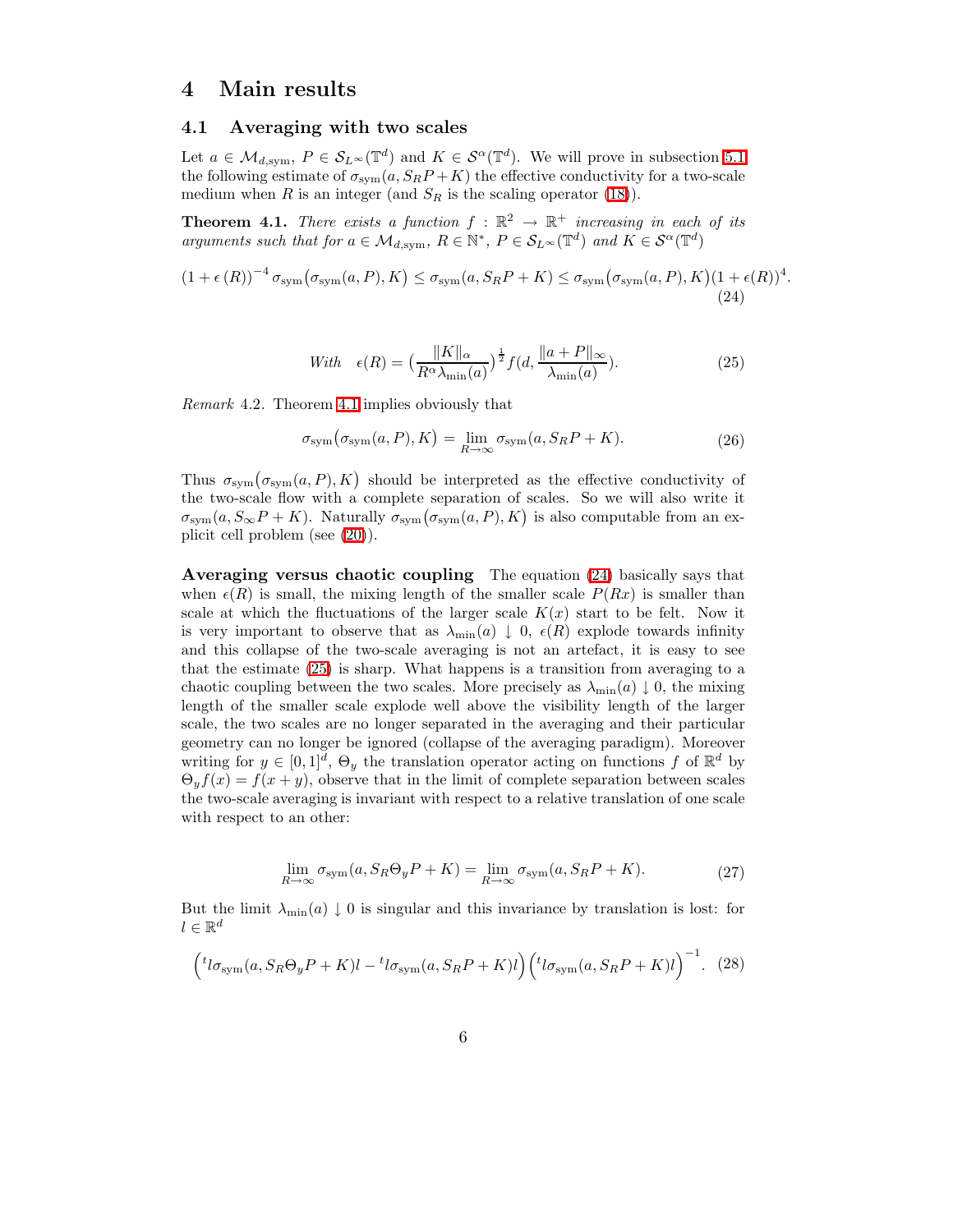# 4 Main results

## 4.1 Averaging with two scales

Let $a \in \mathcal{M}_{d,\text{sym}}$, $P \in \mathcal{S}_{L^\infty}(\mathbb{T}^d)$ and $K \in \mathcal{S}^\alpha(\mathbb{T}^d)$. We will prove in subsection 5.1 the following estimate of $\sigma_{\text{sym}}(a, S_R P + K)$ the effective conductivity for a two-scale medium when $R$ is an integer (and $S_R$ is the scaling operator (18)).

**Theorem 4.1.** *There exists a function $f : \mathbb{R}^2 \to \mathbb{R}^+$ increasing in each of its arguments such that for $a \in \mathcal{M}_{d,\text{sym}}$, $R \in \mathbb{N}^*$, $P \in \mathcal{S}_{L^\infty}(\mathbb{T}^d)$ and $K \in \mathcal{S}^\alpha(\mathbb{T}^d)$*

$$(1+\epsilon(R))^{-4}\,\sigma_{\text{sym}}\big(\sigma_{\text{sym}}(a,P),K\big) \leq \sigma_{\text{sym}}(a, S_R P + K) \leq \sigma_{\text{sym}}\big(\sigma_{\text{sym}}(a,P),K\big)(1+\epsilon(R))^4. \tag{24}$$

$$\textit{With} \quad \epsilon(R) = \big(\frac{\|K\|_\alpha}{R^\alpha \lambda_{\min}(a)}\big)^{\frac{1}{2}} f(d, \frac{\|a+P\|_\infty}{\lambda_{\min}(a)}). \tag{25}$$

*Remark* 4.2. Theorem 4.1 implies obviously that

$$\sigma_{\text{sym}}\big(\sigma_{\text{sym}}(a,P),K\big) = \lim_{R\to\infty} \sigma_{\text{sym}}(a, S_R P + K). \tag{26}$$

Thus $\sigma_{\text{sym}}\big(\sigma_{\text{sym}}(a,P),K\big)$ should be interpreted as the effective conductivity of the two-scale flow with a complete separation of scales. So we will also write it $\sigma_{\text{sym}}(a, S_\infty P + K)$. Naturally $\sigma_{\text{sym}}\big(\sigma_{\text{sym}}(a,P),K\big)$ is also computable from an explicit cell problem (see (20)).

**Averaging versus chaotic coupling** The equation (24) basically says that when $\epsilon(R)$ is small, the mixing length of the smaller scale $P(Rx)$ is smaller than scale at which the fluctuations of the larger scale $K(x)$ start to be felt. Now it is very important to observe that as $\lambda_{\min}(a) \downarrow 0$, $\epsilon(R)$ explode towards infinity and this collapse of the two-scale averaging is not an artefact, it is easy to see that the estimate (25) is sharp. What happens is a transition from averaging to a chaotic coupling between the two scales. More precisely as $\lambda_{\min}(a) \downarrow 0$, the mixing length of the smaller scale explode well above the visibility length of the larger scale, the two scales are no longer separated in the averaging and their particular geometry can no longer be ignored (collapse of the averaging paradigm). Moreover writing for $y \in [0,1]^d$, $\Theta_y$ the translation operator acting on functions $f$ of $\mathbb{R}^d$ by $\Theta_y f(x) = f(x+y)$, observe that in the limit of complete separation between scales the two-scale averaging is invariant with respect to a relative translation of one scale with respect to an other:

$$\lim_{R\to\infty} \sigma_{\text{sym}}(a, S_R \Theta_y P + K) = \lim_{R\to\infty} \sigma_{\text{sym}}(a, S_R P + K). \tag{27}$$

But the limit $\lambda_{\min}(a) \downarrow 0$ is singular and this invariance by translation is lost: for $l \in \mathbb{R}^d$

$$\Big({}^t l \sigma_{\text{sym}}(a, S_R \Theta_y P + K) l - {}^t l \sigma_{\text{sym}}(a, S_R P + K) l\Big)\Big({}^t l \sigma_{\text{sym}}(a, S_R P + K) l\Big)^{-1}. \tag{28}$$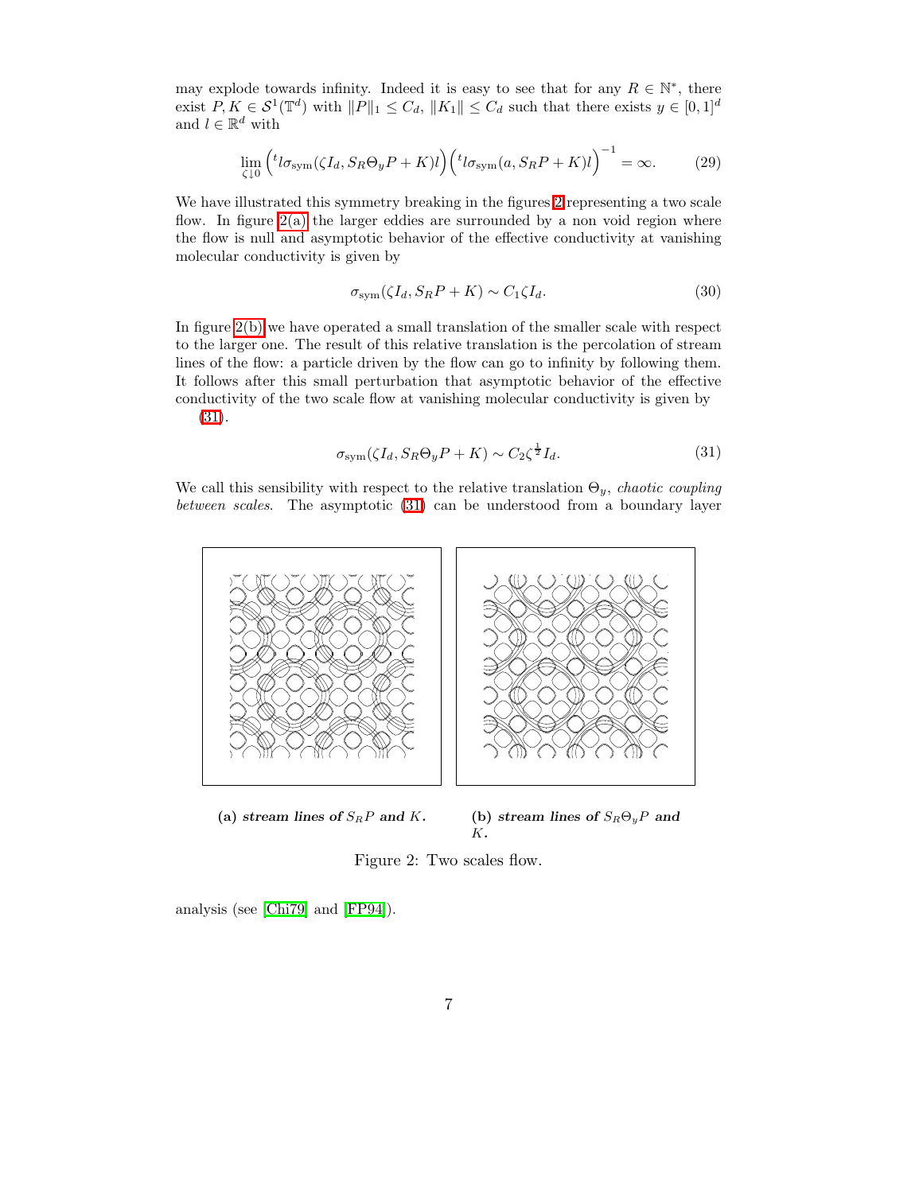may explode towards infinity. Indeed it is easy to see that for any $R \in \mathbb{N}^*$, there exist $P, K \in \mathcal{S}^1(\mathbb{T}^d)$ with $\|P\|_1 \leq C_d$, $\|K_1\| \leq C_d$ such that there exists $y \in [0,1]^d$ and $l \in \mathbb{R}^d$ with

$$\lim_{\zeta \downarrow 0} \left({}^t l \sigma_{\text{sym}}(\zeta I_d, S_R \Theta_y P + K) l\right) \left({}^t l \sigma_{\text{sym}}(a, S_R P + K) l\right)^{-1} = \infty. \tag{29}$$

We have illustrated this symmetry breaking in the figures 2 representing a two scale flow. In figure 2(a) the larger eddies are surrounded by a non void region where the flow is null and asymptotic behavior of the effective conductivity at vanishing molecular conductivity is given by

$$\sigma_{\text{sym}}(\zeta I_d, S_R P + K) \sim C_1 \zeta I_d. \tag{30}$$

In figure 2(b) we have operated a small translation of the smaller scale with respect to the larger one. The result of this relative translation is the percolation of stream lines of the flow: a particle driven by the flow can go to infinity by following them. It follows after this small perturbation that asymptotic behavior of the effective conductivity of the two scale flow at vanishing molecular conductivity is given by (31).

$$\sigma_{\text{sym}}(\zeta I_d, S_R \Theta_y P + K) \sim C_2 \zeta^{\frac{1}{2}} I_d. \tag{31}$$

We call this sensibility with respect to the relative translation $\Theta_y$, *chaotic coupling between scales*. The asymptotic (31) can be understood from a boundary layer analysis (see [Chi79] and [FP94]).

**(a)** ***stream lines of*** $S_R P$ ***and*** $K$***.***

**(b)** ***stream lines of*** $S_R \Theta_y P$ ***and*** $K$***.***

Figure 2: Two scales flow.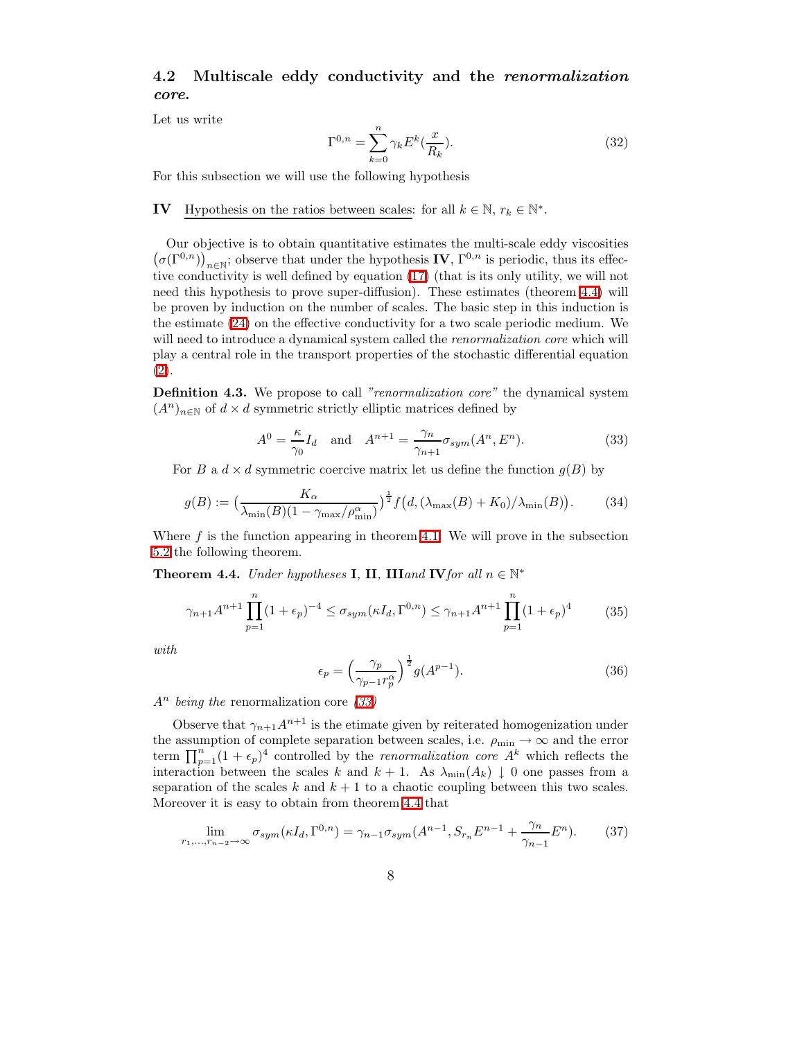### 4.2 Multiscale eddy conductivity and the *renormalization core.*

Let us write

$$\Gamma^{0,n} = \sum_{k=0}^{n} \gamma_k E^k(\frac{x}{R_k}). \tag{32}$$

For this subsection we will use the following hypothesis

**IV** Hypothesis on the ratios between scales: for all $k \in \mathbb{N}$, $r_k \in \mathbb{N}^*$.

Our objective is to obtain quantitative estimates the multi-scale eddy viscosities $\left(\sigma(\Gamma^{0,n})\right)_{n\in\mathbb{N}}$; observe that under the hypothesis **IV**, $\Gamma^{0,n}$ is periodic, thus its effective conductivity is well defined by equation (17) (that is its only utility, we will not need this hypothesis to prove super-diffusion). These estimates (theorem 4.4) will be proven by induction on the number of scales. The basic step in this induction is the estimate (24) on the effective conductivity for a two scale periodic medium. We will need to introduce a dynamical system called the *renormalization core* which will play a central role in the transport properties of the stochastic differential equation (2).

**Definition 4.3.** We propose to call *"renormalization core"* the dynamical system $(A^n)_{n\in\mathbb{N}}$ of $d \times d$ symmetric strictly elliptic matrices defined by

$$A^0 = \frac{\kappa}{\gamma_0} I_d \quad \text{and} \quad A^{n+1} = \frac{\gamma_n}{\gamma_{n+1}} \sigma_{sym}(A^n, E^n). \tag{33}$$

For $B$ a $d \times d$ symmetric coercive matrix let us define the function $g(B)$ by

$$g(B) := \big(\frac{K_\alpha}{\lambda_{\min}(B)(1-\gamma_{\max}/\rho_{\min}^\alpha)}\big)^{\frac{1}{2}} f\big(d, (\lambda_{\max}(B)+K_0)/\lambda_{\min}(B)\big). \tag{34}$$

Where $f$ is the function appearing in theorem 4.1. We will prove in the subsection 5.2 the following theorem.

**Theorem 4.4.** *Under hypotheses* **I**, **II**, **III***and* **IV***for all* $n \in \mathbb{N}^*$

$$\gamma_{n+1} A^{n+1} \prod_{p=1}^{n} (1+\epsilon_p)^{-4} \leq \sigma_{sym}(\kappa I_d, \Gamma^{0,n}) \leq \gamma_{n+1} A^{n+1} \prod_{p=1}^{n} (1+\epsilon_p)^{4} \tag{35}$$

*with*

$$\epsilon_p = \Big(\frac{\gamma_p}{\gamma_{p-1} r_p^\alpha}\Big)^{\frac{1}{2}} g(A^{p-1}). \tag{36}$$

$A^n$ *being the* renormalization core *(33)*

Observe that $\gamma_{n+1} A^{n+1}$ is the etimate given by reiterated homogenization under the assumption of complete separation between scales, i.e. $\rho_{\min} \to \infty$ and the error term $\prod_{p=1}^{n}(1+\epsilon_p)^4$ controlled by the *renormalization core* $A^k$ which reflects the interaction between the scales $k$ and $k+1$. As $\lambda_{\min}(A_k) \downarrow 0$ one passes from a separation of the scales $k$ and $k+1$ to a chaotic coupling between this two scales. Moreover it is easy to obtain from theorem 4.4 that

$$\lim_{r_1,\ldots,r_{n-2}\to\infty} \sigma_{sym}(\kappa I_d, \Gamma^{0,n}) = \gamma_{n-1} \sigma_{sym}(A^{n-1}, S_{r_n} E^{n-1} + \frac{\gamma_n}{\gamma_{n-1}} E^n). \tag{37}$$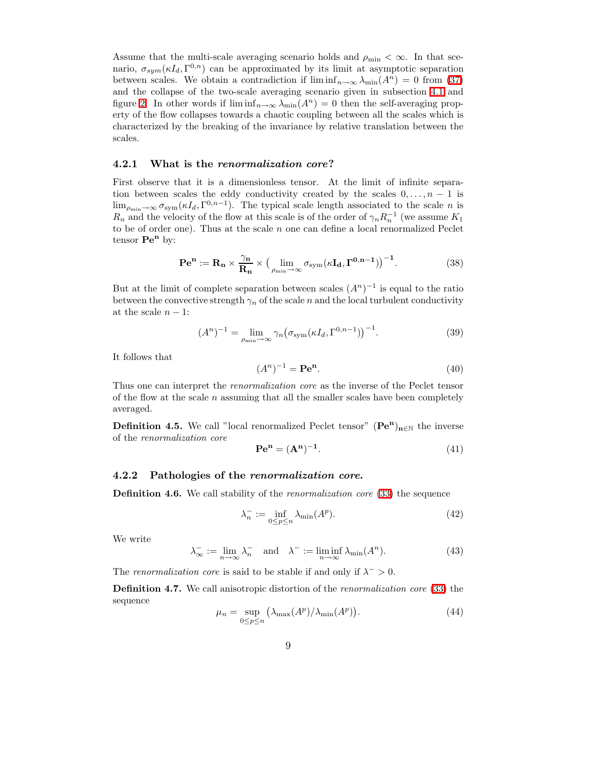Assume that the multi-scale averaging scenario holds and $\rho_{\min} < \infty$. In that scenario, $\sigma_{sym}(\kappa I_d, \Gamma^{0,n})$ can be approximated by its limit at asymptotic separation between scales. We obtain a contradiction if $\liminf_{n\to\infty} \lambda_{\min}(A^n) = 0$ from (37) and the collapse of the two-scale averaging scenario given in subsection 4.1 and figure 2. In other words if $\liminf_{n\to\infty} \lambda_{\min}(A^n) = 0$ then the self-averaging property of the flow collapses towards a chaotic coupling between all the scales which is characterized by the breaking of the invariance by relative translation between the scales.

#### 4.2.1 What is the *renormalization core*?

First observe that it is a dimensionless tensor. At the limit of infinite separation between scales the eddy conductivity created by the scales $0,\ldots,n-1$ is $\lim_{\rho_{\min}\to\infty} \sigma_{\text{sym}}(\kappa I_d, \Gamma^{0,n-1})$. The typical scale length associated to the scale $n$ is $R_n$ and the velocity of the flow at this scale is of the order of $\gamma_n R_n^{-1}$ (we assume $K_1$ to be of order one). Thus at the scale $n$ one can define a local renormalized Peclet tensor $\mathbf{Pe^n}$ by:

$$\mathbf{Pe^n} := \mathbf{R_n} \times \frac{\gamma_\mathbf{n}}{\mathbf{R_n}} \times \big(\lim_{\rho_{\min}\to\infty} \sigma_{\text{sym}}(\kappa \mathbf{I_d}, \mathbf{\Gamma^{0,n-1}})\big)^{\mathbf{-1}}. \tag{38}$$

But at the limit of complete separation between scales $(A^n)^{-1}$ is equal to the ratio between the convective strength $\gamma_n$ of the scale $n$ and the local turbulent conductivity at the scale $n-1$:

$$(A^n)^{-1} = \lim_{\rho_{\min}\to\infty} \gamma_n \big(\sigma_{\text{sym}}(\kappa I_d, \Gamma^{0,n-1})\big)^{-1}. \tag{39}$$

It follows that

$$(A^n)^{-1} = \mathbf{Pe^n}. \tag{40}$$

Thus one can interpret the *renormalization core* as the inverse of the Peclet tensor of the flow at the scale $n$ assuming that all the smaller scales have been completely averaged.

**Definition 4.5.** We call "local renormalized Peclet tensor" $(\mathbf{Pe^n})_{\mathbf{n}\in\mathbb{N}}$ the inverse of the *renormalization core*

$$\mathbf{Pe^n} = (\mathbf{A^n})^{\mathbf{-1}}. \tag{41}$$

#### 4.2.2 Pathologies of the *renormalization core*.

**Definition 4.6.** We call stability of the *renormalization core* (33) the sequence

$$\lambda_n^- := \inf_{0\leq p\leq n} \lambda_{\min}(A^p). \tag{42}$$

We write

$$\lambda_\infty^- := \lim_{n\to\infty} \lambda_n^- \quad \text{and} \quad \lambda^- := \liminf_{n\to\infty} \lambda_{\min}(A^n). \tag{43}$$

The *renormalization core* is said to be stable if and only if $\lambda^- > 0$.

**Definition 4.7.** We call anisotropic distortion of the *renormalization core* (33) the sequence

$$\mu_n = \sup_{0\leq p\leq n} \big(\lambda_{\max}(A^p)/\lambda_{\min}(A^p)\big). \tag{44}$$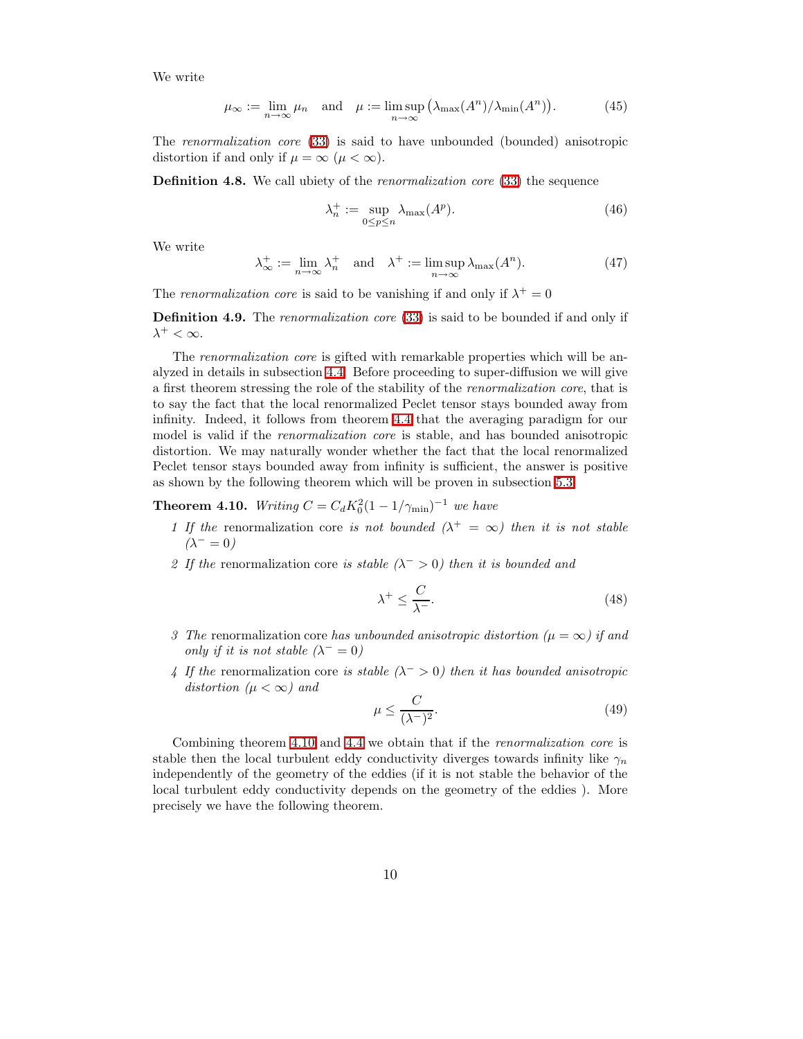We write

$$
\mu_\infty := \lim_{n\to\infty} \mu_n \quad \text{and} \quad \mu := \limsup_{n\to\infty} \big(\lambda_{\max}(A^n)/\lambda_{\min}(A^n)\big). \tag{45}
$$

The *renormalization core* (33) is said to have unbounded (bounded) anisotropic distortion if and only if $\mu = \infty$ ($\mu < \infty$).

**Definition 4.8.** We call ubiety of the *renormalization core* (33) the sequence

$$
\lambda_n^+ := \sup_{0\le p\le n} \lambda_{\max}(A^p). \tag{46}
$$

We write

$$
\lambda_\infty^+ := \lim_{n\to\infty} \lambda_n^+ \quad \text{and} \quad \lambda^+ := \limsup_{n\to\infty} \lambda_{\max}(A^n). \tag{47}
$$

The *renormalization core* is said to be vanishing if and only if $\lambda^+ = 0$

**Definition 4.9.** The *renormalization core* (33) is said to be bounded if and only if $\lambda^+ < \infty$.

The *renormalization core* is gifted with remarkable properties which will be analyzed in details in subsection 4.4. Before proceeding to super-diffusion we will give a first theorem stressing the role of the stability of the *renormalization core*, that is to say the fact that the local renormalized Peclet tensor stays bounded away from infinity. Indeed, it follows from theorem 4.4 that the averaging paradigm for our model is valid if the *renormalization core* is stable, and has bounded anisotropic distortion. We may naturally wonder whether the fact that the local renormalized Peclet tensor stays bounded away from infinity is sufficient, the answer is positive as shown by the following theorem which will be proven in subsection 5.3

**Theorem 4.10.** *Writing $C = C_d K_0^2 (1 - 1/\gamma_{\min})^{-1}$ we have*

1. *If the* renormalization core *is not bounded ($\lambda^+ = \infty$) then it is not stable ($\lambda^- = 0$)*
2. *If the* renormalization core *is stable ($\lambda^- > 0$) then it is bounded and*

$$
\lambda^+ \le \frac{C}{\lambda^-}. \tag{48}
$$

3. *The* renormalization core *has unbounded anisotropic distortion ($\mu = \infty$) if and only if it is not stable ($\lambda^- = 0$)*
4. *If the* renormalization core *is stable ($\lambda^- > 0$) then it has bounded anisotropic distortion ($\mu < \infty$) and*

$$
\mu \le \frac{C}{(\lambda^-)^2}. \tag{49}
$$

Combining theorem 4.10 and 4.4 we obtain that if the *renormalization core* is stable then the local turbulent eddy conductivity diverges towards infinity like $\gamma_n$ independently of the geometry of the eddies (if it is not stable the behavior of the local turbulent eddy conductivity depends on the geometry of the eddies ). More precisely we have the following theorem.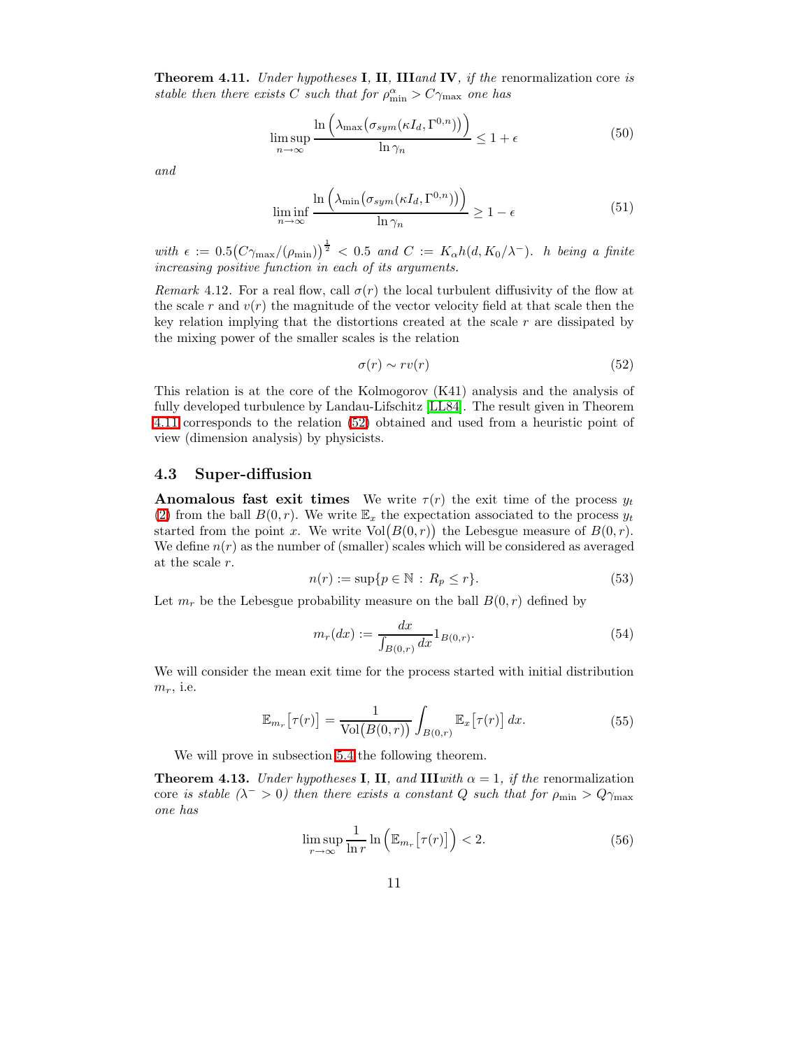**Theorem 4.11.** *Under hypotheses* **I**, **II**, **III***and* **IV**, *if the* renormalization core *is stable then there exists $C$ such that for $\rho_{\min}^{\alpha} > C\gamma_{\max}$ one has*

$$\limsup_{n\to\infty} \frac{\ln\Big(\lambda_{\max}\big(\sigma_{sym}(\kappa I_d, \Gamma^{0,n})\big)\Big)}{\ln \gamma_n} \leq 1+\epsilon \tag{50}$$

*and*

$$\liminf_{n\to\infty} \frac{\ln\Big(\lambda_{\min}\big(\sigma_{sym}(\kappa I_d, \Gamma^{0,n})\big)\Big)}{\ln \gamma_n} \geq 1-\epsilon \tag{51}$$

*with $\epsilon := 0.5\big(C\gamma_{\max}/(\rho_{\min})\big)^{\frac{1}{2}} < 0.5$ and $C := K_\alpha h(d, K_0/\lambda^-)$. $h$ being a finite increasing positive function in each of its arguments.*

*Remark* 4.12. For a real flow, call $\sigma(r)$ the local turbulent diffusivity of the flow at the scale $r$ and $v(r)$ the magnitude of the vector velocity field at that scale then the key relation implying that the distortions created at the scale $r$ are dissipated by the mixing power of the smaller scales is the relation

$$\sigma(r) \sim r v(r) \tag{52}$$

This relation is at the core of the Kolmogorov (K41) analysis and the analysis of fully developed turbulence by Landau-Lifschitz [LL84]. The result given in Theorem 4.11 corresponds to the relation (52) obtained and used from a heuristic point of view (dimension analysis) by physicists.

### 4.3 Super-diffusion

**Anomalous fast exit times** We write $\tau(r)$ the exit time of the process $y_t$ (2) from the ball $B(0,r)$. We write $\mathbb{E}_x$ the expectation associated to the process $y_t$ started from the point $x$. We write $\operatorname{Vol}\big(B(0,r)\big)$ the Lebesgue measure of $B(0,r)$. We define $n(r)$ as the number of (smaller) scales which will be considered as averaged at the scale $r$.

$$n(r) := \sup\{p \in \mathbb{N} \,:\, R_p \leq r\}. \tag{53}$$

Let $m_r$ be the Lebesgue probability measure on the ball $B(0,r)$ defined by

$$m_r(dx) := \frac{dx}{\int_{B(0,r)} dx} 1_{B(0,r)}. \tag{54}$$

We will consider the mean exit time for the process started with initial distribution $m_r$, i.e.

$$\mathbb{E}_{m_r}\big[\tau(r)\big] = \frac{1}{\operatorname{Vol}\big(B(0,r)\big)} \int_{B(0,r)} \mathbb{E}_x\big[\tau(r)\big]\, dx. \tag{55}$$

We will prove in subsection 5.4 the following theorem.

**Theorem 4.13.** *Under hypotheses* **I**, **II**, *and* **III***with $\alpha = 1$, if the* renormalization core *is stable ($\lambda^- > 0$) then there exists a constant $Q$ such that for $\rho_{\min} > Q\gamma_{\max}$ one has*

$$\limsup_{r\to\infty} \frac{1}{\ln r} \ln\Big(\mathbb{E}_{m_r}\big[\tau(r)\big]\Big) < 2. \tag{56}$$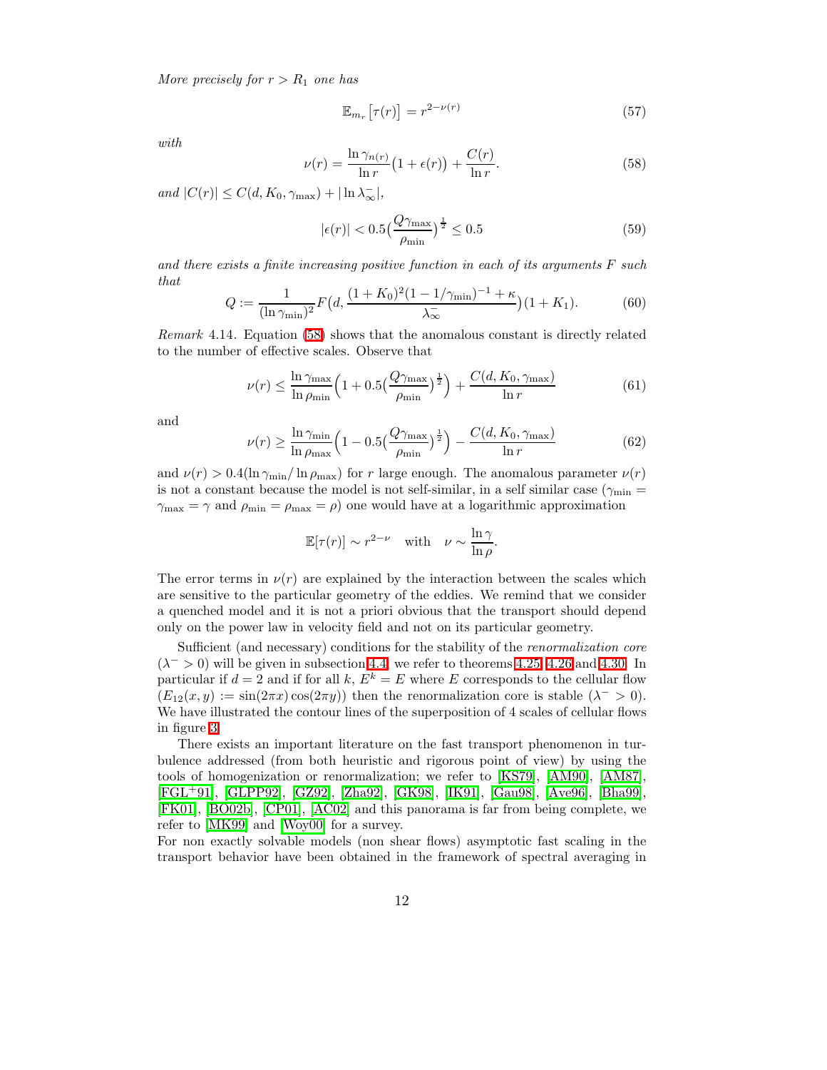*More precisely for $r > R_1$ one has*

$$\mathbb{E}_{m_r}\big[\tau(r)\big] = r^{2-\nu(r)} \tag{57}$$

*with*

$$\nu(r) = \frac{\ln \gamma_{n(r)}}{\ln r}\big(1+\epsilon(r)\big) + \frac{C(r)}{\ln r}. \tag{58}$$

*and* $|C(r)| \leq C(d, K_0, \gamma_{\max}) + |\ln \lambda_\infty^-|$,

$$|\epsilon(r)| < 0.5\big(\frac{Q\gamma_{\max}}{\rho_{\min}}\big)^{\frac{1}{2}} \leq 0.5 \tag{59}$$

*and there exists a finite increasing positive function in each of its arguments $F$ such that*

$$Q := \frac{1}{(\ln \gamma_{\min})^2} F\big(d, \frac{(1+K_0)^2(1-1/\gamma_{\min})^{-1} + \kappa}{\lambda_\infty^-}\big)(1+K_1). \tag{60}$$

*Remark* 4.14. Equation (58) shows that the anomalous constant is directly related to the number of effective scales. Observe that

$$\nu(r) \leq \frac{\ln \gamma_{\max}}{\ln \rho_{\min}}\Big(1 + 0.5\big(\frac{Q\gamma_{\max}}{\rho_{\min}}\big)^{\frac{1}{2}}\Big) + \frac{C(d, K_0, \gamma_{\max})}{\ln r} \tag{61}$$

and

$$\nu(r) \geq \frac{\ln \gamma_{\min}}{\ln \rho_{\max}}\Big(1 - 0.5\big(\frac{Q\gamma_{\max}}{\rho_{\min}}\big)^{\frac{1}{2}}\Big) - \frac{C(d, K_0, \gamma_{\max})}{\ln r} \tag{62}$$

and $\nu(r) > 0.4(\ln \gamma_{\min}/\ln \rho_{\max})$ for $r$ large enough. The anomalous parameter $\nu(r)$ is not a constant because the model is not self-similar, in a self similar case ($\gamma_{\min} = \gamma_{\max} = \gamma$ and $\rho_{\min} = \rho_{\max} = \rho$) one would have at a logarithmic approximation

$$\mathbb{E}[\tau(r)] \sim r^{2-\nu} \quad \text{with} \quad \nu \sim \frac{\ln \gamma}{\ln \rho}.$$

The error terms in $\nu(r)$ are explained by the interaction between the scales which are sensitive to the particular geometry of the eddies. We remind that we consider a quenched model and it is not a priori obvious that the transport should depend only on the power law in velocity field and not on its particular geometry.

Sufficient (and necessary) conditions for the stability of the *renormalization core* ($\lambda^- > 0$) will be given in subsection 4.4, we refer to theorems 4.25, 4.26 and 4.30. In particular if $d = 2$ and if for all $k$, $E^k = E$ where $E$ corresponds to the cellular flow ($E_{12}(x,y) := \sin(2\pi x)\cos(2\pi y)$) then the renormalization core is stable ($\lambda^- > 0$). We have illustrated the contour lines of the superposition of 4 scales of cellular flows in figure 3.

There exists an important literature on the fast transport phenomenon in turbulence addressed (from both heuristic and rigorous point of view) by using the tools of homogenization or renormalization; we refer to [KS79], [AM90], [AM87], [FGL+91], [GLPP92], [GZ92], [Zha92], [GK98], [IK91], [Gau98], [Ave96], [Bha99], [FK01], [BO02b], [CP01], [AC02] and this panorama is far from being complete, we refer to [MK99] and [Woy00] for a survey.
For non exactly solvable models (non shear flows) asymptotic fast scaling in the transport behavior have been obtained in the framework of spectral averaging in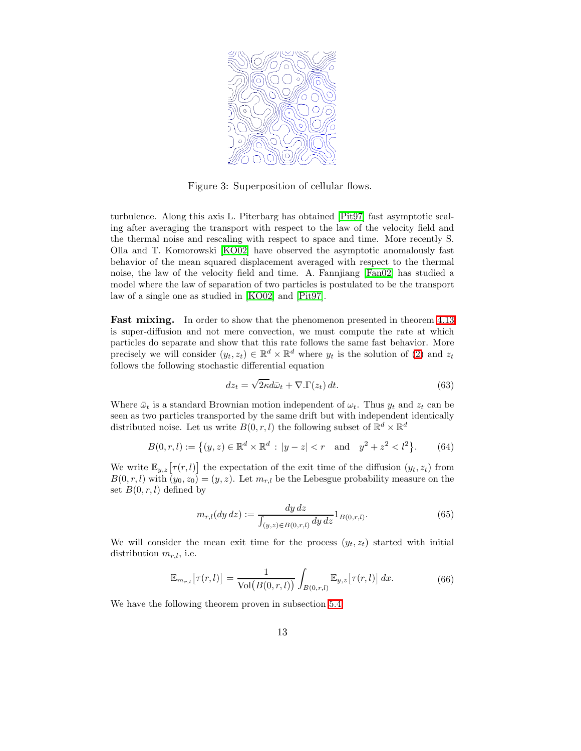Figure 3: Superposition of cellular flows.

turbulence. Along this axis L. Piterbarg has obtained [Pit97] fast asymptotic scaling after averaging the transport with respect to the law of the velocity field and the thermal noise and rescaling with respect to space and time. More recently S. Olla and T. Komorowski [KO02] have observed the asymptotic anomalously fast behavior of the mean squared displacement averaged with respect to the thermal noise, the law of the velocity field and time. A. Fannjiang [Fan02] has studied a model where the law of separation of two particles is postulated to be the transport law of a single one as studied in [KO02] and [Pit97].

**Fast mixing.** In order to show that the phenomenon presented in theorem 4.13 is super-diffusion and not mere convection, we must compute the rate at which particles do separate and show that this rate follows the same fast behavior. More precisely we will consider $(y_t, z_t) \in \mathbb{R}^d \times \mathbb{R}^d$ where $y_t$ is the solution of (2) and $z_t$ follows the following stochastic differential equation

$$dz_t = \sqrt{2\kappa} d\bar{\omega}_t + \nabla.\Gamma(z_t)\, dt. \tag{63}$$

Where $\bar{\omega}_t$ is a standard Brownian motion independent of $\omega_t$. Thus $y_t$ and $z_t$ can be seen as two particles transported by the same drift but with independent identically distributed noise. Let us write $B(0, r, l)$ the following subset of $\mathbb{R}^d \times \mathbb{R}^d$

$$B(0, r, l) := \big\{(y, z) \in \mathbb{R}^d \times \mathbb{R}^d : |y - z| < r \quad \text{and} \quad y^2 + z^2 < l^2\big\}. \tag{64}$$

We write $\mathbb{E}_{y,z}\big[\tau(r, l)\big]$ the expectation of the exit time of the diffusion $(y_t, z_t)$ from $B(0, r, l)$ with $(y_0, z_0) = (y, z)$. Let $m_{r,l}$ be the Lebesgue probability measure on the set $B(0, r, l)$ defined by

$$m_{r,l}(dy\, dz) := \frac{dy\, dz}{\int_{(y,z)\in B(0,r,l)} dy\, dz} 1_{B(0,r,l)}. \tag{65}$$

We will consider the mean exit time for the process $(y_t, z_t)$ started with initial distribution $m_{r,l}$, i.e.

$$\mathbb{E}_{m_{r,l}}\big[\tau(r, l)\big] = \frac{1}{\text{Vol}\big(B(0, r, l)\big)} \int_{B(0,r,l)} \mathbb{E}_{y,z}\big[\tau(r, l)\big]\, dx. \tag{66}$$

We have the following theorem proven in subsection 5.4.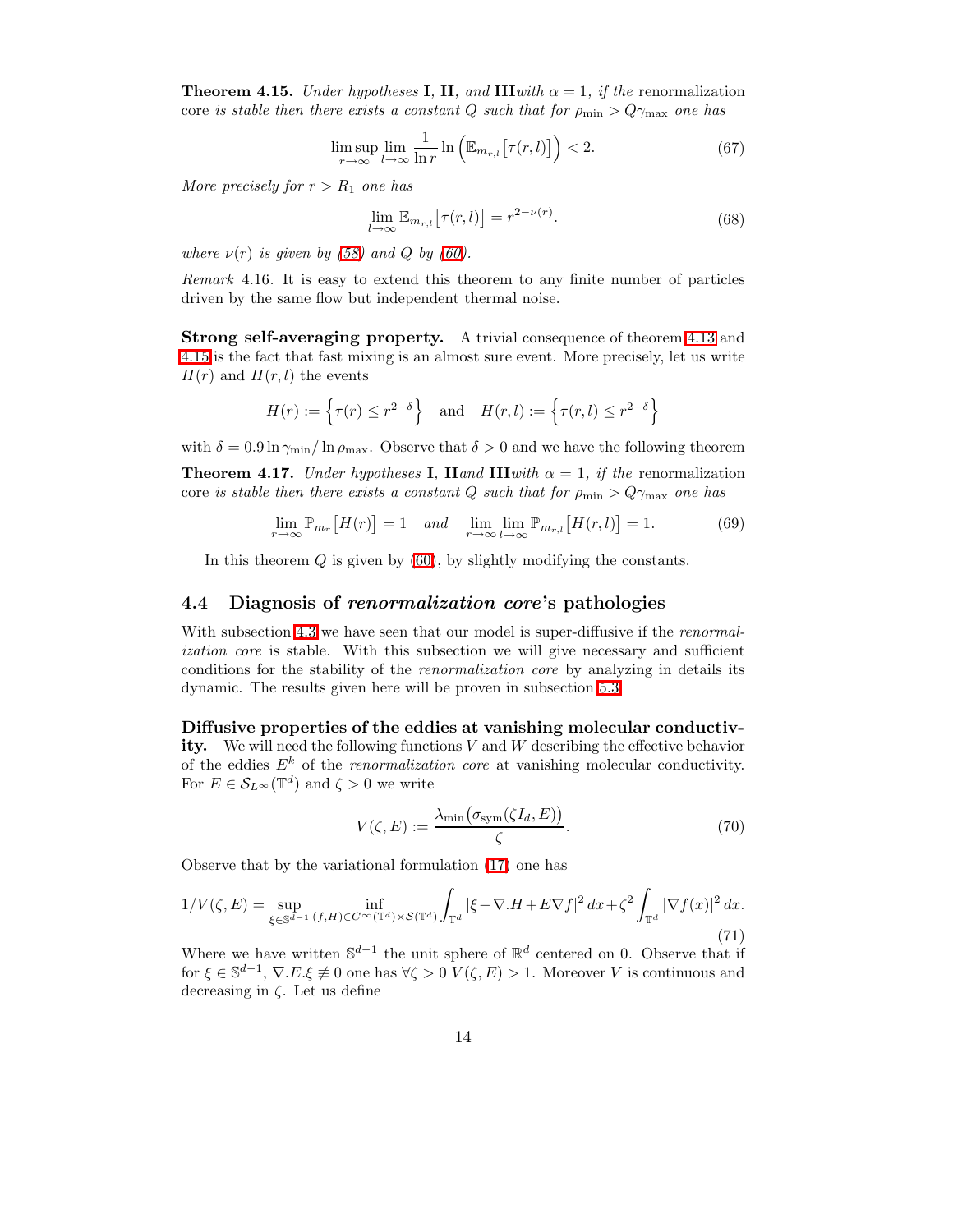**Theorem 4.15.** *Under hypotheses* **I**, **II**, *and* **III***with* $\alpha = 1$, *if the* renormalization core *is stable then there exists a constant* $Q$ *such that for* $\rho_{\min} > Q\gamma_{\max}$ *one has*

$$\limsup_{r\to\infty} \lim_{l\to\infty} \frac{1}{\ln r} \ln\Big(\mathbb{E}_{m_{r,l}}\big[\tau(r,l)\big]\Big) < 2. \tag{67}$$

*More precisely for* $r > R_1$ *one has*

$$\lim_{l\to\infty} \mathbb{E}_{m_{r,l}}\big[\tau(r,l)\big] = r^{2-\nu(r)}. \tag{68}$$

*where* $\nu(r)$ *is given by (58) and* $Q$ *by (60).*

*Remark* 4.16. It is easy to extend this theorem to any finite number of particles driven by the same flow but independent thermal noise.

**Strong self-averaging property.** A trivial consequence of theorem 4.13 and 4.15 is the fact that fast mixing is an almost sure event. More precisely, let us write $H(r)$ and $H(r,l)$ the events

$$H(r) := \Big\{\tau(r) \leq r^{2-\delta}\Big\} \quad \text{and} \quad H(r,l) := \Big\{\tau(r,l) \leq r^{2-\delta}\Big\}$$

with $\delta = 0.9 \ln \gamma_{\min} / \ln \rho_{\max}$. Observe that $\delta > 0$ and we have the following theorem

**Theorem 4.17.** *Under hypotheses* **I**, **II***and* **III***with* $\alpha = 1$, *if the* renormalization core *is stable then there exists a constant* $Q$ *such that for* $\rho_{\min} > Q\gamma_{\max}$ *one has*

$$\lim_{r\to\infty} \mathbb{P}_{m_r}\big[H(r)\big] = 1 \quad \text{and} \quad \lim_{r\to\infty} \lim_{l\to\infty} \mathbb{P}_{m_{r,l}}\big[H(r,l)\big] = 1. \tag{69}$$

In this theorem $Q$ is given by (60), by slightly modifying the constants.

## 4.4 Diagnosis of *renormalization core*'s pathologies

With subsection 4.3 we have seen that our model is super-diffusive if the *renormalization core* is stable. With this subsection we will give necessary and sufficient conditions for the stability of the *renormalization core* by analyzing in details its dynamic. The results given here will be proven in subsection 5.3.

**Diffusive properties of the eddies at vanishing molecular conductivity.** We will need the following functions $V$ and $W$ describing the effective behavior of the eddies $E^k$ of the *renormalization core* at vanishing molecular conductivity. For $E \in \mathcal{S}_{L^\infty}(\mathbb{T}^d)$ and $\zeta > 0$ we write

$$V(\zeta, E) := \frac{\lambda_{\min}\big(\sigma_{\text{sym}}(\zeta I_d, E)\big)}{\zeta}. \tag{70}$$

Observe that by the variational formulation (17) one has

$$1/V(\zeta,E) = \sup_{\xi\in\mathbb{S}^{d-1}} \inf_{(f,H)\in C^\infty(\mathbb{T}^d)\times\mathcal{S}(\mathbb{T}^d)} \int_{\mathbb{T}^d} |\xi - \nabla.H + E\nabla f|^2\,dx + \zeta^2 \int_{\mathbb{T}^d} |\nabla f(x)|^2\,dx. \tag{71}$$

Where we have written $\mathbb{S}^{d-1}$ the unit sphere of $\mathbb{R}^d$ centered on 0. Observe that if for $\xi \in \mathbb{S}^{d-1}$, $\nabla.E.\xi \not\equiv 0$ one has $\forall \zeta > 0$ $V(\zeta, E) > 1$. Moreover $V$ is continuous and decreasing in $\zeta$. Let us define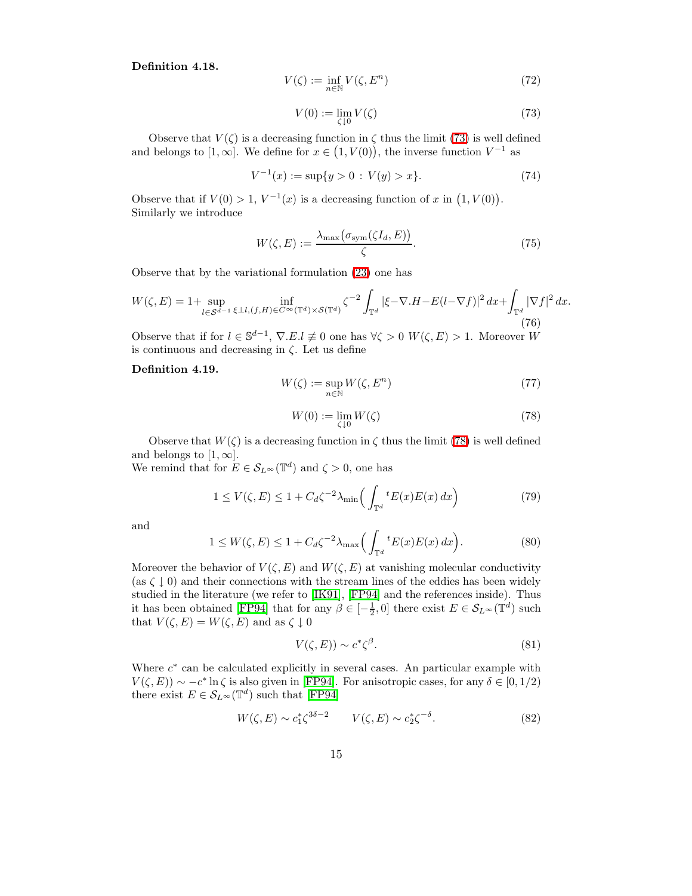**Definition 4.18.**

$$V(\zeta) := \inf_{n\in\mathbb{N}} V(\zeta, E^n) \tag{72}$$

$$V(0) := \lim_{\zeta\downarrow 0} V(\zeta) \tag{73}$$

Observe that $V(\zeta)$ is a decreasing function in $\zeta$ thus the limit (73) is well defined and belongs to $[1,\infty]$. We define for $x \in \big(1, V(0)\big)$, the inverse function $V^{-1}$ as

$$V^{-1}(x) := \sup\{y > 0 \,:\, V(y) > x\}. \tag{74}$$

Observe that if $V(0) > 1$, $V^{-1}(x)$ is a decreasing function of $x$ in $\big(1, V(0)\big)$. Similarly we introduce

$$W(\zeta, E) := \frac{\lambda_{\max}\big(\sigma_{\text{sym}}(\zeta I_d, E)\big)}{\zeta}. \tag{75}$$

Observe that by the variational formulation (23) one has

$$W(\zeta,E) = 1 + \sup_{l\in\mathcal{S}^{d-1}} \inf_{\xi\perp l,(f,H)\in C^\infty(\mathbb{T}^d)\times\mathcal{S}(\mathbb{T}^d)} \zeta^{-2}\int_{\mathbb{T}^d} |\xi - \nabla.H - E(l-\nabla f)|^2\,dx + \int_{\mathbb{T}^d} |\nabla f|^2\,dx. \tag{76}$$

Observe that if for $l \in \mathbb{S}^{d-1}$, $\nabla.E.l \not\equiv 0$ one has $\forall \zeta > 0$ $W(\zeta,E) > 1$. Moreover $W$ is continuous and decreasing in $\zeta$. Let us define

**Definition 4.19.**

$$W(\zeta) := \sup_{n\in\mathbb{N}} W(\zeta, E^n) \tag{77}$$

$$W(0) := \lim_{\zeta\downarrow 0} W(\zeta) \tag{78}$$

Observe that $W(\zeta)$ is a decreasing function in $\zeta$ thus the limit (78) is well defined and belongs to $[1,\infty]$.
We remind that for $E \in \mathcal{S}_{L^\infty}(\mathbb{T}^d)$ and $\zeta > 0$, one has

$$1 \leq V(\zeta, E) \leq 1 + C_d\zeta^{-2}\lambda_{\min}\Big(\int_{\mathbb{T}^d} {}^tE(x)E(x)\,dx\Big) \tag{79}$$

and

$$1 \leq W(\zeta, E) \leq 1 + C_d\zeta^{-2}\lambda_{\max}\Big(\int_{\mathbb{T}^d} {}^tE(x)E(x)\,dx\Big). \tag{80}$$

Moreover the behavior of $V(\zeta,E)$ and $W(\zeta,E)$ at vanishing molecular conductivity (as $\zeta \downarrow 0$) and their connections with the stream lines of the eddies has been widely studied in the literature (we refer to [IK91], [FP94] and the references inside). Thus it has been obtained [FP94] that for any $\beta \in [-\frac{1}{2}, 0]$ there exist $E \in \mathcal{S}_{L^\infty}(\mathbb{T}^d)$ such that $V(\zeta,E) = W(\zeta,E)$ and as $\zeta \downarrow 0$

$$V(\zeta, E)) \sim c^*\zeta^\beta. \tag{81}$$

Where $c^*$ can be calculated explicitly in several cases. An particular example with $V(\zeta,E)) \sim -c^*\ln\zeta$ is also given in [FP94]. For anisotropic cases, for any $\delta \in [0, 1/2)$ there exist $E \in \mathcal{S}_{L^\infty}(\mathbb{T}^d)$ such that [FP94]

$$W(\zeta, E) \sim c_1^*\zeta^{3\delta-2} \qquad V(\zeta,E) \sim c_2^*\zeta^{-\delta}. \tag{82}$$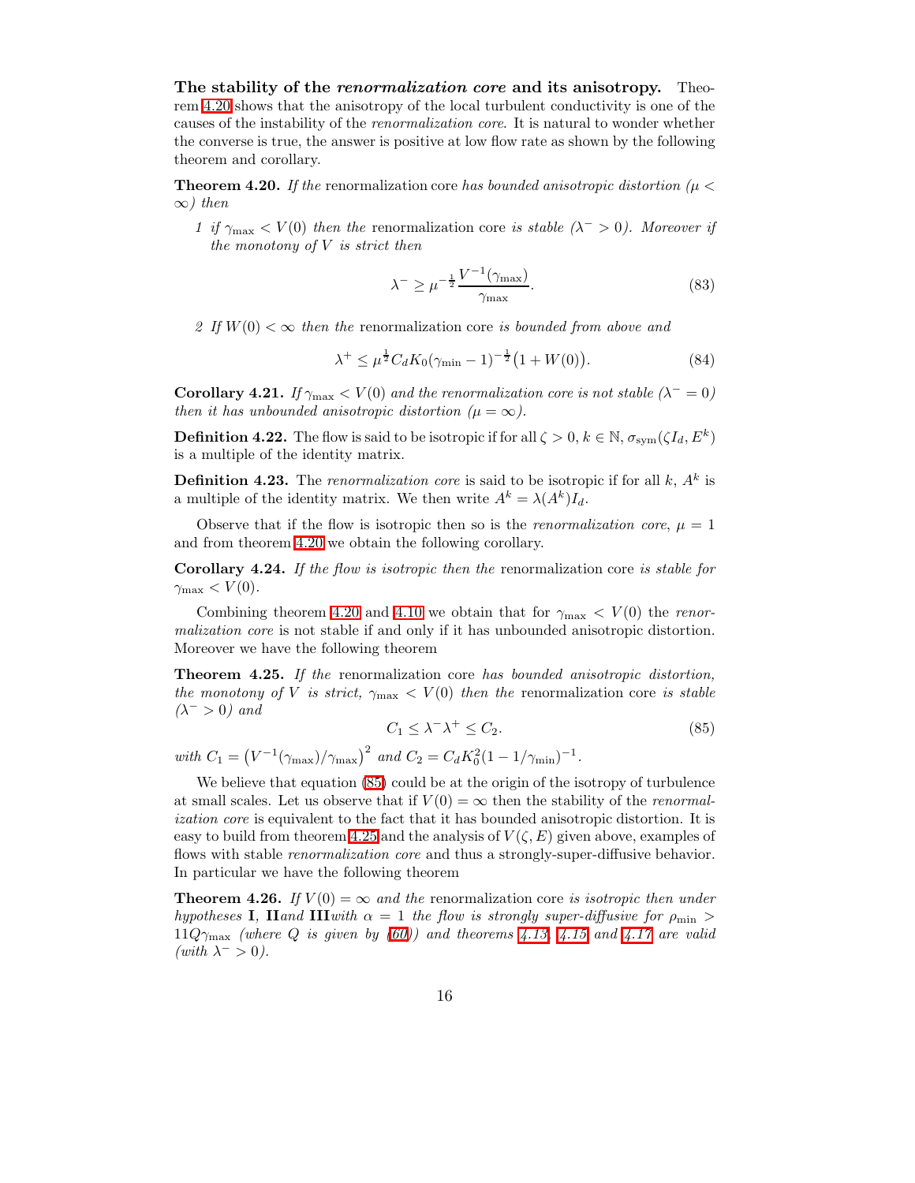**The stability of the *renormalization core* and its anisotropy.** Theorem 4.20 shows that the anisotropy of the local turbulent conductivity is one of the causes of the instability of the *renormalization core*. It is natural to wonder whether the converse is true, the answer is positive at low flow rate as shown by the following theorem and corollary.

**Theorem 4.20.** *If the* renormalization core *has bounded anisotropic distortion ($\mu < \infty$) then*

1 *if $\gamma_{\max} < V(0)$ then the* renormalization core *is stable ($\lambda^- > 0$). Moreover if the monotony of $V$ is strict then*

$$\lambda^- \geq \mu^{-\frac{1}{2}} \frac{V^{-1}(\gamma_{\max})}{\gamma_{\max}}. \tag{83}$$

2 *If $W(0) < \infty$ then the* renormalization core *is bounded from above and*

$$\lambda^+ \leq \mu^{\frac{1}{2}} C_d K_0 (\gamma_{\min} - 1)^{-\frac{1}{2}} \big(1 + W(0)\big). \tag{84}$$

**Corollary 4.21.** *If $\gamma_{\max} < V(0)$ and the renormalization core is not stable ($\lambda^- = 0$) then it has unbounded anisotropic distortion ($\mu = \infty$).*

**Definition 4.22.** The flow is said to be isotropic if for all $\zeta > 0$, $k \in \mathbb{N}$, $\sigma_{\text{sym}}(\zeta I_d, E^k)$ is a multiple of the identity matrix.

**Definition 4.23.** The *renormalization core* is said to be isotropic if for all $k$, $A^k$ is a multiple of the identity matrix. We then write $A^k = \lambda(A^k) I_d$.

Observe that if the flow is isotropic then so is the *renormalization core*, $\mu = 1$ and from theorem 4.20 we obtain the following corollary.

**Corollary 4.24.** *If the flow is isotropic then the* renormalization core *is stable for $\gamma_{\max} < V(0)$.*

Combining theorem 4.20 and 4.10 we obtain that for $\gamma_{\max} < V(0)$ the *renormalization core* is not stable if and only if it has unbounded anisotropic distortion. Moreover we have the following theorem

**Theorem 4.25.** *If the* renormalization core *has bounded anisotropic distortion, the monotony of $V$ is strict, $\gamma_{\max} < V(0)$ then the* renormalization core *is stable ($\lambda^- > 0$) and*

$$C_1 \leq \lambda^- \lambda^+ \leq C_2. \tag{85}$$

*with $C_1 = \big(V^{-1}(\gamma_{\max})/\gamma_{\max}\big)^2$ and $C_2 = C_d K_0^2 (1 - 1/\gamma_{\min})^{-1}$.*

We believe that equation (85) could be at the origin of the isotropy of turbulence at small scales. Let us observe that if $V(0) = \infty$ then the stability of the *renormalization core* is equivalent to the fact that it has bounded anisotropic distortion. It is easy to build from theorem 4.25 and the analysis of $V(\zeta, E)$ given above, examples of flows with stable *renormalization core* and thus a strongly-super-diffusive behavior. In particular we have the following theorem

**Theorem 4.26.** *If $V(0) = \infty$ and the* renormalization core *is isotropic then under hypotheses* **I**, **II** *and* **III** *with $\alpha = 1$ the flow is strongly super-diffusive for $\rho_{\min} > 11 Q \gamma_{\max}$ (where $Q$ is given by (60)) and theorems 4.13, 4.15 and 4.17 are valid (with $\lambda^- > 0$).*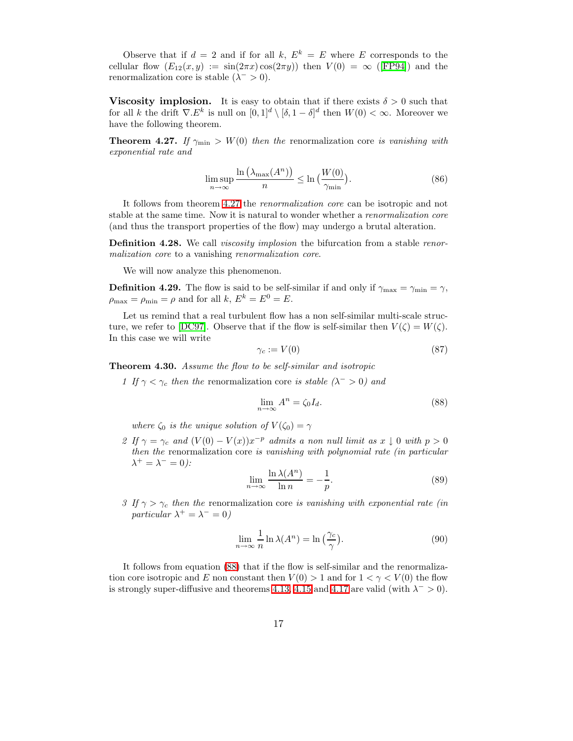Observe that if $d = 2$ and if for all $k$, $E^k = E$ where $E$ corresponds to the cellular flow $(E_{12}(x,y) := \sin(2\pi x)\cos(2\pi y))$ then $V(0) = \infty$ ([FP94]) and the renormalization core is stable ($\lambda^- > 0$).

**Viscosity implosion.** It is easy to obtain that if there exists $\delta > 0$ such that for all $k$ the drift $\nabla.E^k$ is null on $[0,1]^d \setminus [\delta, 1-\delta]^d$ then $W(0) < \infty$. Moreover we have the following theorem.

**Theorem 4.27.** *If $\gamma_{\min} > W(0)$ then the* renormalization core *is vanishing with exponential rate and*

$$\limsup_{n\to\infty} \frac{\ln\big(\lambda_{\max}(A^n)\big)}{n} \leq \ln\big(\frac{W(0)}{\gamma_{\min}}\big). \tag{86}$$

It follows from theorem 4.27 the *renormalization core* can be isotropic and not stable at the same time. Now it is natural to wonder whether a *renormalization core* (and thus the transport properties of the flow) may undergo a brutal alteration.

**Definition 4.28.** We call *viscosity implosion* the bifurcation from a stable *renormalization core* to a vanishing *renormalization core*.

We will now analyze this phenomenon.

**Definition 4.29.** The flow is said to be self-similar if and only if $\gamma_{\max} = \gamma_{\min} = \gamma$, $\rho_{\max} = \rho_{\min} = \rho$ and for all $k$, $E^k = E^0 = E$.

Let us remind that a real turbulent flow has a non self-similar multi-scale structure, we refer to [DC97]. Observe that if the flow is self-similar then $V(\zeta) = W(\zeta)$. In this case we will write

$$\gamma_c := V(0) \tag{87}$$

**Theorem 4.30.** *Assume the flow to be self-similar and isotropic*

1. *If $\gamma < \gamma_c$ then the* renormalization core *is stable ($\lambda^- > 0$) and*

$$\lim_{n\to\infty} A^n = \zeta_0 I_d. \tag{88}$$

*where $\zeta_0$ is the unique solution of $V(\zeta_0) = \gamma$*

2. *If $\gamma = \gamma_c$ and $(V(0) - V(x))x^{-p}$ admits a non null limit as $x \downarrow 0$ with $p > 0$ then the* renormalization core *is vanishing with polynomial rate (in particular $\lambda^+ = \lambda^- = 0$):*

$$\lim_{n\to\infty} \frac{\ln \lambda(A^n)}{\ln n} = -\frac{1}{p}. \tag{89}$$

3. *If $\gamma > \gamma_c$ then the* renormalization core *is vanishing with exponential rate (in particular $\lambda^+ = \lambda^- = 0$)*

$$\lim_{n\to\infty} \frac{1}{n} \ln \lambda(A^n) = \ln\big(\frac{\gamma_c}{\gamma}\big). \tag{90}$$

It follows from equation (88) that if the flow is self-similar and the renormalization core isotropic and $E$ non constant then $V(0) > 1$ and for $1 < \gamma < V(0)$ the flow is strongly super-diffusive and theorems 4.13, 4.15 and 4.17 are valid (with $\lambda^- > 0$).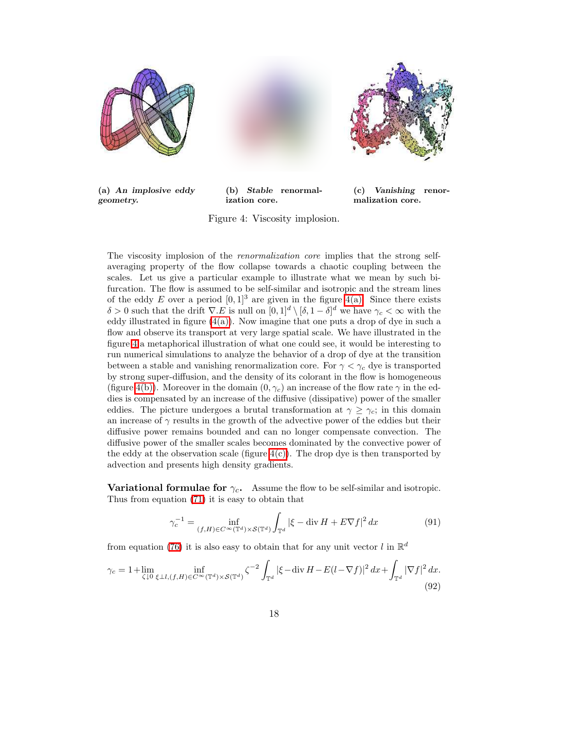**(a)** ***An implosive eddy geometry.***

**(b)** ***Stable*** **renormalization core.**

**(c)** ***Vanishing*** **renormalization core.**

Figure 4: Viscosity implosion.

The viscosity implosion of the *renormalization core* implies that the strong self-averaging property of the flow collapse towards a chaotic coupling between the scales. Let us give a particular example to illustrate what we mean by such bifurcation. The flow is assumed to be self-similar and isotropic and the stream lines of the eddy $E$ over a period $[0,1]^3$ are given in the figure 4(a). Since there exists $\delta > 0$ such that the drift $\nabla.E$ is null on $[0,1]^d \setminus [\delta, 1-\delta]^d$ we have $\gamma_c < \infty$ with the eddy illustrated in figure (4(a)). Now imagine that one puts a drop of dye in such a flow and observe its transport at very large spatial scale. We have illustrated in the figure 4 a metaphorical illustration of what one could see, it would be interesting to run numerical simulations to analyze the behavior of a drop of dye at the transition between a stable and vanishing renormalization core. For $\gamma < \gamma_c$ dye is transported by strong super-diffusion, and the density of its colorant in the flow is homogeneous (figure 4(b)). Moreover in the domain $(0, \gamma_c)$ an increase of the flow rate $\gamma$ in the eddies is compensated by an increase of the diffusive (dissipative) power of the smaller eddies. The picture undergoes a brutal transformation at $\gamma \geq \gamma_c$; in this domain an increase of $\gamma$ results in the growth of the advective power of the eddies but their diffusive power remains bounded and can no longer compensate convection. The diffusive power of the smaller scales becomes dominated by the convective power of the eddy at the observation scale (figure 4(c)). The drop dye is then transported by advection and presents high density gradients.

**Variational formulae for $\gamma_c$.** Assume the flow to be self-similar and isotropic. Thus from equation (71) it is easy to obtain that

$$\gamma_c^{-1} = \inf_{(f,H)\in C^\infty(\mathbb{T}^d)\times \mathcal{S}(\mathbb{T}^d)} \int_{\mathbb{T}^d} |\xi - \operatorname{div} H + E\nabla f|^2 \, dx \tag{91}$$

from equation (76) it is also easy to obtain that for any unit vector $l$ in $\mathbb{R}^d$

$$\gamma_c = 1 + \lim_{\zeta \downarrow 0} \inf_{\xi \perp l, (f,H)\in C^\infty(\mathbb{T}^d)\times \mathcal{S}(\mathbb{T}^d)} \zeta^{-2} \int_{\mathbb{T}^d} |\xi - \operatorname{div} H - E(l - \nabla f)|^2 \, dx + \int_{\mathbb{T}^d} |\nabla f|^2 \, dx. \tag{92}$$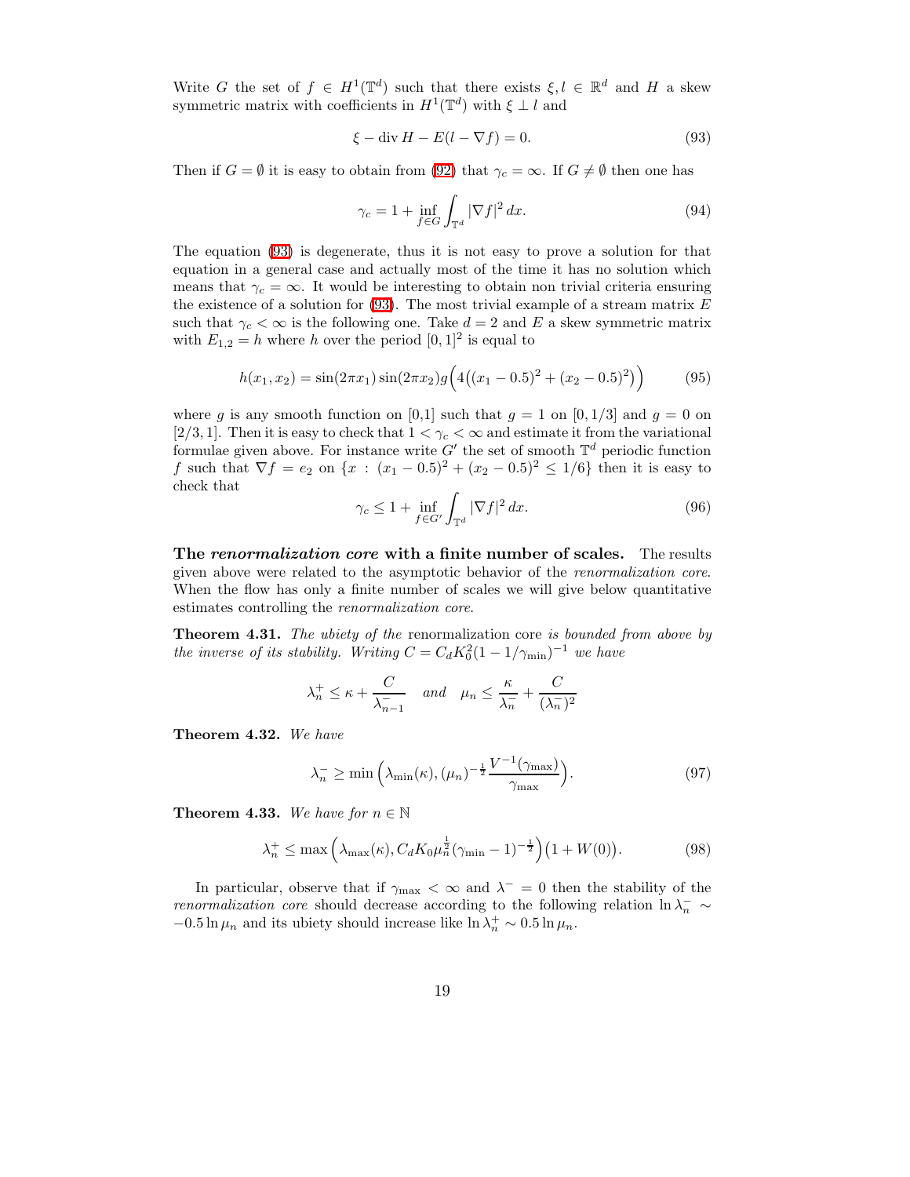Write $G$ the set of $f \in H^1(\mathbb{T}^d)$ such that there exists $\xi, l \in \mathbb{R}^d$ and $H$ a skew symmetric matrix with coefficients in $H^1(\mathbb{T}^d)$ with $\xi \perp l$ and

$$\xi - \operatorname{div} H - E(l - \nabla f) = 0. \tag{93}$$

Then if $G = \emptyset$ it is easy to obtain from (92) that $\gamma_c = \infty$. If $G \neq \emptyset$ then one has

$$\gamma_c = 1 + \inf_{f \in G} \int_{\mathbb{T}^d} |\nabla f|^2 \, dx. \tag{94}$$

The equation (93) is degenerate, thus it is not easy to prove a solution for that equation in a general case and actually most of the time it has no solution which means that $\gamma_c = \infty$. It would be interesting to obtain non trivial criteria ensuring the existence of a solution for (93). The most trivial example of a stream matrix $E$ such that $\gamma_c < \infty$ is the following one. Take $d = 2$ and $E$ a skew symmetric matrix with $E_{1,2} = h$ where $h$ over the period $[0,1]^2$ is equal to

$$h(x_1, x_2) = \sin(2\pi x_1)\sin(2\pi x_2) g\Big(4\big((x_1 - 0.5)^2 + (x_2 - 0.5)^2\big)\Big) \tag{95}$$

where $g$ is any smooth function on [0,1] such that $g = 1$ on $[0, 1/3]$ and $g = 0$ on $[2/3, 1]$. Then it is easy to check that $1 < \gamma_c < \infty$ and estimate it from the variational formulae given above. For instance write $G'$ the set of smooth $\mathbb{T}^d$ periodic function $f$ such that $\nabla f = e_2$ on $\{x : (x_1 - 0.5)^2 + (x_2 - 0.5)^2 \leq 1/6\}$ then it is easy to check that

$$\gamma_c \leq 1 + \inf_{f \in G'} \int_{\mathbb{T}^d} |\nabla f|^2 \, dx. \tag{96}$$

**The *renormalization core* with a finite number of scales.** The results given above were related to the asymptotic behavior of the *renormalization core*. When the flow has only a finite number of scales we will give below quantitative estimates controlling the *renormalization core*.

**Theorem 4.31.** *The ubiety of the* renormalization core *is bounded from above by the inverse of its stability. Writing $C = C_d K_0^2 (1 - 1/\gamma_{\min})^{-1}$ we have*

$$\lambda_n^+ \leq \kappa + \frac{C}{\lambda_{n-1}^-} \quad \text{and} \quad \mu_n \leq \frac{\kappa}{\lambda_n^-} + \frac{C}{(\lambda_n^-)^2}$$

**Theorem 4.32.** *We have*

$$\lambda_n^- \geq \min\Big(\lambda_{\min}(\kappa), (\mu_n)^{-\frac{1}{2}} \frac{V^{-1}(\gamma_{\max})}{\gamma_{\max}}\Big). \tag{97}$$

**Theorem 4.33.** *We have for $n \in \mathbb{N}$*

$$\lambda_n^+ \leq \max\Big(\lambda_{\max}(\kappa), C_d K_0 \mu_n^{\frac{1}{2}} (\gamma_{\min} - 1)^{-\frac{1}{2}}\Big)\big(1 + W(0)\big). \tag{98}$$

In particular, observe that if $\gamma_{\max} < \infty$ and $\lambda^- = 0$ then the stability of the *renormalization core* should decrease according to the following relation $\ln \lambda_n^- \sim -0.5 \ln \mu_n$ and its ubiety should increase like $\ln \lambda_n^+ \sim 0.5 \ln \mu_n$.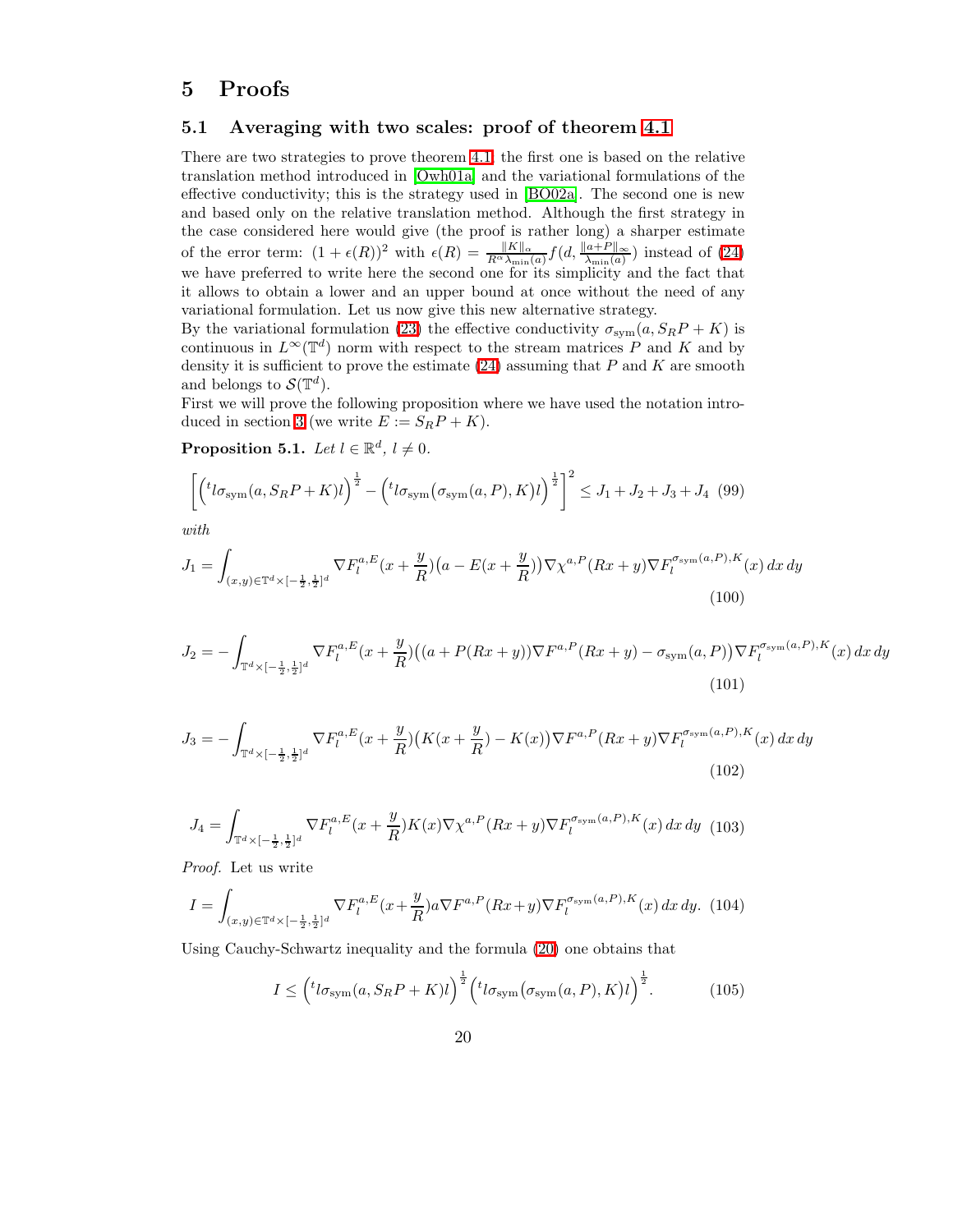# 5 Proofs

## 5.1 Averaging with two scales: proof of theorem 4.1

There are two strategies to prove theorem 4.1, the first one is based on the relative translation method introduced in [Owh01a] and the variational formulations of the effective conductivity; this is the strategy used in [BO02a]. The second one is new and based only on the relative translation method. Although the first strategy in the case considered here would give (the proof is rather long) a sharper estimate of the error term: $(1+\epsilon(R))^2$ with $\epsilon(R) = \frac{\|K\|_\alpha}{R^\alpha \lambda_{\min}(a)} f(d, \frac{\|a+P\|_\infty}{\lambda_{\min}(a)})$ instead of (24) we have preferred to write here the second one for its simplicity and the fact that it allows to obtain a lower and an upper bound at once without the need of any variational formulation. Let us now give this new alternative strategy.

By the variational formulation (23) the effective conductivity $\sigma_{\text{sym}}(a, S_R P + K)$ is continuous in $L^\infty(\mathbb{T}^d)$ norm with respect to the stream matrices $P$ and $K$ and by density it is sufficient to prove the estimate (24) assuming that $P$ and $K$ are smooth and belongs to $\mathcal{S}(\mathbb{T}^d)$.

First we will prove the following proposition where we have used the notation introduced in section 3 (we write $E := S_R P + K$).

**Proposition 5.1.** *Let $l \in \mathbb{R}^d$, $l \neq 0$.*

$$\Big[\Big({}^t l \sigma_{\text{sym}}(a, S_R P + K) l\Big)^{\frac{1}{2}} - \Big({}^t l \sigma_{\text{sym}}\big(\sigma_{\text{sym}}(a,P), K\big) l\Big)^{\frac{1}{2}}\Big]^2 \leq J_1 + J_2 + J_3 + J_4 \quad (99)$$

*with*

$$J_1 = \int_{(x,y)\in \mathbb{T}^d \times [-\frac{1}{2},\frac{1}{2}]^d} \nabla F_l^{a,E}(x+\frac{y}{R})\big(a - E(x+\frac{y}{R})\big)\nabla \chi^{a,P}(Rx+y)\nabla F_l^{\sigma_{\text{sym}}(a,P),K}(x)\,dx\,dy \quad (100)$$

$$J_2 = -\int_{\mathbb{T}^d \times [-\frac{1}{2},\frac{1}{2}]^d} \nabla F_l^{a,E}(x+\frac{y}{R})\big((a+P(Rx+y))\nabla F^{a,P}(Rx+y) - \sigma_{\text{sym}}(a,P)\big)\nabla F_l^{\sigma_{\text{sym}}(a,P),K}(x)\,dx\,dy \quad (101)$$

$$J_3 = -\int_{\mathbb{T}^d \times [-\frac{1}{2},\frac{1}{2}]^d} \nabla F_l^{a,E}(x+\frac{y}{R})\big(K(x+\frac{y}{R}) - K(x)\big)\nabla F^{a,P}(Rx+y)\nabla F_l^{\sigma_{\text{sym}}(a,P),K}(x)\,dx\,dy \quad (102)$$

$$J_4 = \int_{\mathbb{T}^d \times [-\frac{1}{2},\frac{1}{2}]^d} \nabla F_l^{a,E}(x+\frac{y}{R})K(x)\nabla \chi^{a,P}(Rx+y)\nabla F_l^{\sigma_{\text{sym}}(a,P),K}(x)\,dx\,dy \quad (103)$$

*Proof.* Let us write

$$I = \int_{(x,y)\in \mathbb{T}^d \times [-\frac{1}{2},\frac{1}{2}]^d} \nabla F_l^{a,E}(x+\frac{y}{R}) a \nabla F^{a,P}(Rx+y)\nabla F_l^{\sigma_{\text{sym}}(a,P),K}(x)\,dx\,dy. \quad (104)$$

Using Cauchy-Schwartz inequality and the formula (20) one obtains that

$$I \leq \Big({}^t l \sigma_{\text{sym}}(a, S_R P + K) l\Big)^{\frac{1}{2}} \Big({}^t l \sigma_{\text{sym}}\big(\sigma_{\text{sym}}(a,P), K\big) l\Big)^{\frac{1}{2}}. \quad (105)$$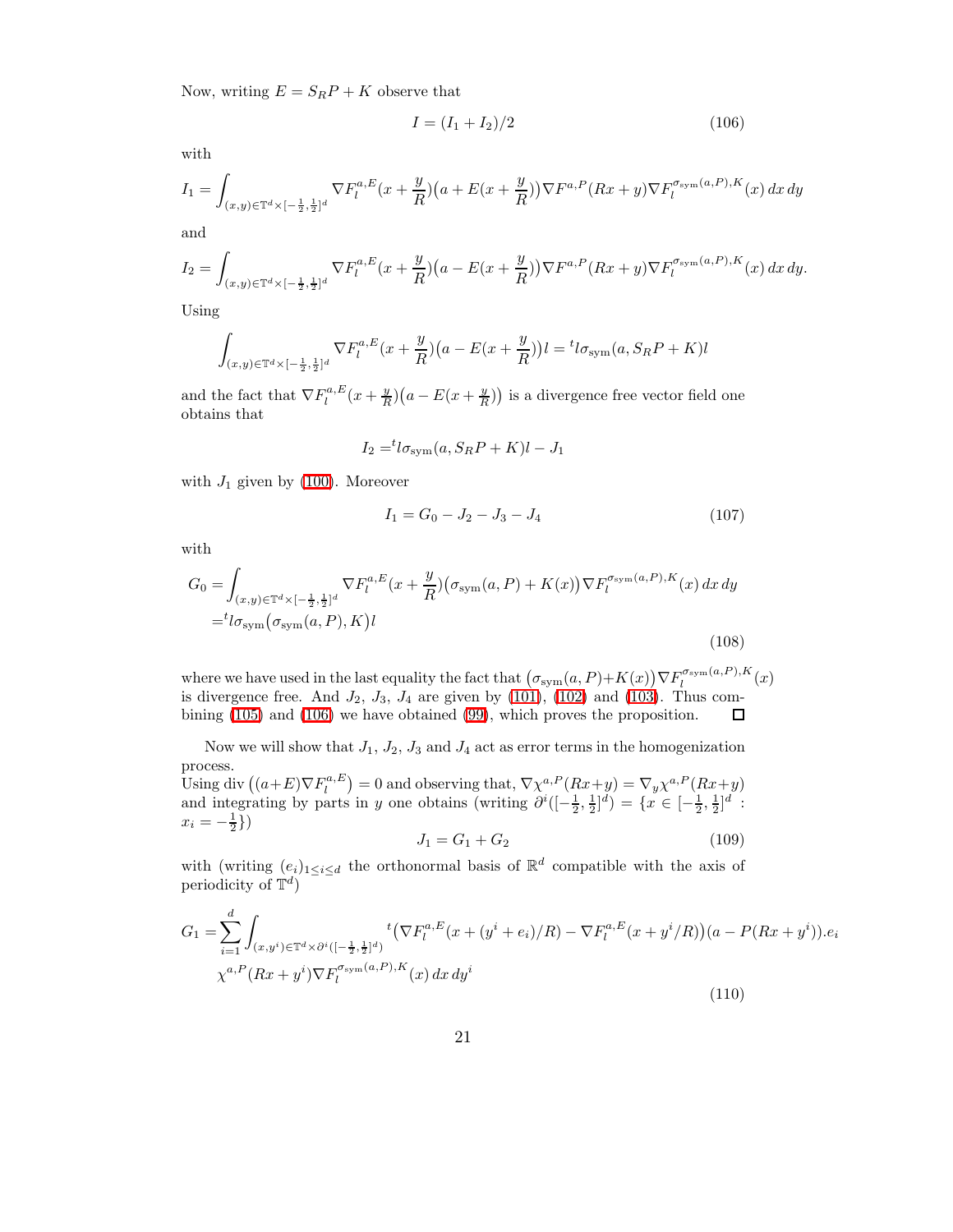Now, writing $E = S_R P + K$ observe that

$$I = (I_1 + I_2)/2 \tag{106}$$

with

$$I_1 = \int_{(x,y)\in \mathbb{T}^d\times[-\frac{1}{2},\frac{1}{2}]^d} \nabla F_l^{a,E}(x+\frac{y}{R})\big(a + E(x+\frac{y}{R})\big)\nabla F^{a,P}(Rx+y)\nabla F_l^{\sigma_{\text{sym}}(a,P),K}(x)\,dx\,dy$$

and

$$I_2 = \int_{(x,y)\in \mathbb{T}^d\times[-\frac{1}{2},\frac{1}{2}]^d} \nabla F_l^{a,E}(x+\frac{y}{R})\big(a - E(x+\frac{y}{R})\big)\nabla F^{a,P}(Rx+y)\nabla F_l^{\sigma_{\text{sym}}(a,P),K}(x)\,dx\,dy.$$

Using

$$\int_{(x,y)\in \mathbb{T}^d\times[-\frac{1}{2},\frac{1}{2}]^d} \nabla F_l^{a,E}(x+\frac{y}{R})\big(a - E(x+\frac{y}{R})\big)l = {}^t l\sigma_{\text{sym}}(a, S_R P + K)l$$

and the fact that $\nabla F_l^{a,E}(x+\frac{y}{R})\big(a - E(x+\frac{y}{R})\big)$ is a divergence free vector field one obtains that

$$I_2 = {}^t l\sigma_{\text{sym}}(a, S_R P + K)l - J_1$$

with $J_1$ given by (100). Moreover

$$I_1 = G_0 - J_2 - J_3 - J_4 \tag{107}$$

with

$$\begin{aligned} G_0 =& \int_{(x,y)\in \mathbb{T}^d\times[-\frac{1}{2},\frac{1}{2}]^d} \nabla F_l^{a,E}(x+\frac{y}{R})\big(\sigma_{\text{sym}}(a,P) + K(x)\big)\nabla F_l^{\sigma_{\text{sym}}(a,P),K}(x)\,dx\,dy \\ =& {}^t l\sigma_{\text{sym}}\big(\sigma_{\text{sym}}(a,P), K\big)l \end{aligned} \tag{108}$$

where we have used in the last equality the fact that $\big(\sigma_{\text{sym}}(a,P)+K(x)\big)\nabla F_l^{\sigma_{\text{sym}}(a,P),K}(x)$ is divergence free. And $J_2$, $J_3$, $J_4$ are given by (101), (102) and (103). Thus combining (105) and (106) we have obtained (99), which proves the proposition. $\square$

Now we will show that $J_1$, $J_2$, $J_3$ and $J_4$ act as error terms in the homogenization process.
Using $\operatorname{div}\big((a+E)\nabla F_l^{a,E}\big) = 0$ and observing that, $\nabla \chi^{a,P}(Rx+y) = \nabla_y \chi^{a,P}(Rx+y)$ and integrating by parts in $y$ one obtains (writing $\partial^i([-\frac{1}{2},\frac{1}{2}]^d) = \{x\in[-\frac{1}{2},\frac{1}{2}]^d : x_i = -\frac{1}{2}\}$)

$$J_1 = G_1 + G_2 \tag{109}$$

with (writing $(e_i)_{1\leq i\leq d}$ the orthonormal basis of $\mathbb{R}^d$ compatible with the axis of periodicity of $\mathbb{T}^d$)

$$\begin{aligned} G_1 =& \sum_{i=1}^d \int_{(x,y^i)\in \mathbb{T}^d\times\partial^i([-\frac{1}{2},\frac{1}{2}]^d)} {}^t\big(\nabla F_l^{a,E}(x+(y^i+e_i)/R) - \nabla F_l^{a,E}(x+y^i/R)\big)(a-P(Rx+y^i)).e_i \\ & \chi^{a,P}(Rx+y^i)\nabla F_l^{\sigma_{\text{sym}}(a,P),K}(x)\,dx\,dy^i \end{aligned} \tag{110}$$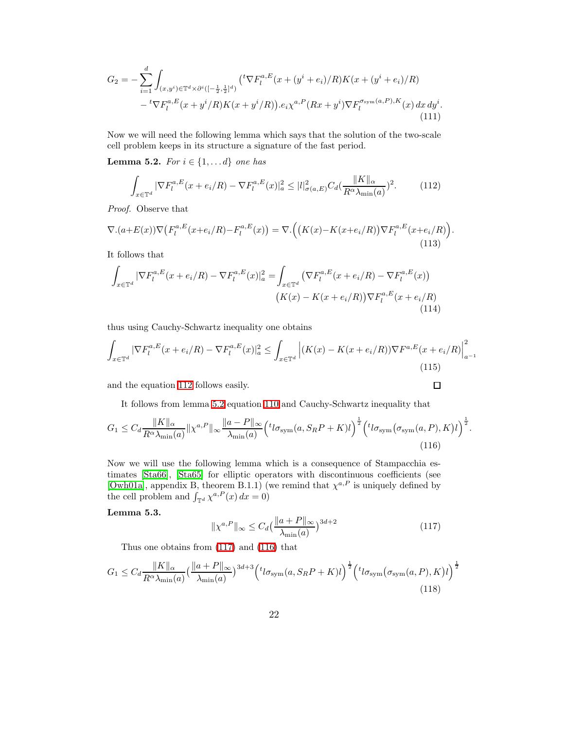$$
\begin{aligned}
G_2 = -\sum_{i=1}^{d} \int_{(x,y^i)\in \mathbb{T}^d \times \partial^i([-\frac{1}{2},\frac{1}{2}]^d)} \big( {}^t\nabla F_l^{a,E}(x+(y^i+e_i)/R) K(x+(y^i+e_i)/R) \\
- {}^t\nabla F_l^{a,E}(x+y^i/R)K(x+y^i/R)\big).e_i \chi^{a,P}(Rx+y^i)\nabla F_l^{\sigma_{\rm sym}(a,P),K}(x)\,dx\,dy^i.
\end{aligned}
\tag{111}
$$

Now we will need the following lemma which says that the solution of the two-scale cell problem keeps in its structure a signature of the fast period.

**Lemma 5.2.** *For $i \in \{1,\dots d\}$ one has*

$$
\int_{x\in\mathbb{T}^d} |\nabla F_l^{a,E}(x+e_i/R) - \nabla F_l^{a,E}(x)|_a^2 \leq |l|^2_{\sigma(a,E)} C_d \big(\frac{\|K\|_\alpha}{R^\alpha \lambda_{\min}(a)}\big)^2. \tag{112}
$$

*Proof.* Observe that

$$
\nabla.(a+E(x))\nabla\big(F_l^{a,E}(x+e_i/R) - F_l^{a,E}(x)\big) = \nabla.\Big(\big(K(x)-K(x+e_i/R)\big)\nabla F_l^{a,E}(x+e_i/R)\Big). \tag{113}
$$

It follows that

$$
\begin{aligned}
\int_{x\in\mathbb{T}^d} |\nabla F_l^{a,E}(x+e_i/R) - \nabla F_l^{a,E}(x)|_a^2 = \int_{x\in\mathbb{T}^d} \big(\nabla F_l^{a,E}(x+e_i/R) - \nabla F_l^{a,E}(x)\big) \\
\big(K(x) - K(x+e_i/R)\big)\nabla F_l^{a,E}(x+e_i/R)
\end{aligned}
\tag{114}
$$

thus using Cauchy-Schwartz inequality one obtains

$$
\int_{x\in\mathbb{T}^d} |\nabla F_l^{a,E}(x+e_i/R) - \nabla F_l^{a,E}(x)|_a^2 \leq \int_{x\in\mathbb{T}^d} \Big|(K(x)-K(x+e_i/R))\nabla F^{a,E}(x+e_i/R)\Big|^2_{a^{-1}} \tag{115}
$$

and the equation 112 follows easily. □

It follows from lemma 5.2 equation 110 and Cauchy-Schwartz inequality that

$$
G_1 \leq C_d \frac{\|K\|_\alpha}{R^\alpha \lambda_{\min}(a)} \|\chi^{a,P}\|_\infty \frac{\|a-P\|_\infty}{\lambda_{\min}(a)} \Big({}^t l \sigma_{\rm sym}(a, S_R P + K) l\Big)^{\frac{1}{2}} \Big({}^t l \sigma_{\rm sym}\big(\sigma_{\rm sym}(a,P),K\big) l\Big)^{\frac{1}{2}}. \tag{116}
$$

Now we will use the following lemma which is a consequence of Stampacchia estimates [Sta66], [Sta65] for elliptic operators with discontinuous coefficients (see [Owh01a], appendix B, theorem B.1.1) (we remind that $\chi^{a,P}$ is uniquely defined by the cell problem and $\int_{\mathbb{T}^d} \chi^{a,P}(x)\,dx = 0$)

**Lemma 5.3.**

$$
\|\chi^{a,P}\|_\infty \leq C_d \big(\frac{\|a+P\|_\infty}{\lambda_{\min}(a)}\big)^{3d+2} \tag{117}
$$

Thus one obtains from (117) and (116) that

$$
G_1 \leq C_d \frac{\|K\|_\alpha}{R^\alpha \lambda_{\min}(a)} \big(\frac{\|a+P\|_\infty}{\lambda_{\min}(a)}\big)^{3d+3} \Big({}^t l \sigma_{\rm sym}(a, S_R P + K) l\Big)^{\frac{1}{2}} \Big({}^t l \sigma_{\rm sym}\big(\sigma_{\rm sym}(a,P),K\big) l\Big)^{\frac{1}{2}} \tag{118}
$$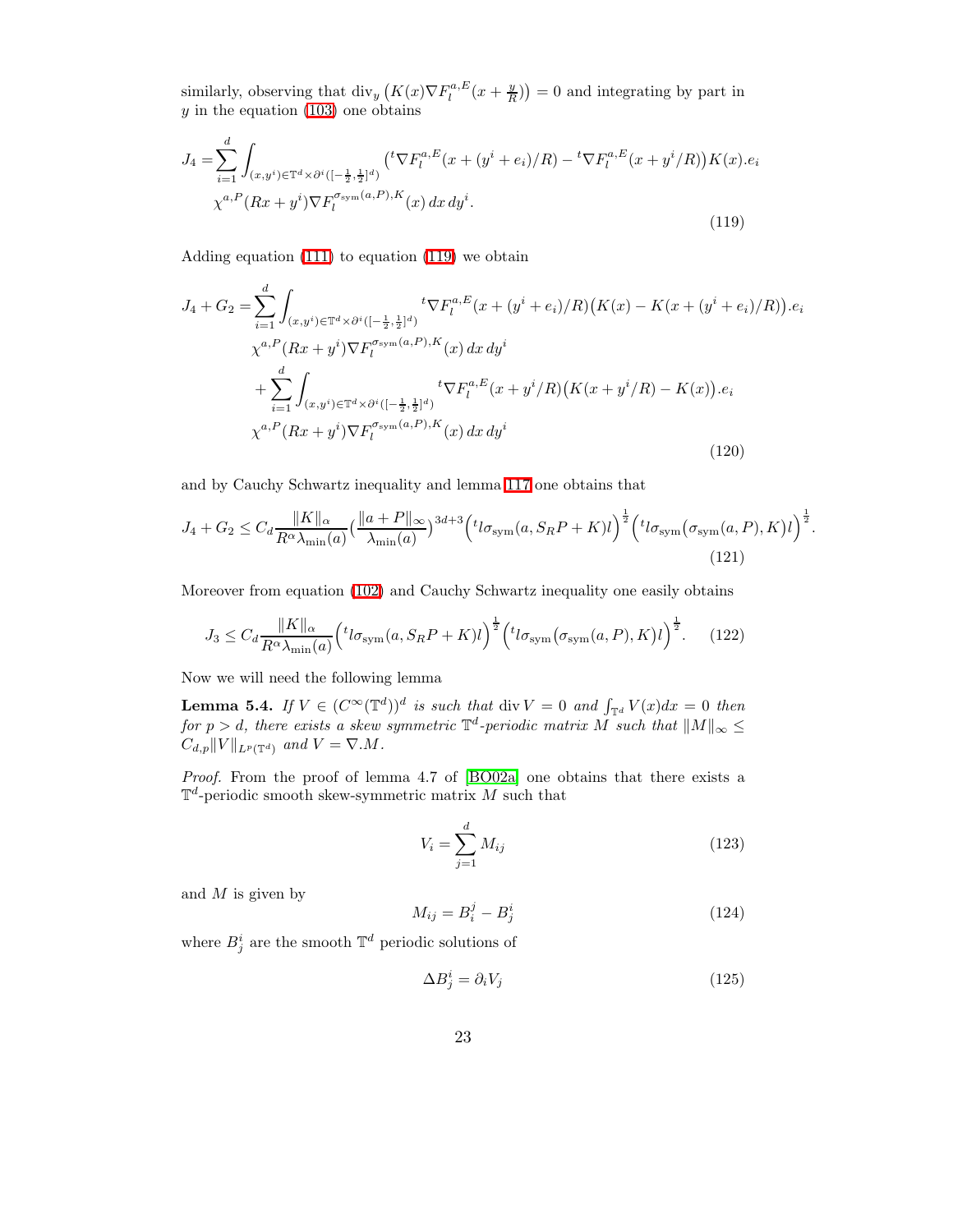similarly, observing that $\operatorname{div}_y \big(K(x)\nabla F_l^{a,E}(x+\frac{y}{R})\big)=0$ and integrating by part in $y$ in the equation (103) one obtains

$$
\begin{aligned}
J_4 =&\sum_{i=1}^{d}\int_{(x,y^i)\in\mathbb{T}^d\times\partial^i([-\frac{1}{2},\frac{1}{2}]^d)} \big({}^t\nabla F_l^{a,E}(x+(y^i+e_i)/R) - {}^t\nabla F_l^{a,E}(x+y^i/R)\big)K(x).e_i\\
&\chi^{a,P}(Rx+y^i)\nabla F_l^{\sigma_{\text{sym}}(a,P),K}(x)\,dx\,dy^i.
\end{aligned}
\tag{119}
$$

Adding equation (111) to equation (119) we obtain

$$
\begin{aligned}
J_4+G_2 =&\sum_{i=1}^{d}\int_{(x,y^i)\in\mathbb{T}^d\times\partial^i([-\frac{1}{2},\frac{1}{2}]^d)} {}^t\nabla F_l^{a,E}(x+(y^i+e_i)/R)\big(K(x)-K(x+(y^i+e_i)/R)\big).e_i\\
&\chi^{a,P}(Rx+y^i)\nabla F_l^{\sigma_{\text{sym}}(a,P),K}(x)\,dx\,dy^i\\
&+\sum_{i=1}^{d}\int_{(x,y^i)\in\mathbb{T}^d\times\partial^i([-\frac{1}{2},\frac{1}{2}]^d)} {}^t\nabla F_l^{a,E}(x+y^i/R)\big(K(x+y^i/R)-K(x)\big).e_i\\
&\chi^{a,P}(Rx+y^i)\nabla F_l^{\sigma_{\text{sym}}(a,P),K}(x)\,dx\,dy^i
\end{aligned}
\tag{120}
$$

and by Cauchy Schwartz inequality and lemma 117 one obtains that

$$
J_4+G_2 \leq C_d\frac{\|K\|_\alpha}{R^\alpha\lambda_{\min}(a)}\Big(\frac{\|a+P\|_\infty}{\lambda_{\min}(a)}\Big)^{3d+3}\Big({}^tl\sigma_{\text{sym}}(a,S_RP+K)l\Big)^{\frac{1}{2}}\Big({}^tl\sigma_{\text{sym}}\big(\sigma_{\text{sym}}(a,P),K\big)l\Big)^{\frac{1}{2}}.
\tag{121}
$$

Moreover from equation (102) and Cauchy Schwartz inequality one easily obtains

$$
J_3 \leq C_d\frac{\|K\|_\alpha}{R^\alpha\lambda_{\min}(a)}\Big({}^tl\sigma_{\text{sym}}(a,S_RP+K)l\Big)^{\frac{1}{2}}\Big({}^tl\sigma_{\text{sym}}\big(\sigma_{\text{sym}}(a,P),K\big)l\Big)^{\frac{1}{2}}.
\tag{122}
$$

Now we will need the following lemma

**Lemma 5.4.** *If $V\in(C^\infty(\mathbb{T}^d))^d$ is such that $\operatorname{div} V=0$ and $\int_{\mathbb{T}^d}V(x)dx=0$ then for $p>d$, there exists a skew symmetric $\mathbb{T}^d$-periodic matrix $M$ such that $\|M\|_\infty\leq C_{d,p}\|V\|_{L^p(\mathbb{T}^d)}$ and $V=\nabla.M$.*

*Proof.* From the proof of lemma 4.7 of [BO02a] one obtains that there exists a $\mathbb{T}^d$-periodic smooth skew-symmetric matrix $M$ such that

$$
V_i=\sum_{j=1}^{d}M_{ij}
\tag{123}
$$

and $M$ is given by

$$
M_{ij}=B_i^j-B_j^i
\tag{124}
$$

where $B_j^i$ are the smooth $\mathbb{T}^d$ periodic solutions of

$$
\Delta B_j^i=\partial_i V_j
\tag{125}
$$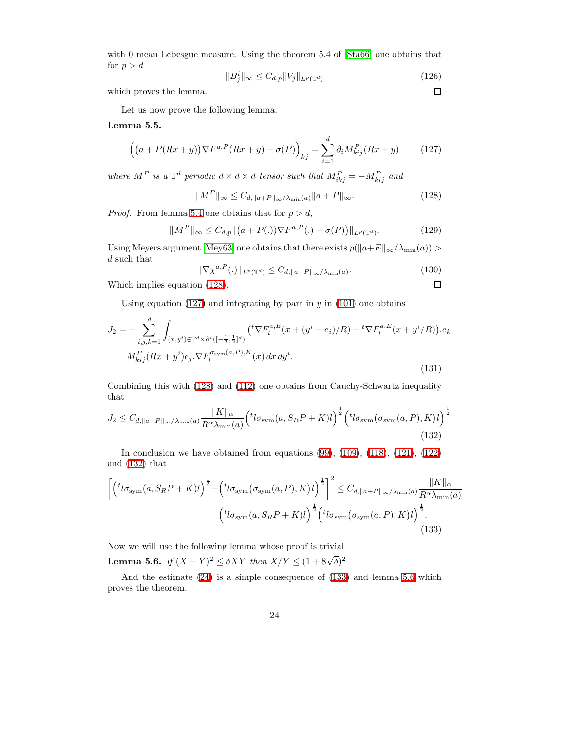with 0 mean Lebesgue measure. Using the theorem 5.4 of [Sta66] one obtains that for $p > d$

$$\|B^i_j\|_\infty \leq C_{d,p} \|V_j\|_{L^p(\mathbb{T}^d)} \tag{126}$$

which proves the lemma. ☐

Let us now prove the following lemma.

**Lemma 5.5.**

$$\Big(\big(a + P(Rx+y)\big)\nabla F^{a,P}(Rx+y) - \sigma(P)\Big)_{kj} = \sum_{i=1}^{d} \partial_i M^P_{kij}(Rx+y) \tag{127}$$

*where $M^P$ is a $\mathbb{T}^d$ periodic $d \times d \times d$ tensor such that $M^P_{ikj} = -M^P_{kij}$ and*

$$\|M^P\|_\infty \leq C_{d,\|a+P\|_\infty/\lambda_{\min}(a)} \|a+P\|_\infty. \tag{128}$$

*Proof.* From lemma 5.4 one obtains that for $p > d$,

$$\|M^P\|_\infty \leq C_{d,p} \big\|\big(a + P(.)\big)\nabla F^{a,P}(.) - \sigma(P)\big)\big\|_{L^p(\mathbb{T}^d)}. \tag{129}$$

Using Meyers argument [Mey63] one obtains that there exists $p(\|a+E\|_\infty/\lambda_{\min}(a)) > d$ such that

$$\|\nabla \chi^{a,P}(.)\|_{L^p(\mathbb{T}^d)} \leq C_{d,\|a+P\|_\infty/\lambda_{\min}(a)}. \tag{130}$$

Which implies equation (128). ☐

Using equation (127) and integrating by part in $y$ in (101) one obtains

$$J_2 = -\sum_{i,j,k=1}^{d} \int_{(x,y^i)\in \mathbb{T}^d \times \partial^i([-\frac{1}{2},\frac{1}{2}]^d)} \big({}^t\nabla F^{a,E}_l(x+(y^i+e_i)/R) - {}^t\nabla F^{a,E}_l(x+y^i/R)\big).e_k$$
$$M^P_{kij}(Rx+y^i)e_j.\nabla F^{\sigma_{\rm sym}(a,P),K}_l(x)\,dx\,dy^i. \tag{131}$$

Combining this with (128) and (112) one obtains from Cauchy-Schwartz inequality that

$$J_2 \leq C_{d,\|a+P\|_\infty/\lambda_{\min}(a)} \frac{\|K\|_\alpha}{R^\alpha \lambda_{\min}(a)} \Big({}^t l \sigma_{\rm sym}(a, S_R P + K) l\Big)^{\frac{1}{2}} \Big({}^t l \sigma_{\rm sym}\big(\sigma_{\rm sym}(a,P),K\big) l\Big)^{\frac{1}{2}}. \tag{132}$$

In conclusion we have obtained from equations (99), (109), (118), (121), (122) and (132) that

$$\Big[\Big({}^t l \sigma_{\rm sym}(a, S_R P + K) l\Big)^{\frac{1}{2}} - \Big({}^t l \sigma_{\rm sym}\big(\sigma_{\rm sym}(a,P),K\big) l\Big)^{\frac{1}{2}}\Big]^2 \leq C_{d,\|a+P\|_\infty/\lambda_{\min}(a)} \frac{\|K\|_\alpha}{R^\alpha \lambda_{\min}(a)}$$
$$\Big({}^t l \sigma_{\rm sym}(a, S_R P + K) l\Big)^{\frac{1}{2}} \Big({}^t l \sigma_{\rm sym}\big(\sigma_{\rm sym}(a,P),K\big) l\Big)^{\frac{1}{2}}. \tag{133}$$

Now we will use the following lemma whose proof is trivial

**Lemma 5.6.** *If $(X-Y)^2 \leq \delta XY$ then $X/Y \leq (1+8\sqrt{\delta})^2$*

And the estimate (24) is a simple consequence of (133) and lemma 5.6 which proves the theorem.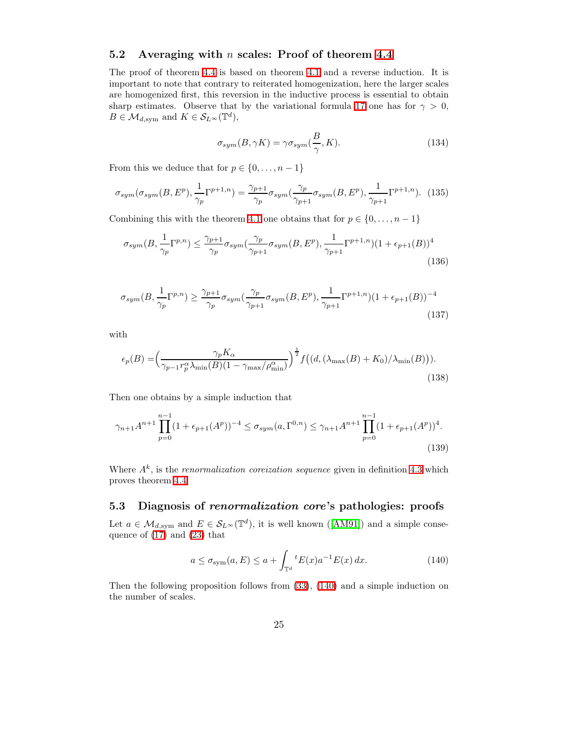## 5.2 Averaging with $n$ scales: Proof of theorem 4.4

The proof of theorem 4.4 is based on theorem 4.1 and a reverse induction. It is important to note that contrary to reiterated homogenization, here the larger scales are homogenized first, this reversion in the inductive process is essential to obtain sharp estimates. Observe that by the variational formula 17 one has for $\gamma > 0$, $B \in \mathcal{M}_{d,\text{sym}}$ and $K \in \mathcal{S}_{L^\infty}(\mathbb{T}^d)$,

$$\sigma_{sym}(B, \gamma K) = \gamma \sigma_{sym}(\frac{B}{\gamma}, K). \tag{134}$$

From this we deduce that for $p \in \{0, \ldots, n-1\}$

$$\sigma_{sym}(\sigma_{sym}(B, E^p), \frac{1}{\gamma_p}\Gamma^{p+1,n}) = \frac{\gamma_{p+1}}{\gamma_p}\sigma_{sym}(\frac{\gamma_p}{\gamma_{p+1}}\sigma_{sym}(B, E^p), \frac{1}{\gamma_{p+1}}\Gamma^{p+1,n}). \tag{135}$$

Combining this with the theorem 4.1 one obtains that for $p \in \{0, \ldots, n-1\}$

$$\sigma_{sym}(B, \frac{1}{\gamma_p}\Gamma^{p,n}) \leq \frac{\gamma_{p+1}}{\gamma_p}\sigma_{sym}(\frac{\gamma_p}{\gamma_{p+1}}\sigma_{sym}(B, E^p), \frac{1}{\gamma_{p+1}}\Gamma^{p+1,n})(1 + \epsilon_{p+1}(B))^4 \tag{136}$$

$$\sigma_{sym}(B, \frac{1}{\gamma_p}\Gamma^{p,n}) \geq \frac{\gamma_{p+1}}{\gamma_p}\sigma_{sym}(\frac{\gamma_p}{\gamma_{p+1}}\sigma_{sym}(B, E^p), \frac{1}{\gamma_{p+1}}\Gamma^{p+1,n})(1 + \epsilon_{p+1}(B))^{-4} \tag{137}$$

with

$$\epsilon_p(B) = \Big(\frac{\gamma_p K_\alpha}{\gamma_{p-1} r_p^\alpha \lambda_{\min}(B)(1 - \gamma_{\max}/\rho_{\min}^\alpha)}\Big)^{\frac{1}{2}} f\big((d, (\lambda_{\max}(B) + K_0)/\lambda_{\min}(B))\big). \tag{138}$$

Then one obtains by a simple induction that

$$\gamma_{n+1} A^{n+1} \prod_{p=0}^{n-1}(1 + \epsilon_{p+1}(A^p))^{-4} \leq \sigma_{sym}(a, \Gamma^{0,n}) \leq \gamma_{n+1} A^{n+1} \prod_{p=0}^{n-1}(1 + \epsilon_{p+1}(A^p))^4. \tag{139}$$

Where $A^k$, is the *renormalization coreization sequence* given in definition 4.3 which proves theorem 4.4

## 5.3 Diagnosis of *renormalization core*'s pathologies: proofs

Let $a \in \mathcal{M}_{d,\text{sym}}$ and $E \in \mathcal{S}_{L^\infty}(\mathbb{T}^d)$, it is well known ([AM91]) and a simple consequence of (17) and (23) that

$$a \leq \sigma_{\text{sym}}(a, E) \leq a + \int_{\mathbb{T}^d} {}^t E(x) a^{-1} E(x)\, dx. \tag{140}$$

Then the following proposition follows from (33), (140) and a simple induction on the number of scales.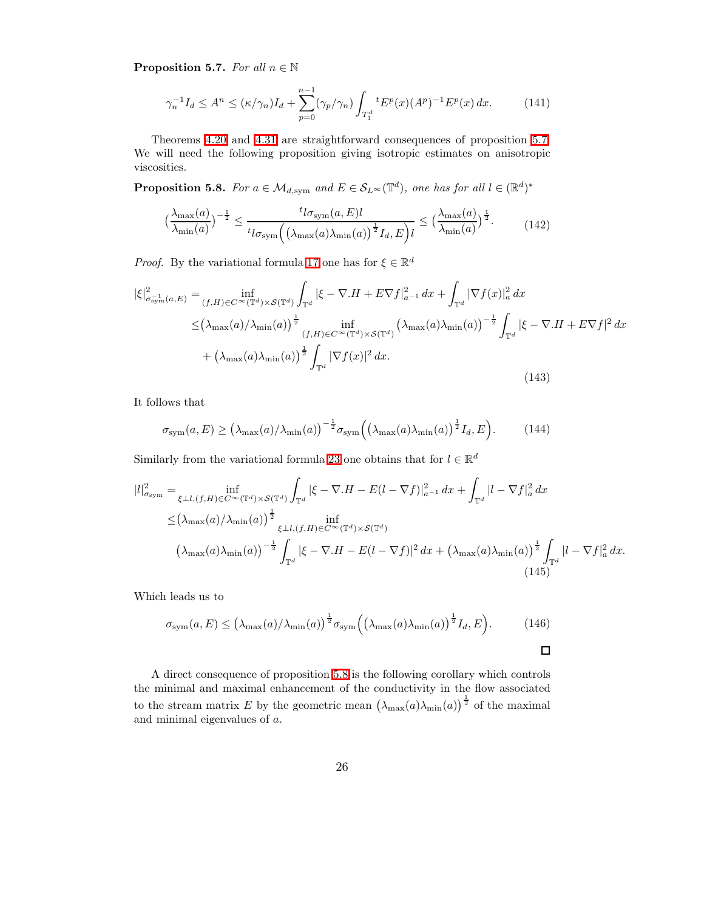**Proposition 5.7.** *For all $n \in \mathbb{N}$*

$$\gamma_n^{-1} I_d \leq A^n \leq (\kappa/\gamma_n) I_d + \sum_{p=0}^{n-1} (\gamma_p/\gamma_n) \int_{T_1^d} {}^t E^p(x) (A^p)^{-1} E^p(x)\, dx. \tag{141}$$

Theorems 4.20 and 4.31 are straightforward consequences of proposition 5.7. We will need the following proposition giving isotropic estimates on anisotropic viscosities.

**Proposition 5.8.** *For $a \in \mathcal{M}_{d,\text{sym}}$ and $E \in \mathcal{S}_{L^\infty}(\mathbb{T}^d)$, one has for all $l \in (\mathbb{R}^d)^*$*

$$\Big(\frac{\lambda_{\max}(a)}{\lambda_{\min}(a)}\Big)^{-\frac{1}{2}} \leq \frac{{}^t l \sigma_{\text{sym}}(a, E) l}{{}^t l \sigma_{\text{sym}}\Big(\big(\lambda_{\max}(a)\lambda_{\min}(a)\big)^{\frac{1}{2}} I_d, E\Big) l} \leq \Big(\frac{\lambda_{\max}(a)}{\lambda_{\min}(a)}\Big)^{\frac{1}{2}}. \tag{142}$$

*Proof.* By the variational formula 17 one has for $\xi \in \mathbb{R}^d$

$$\begin{aligned}
|\xi|^2_{\sigma^{-1}_{\text{sym}}(a,E)} =& \inf_{(f,H) \in C^\infty(\mathbb{T}^d) \times \mathcal{S}(\mathbb{T}^d)} \int_{\mathbb{T}^d} |\xi - \nabla.H + E\nabla f|^2_{a^{-1}}\, dx + \int_{\mathbb{T}^d} |\nabla f(x)|^2_a\, dx \\
\leq& \big(\lambda_{\max}(a)/\lambda_{\min}(a)\big)^{\frac{1}{2}} \inf_{(f,H) \in C^\infty(\mathbb{T}^d) \times \mathcal{S}(\mathbb{T}^d)} \big(\lambda_{\max}(a)\lambda_{\min}(a)\big)^{-\frac{1}{2}} \int_{\mathbb{T}^d} |\xi - \nabla.H + E\nabla f|^2\, dx \\
&+ \big(\lambda_{\max}(a)\lambda_{\min}(a)\big)^{\frac{1}{2}} \int_{\mathbb{T}^d} |\nabla f(x)|^2\, dx.
\end{aligned} \tag{143}$$

It follows that

$$\sigma_{\text{sym}}(a, E) \geq \big(\lambda_{\max}(a)/\lambda_{\min}(a)\big)^{-\frac{1}{2}} \sigma_{\text{sym}}\Big(\big(\lambda_{\max}(a)\lambda_{\min}(a)\big)^{\frac{1}{2}} I_d, E\Big). \tag{144}$$

Similarly from the variational formula 23 one obtains that for $l \in \mathbb{R}^d$

$$\begin{aligned}
|l|^2_{\sigma_{\text{sym}}} =& \inf_{\xi \perp l, (f,H) \in C^\infty(\mathbb{T}^d) \times \mathcal{S}(\mathbb{T}^d)} \int_{\mathbb{T}^d} |\xi - \nabla.H - E(l - \nabla f)|^2_{a^{-1}}\, dx + \int_{\mathbb{T}^d} |l - \nabla f|^2_a\, dx \\
\leq& \big(\lambda_{\max}(a)/\lambda_{\min}(a)\big)^{\frac{1}{2}} \inf_{\xi \perp l, (f,H) \in C^\infty(\mathbb{T}^d) \times \mathcal{S}(\mathbb{T}^d)} \\
&\big(\lambda_{\max}(a)\lambda_{\min}(a)\big)^{-\frac{1}{2}} \int_{\mathbb{T}^d} |\xi - \nabla.H - E(l - \nabla f)|^2\, dx + \big(\lambda_{\max}(a)\lambda_{\min}(a)\big)^{\frac{1}{2}} \int_{\mathbb{T}^d} |l - \nabla f|^2_a\, dx.
\end{aligned} \tag{145}$$

Which leads us to

$$\sigma_{\text{sym}}(a, E) \leq \big(\lambda_{\max}(a)/\lambda_{\min}(a)\big)^{\frac{1}{2}} \sigma_{\text{sym}}\Big(\big(\lambda_{\max}(a)\lambda_{\min}(a)\big)^{\frac{1}{2}} I_d, E\Big). \tag{146}$$

□

A direct consequence of proposition 5.8 is the following corollary which controls the minimal and maximal enhancement of the conductivity in the flow associated to the stream matrix $E$ by the geometric mean $\big(\lambda_{\max}(a)\lambda_{\min}(a)\big)^{\frac{1}{2}}$ of the maximal and minimal eigenvalues of $a$.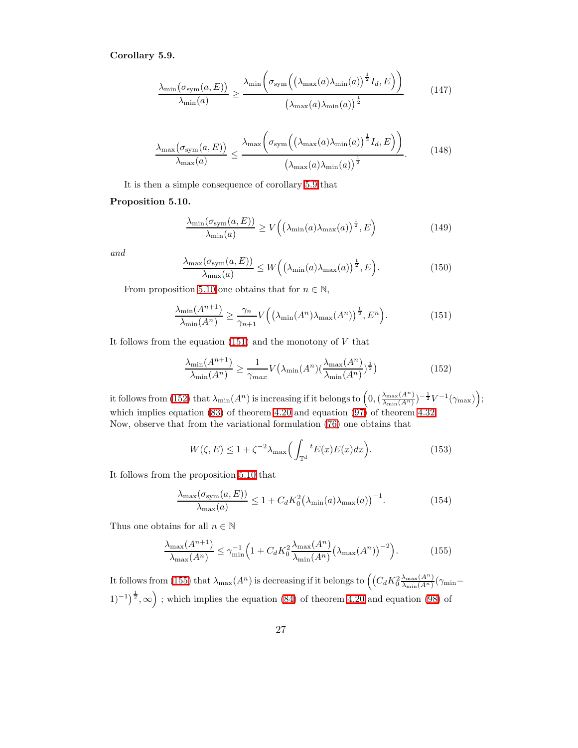**Corollary 5.9.**

$$\frac{\lambda_{\min}\big(\sigma_{\rm sym}(a,E)\big)}{\lambda_{\min}(a)} \geq \frac{\lambda_{\min}\Big(\sigma_{\rm sym}\Big(\big(\lambda_{\max}(a)\lambda_{\min}(a)\big)^{\frac{1}{2}} I_d, E\Big)\Big)}{\big(\lambda_{\max}(a)\lambda_{\min}(a)\big)^{\frac{1}{2}}} \tag{147}$$

$$\frac{\lambda_{\max}\big(\sigma_{\rm sym}(a,E)\big)}{\lambda_{\max}(a)} \leq \frac{\lambda_{\max}\Big(\sigma_{\rm sym}\Big(\big(\lambda_{\max}(a)\lambda_{\min}(a)\big)^{\frac{1}{2}} I_d, E\Big)\Big)}{\big(\lambda_{\max}(a)\lambda_{\min}(a)\big)^{\frac{1}{2}}}. \tag{148}$$

It is then a simple consequence of corollary 5.9 that

**Proposition 5.10.**

$$\frac{\lambda_{\min}(\sigma_{\rm sym}(a,E))}{\lambda_{\min}(a)} \geq V\Big(\big(\lambda_{\min}(a)\lambda_{\max}(a)\big)^{\frac{1}{2}}, E\Big) \tag{149}$$

*and*

$$\frac{\lambda_{\max}(\sigma_{\rm sym}(a,E))}{\lambda_{\max}(a)} \leq W\Big(\big(\lambda_{\min}(a)\lambda_{\max}(a)\big)^{\frac{1}{2}}, E\Big). \tag{150}$$

From proposition 5.10 one obtains that for $n \in \mathbb{N}$,

$$\frac{\lambda_{\min}(A^{n+1})}{\lambda_{\min}(A^n)} \geq \frac{\gamma_n}{\gamma_{n+1}} V\Big(\big(\lambda_{\min}(A^n)\lambda_{\max}(A^n)\big)^{\frac{1}{2}}, E^n\Big). \tag{151}$$

It follows from the equation (151) and the monotony of $V$ that

$$\frac{\lambda_{\min}(A^{n+1})}{\lambda_{\min}(A^n)} \geq \frac{1}{\gamma_{max}} V\big(\lambda_{\min}(A^n)(\frac{\lambda_{\max}(A^n)}{\lambda_{\min}(A^n)})^{\frac{1}{2}}\big) \tag{152}$$

it follows from (152) that $\lambda_{\min}(A^n)$ is increasing if it belongs to $\Big(0, (\frac{\lambda_{\max}(A^n)}{\lambda_{\min}(A^n)})^{-\frac{1}{2}} V^{-1}(\gamma_{\max})\Big)$; which implies equation (83) of theorem 4.20 and equation (97) of theorem 4.32.
Now, observe that from the variational formulation (76) one obtains that

$$W(\zeta, E) \leq 1 + \zeta^{-2} \lambda_{\max}\Big(\int_{\mathbb{T}^d} {}^t E(x) E(x)\, dx\Big). \tag{153}$$

It follows from the proposition 5.10 that

$$\frac{\lambda_{\max}(\sigma_{\rm sym}(a,E))}{\lambda_{\max}(a)} \leq 1 + C_d K_0^2 \big(\lambda_{\min}(a)\lambda_{\max}(a)\big)^{-1}. \tag{154}$$

Thus one obtains for all $n \in \mathbb{N}$

$$\frac{\lambda_{\max}(A^{n+1})}{\lambda_{\max}(A^n)} \leq \gamma_{\min}^{-1}\Big(1 + C_d K_0^2 \frac{\lambda_{\max}(A^n)}{\lambda_{\min}(A^n)}\big(\lambda_{\max}(A^n)\big)^{-2}\Big). \tag{155}$$

It follows from (155) that $\lambda_{\max}(A^n)$ is decreasing if it belongs to $\Big(\big(C_d K_0^2 \frac{\lambda_{\max}(A^n)}{\lambda_{\min}(A^n)}(\gamma_{\min} - 1)^{-1}\big)^{\frac{1}{2}}, \infty\Big)$ ; which implies the equation (84) of theorem 4.20 and equation (98) of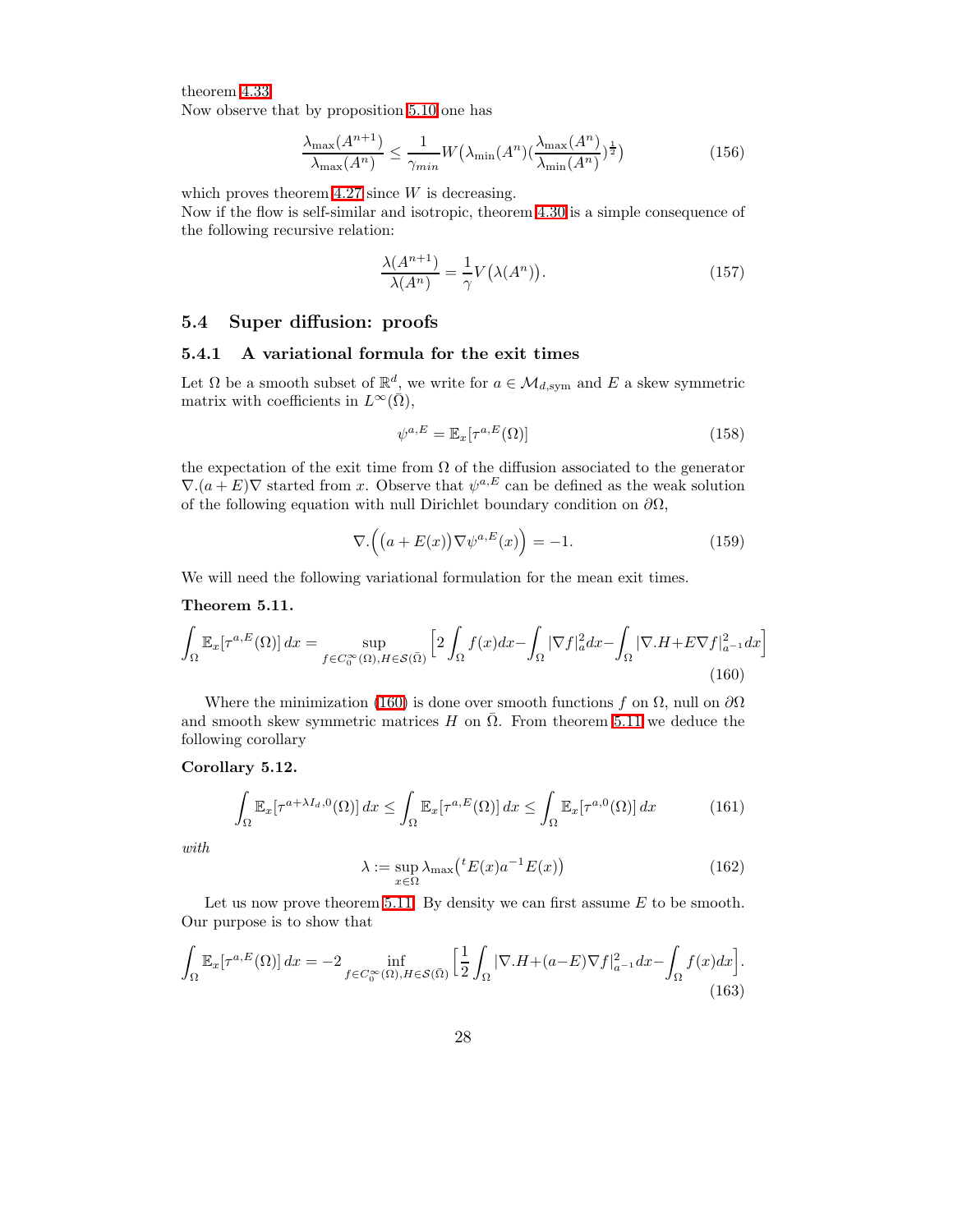theorem 4.33.
Now observe that by proposition 5.10 one has

$$\frac{\lambda_{\max}(A^{n+1})}{\lambda_{\max}(A^n)} \leq \frac{1}{\gamma_{min}} W\big(\lambda_{\min}(A^n)(\frac{\lambda_{\max}(A^n)}{\lambda_{\min}(A^n)})^{\frac{1}{2}}\big) \tag{156}$$

which proves theorem 4.27 since $W$ is decreasing.
Now if the flow is self-similar and isotropic, theorem 4.30 is a simple consequence of the following recursive relation:

$$\frac{\lambda(A^{n+1})}{\lambda(A^n)} = \frac{1}{\gamma} V\big(\lambda(A^n)\big). \tag{157}$$

## 5.4 Super diffusion: proofs

### 5.4.1 A variational formula for the exit times

Let $\Omega$ be a smooth subset of $\mathbb{R}^d$, we write for $a \in \mathcal{M}_{d,\text{sym}}$ and $E$ a skew symmetric matrix with coefficients in $L^\infty(\bar{\Omega})$,

$$\psi^{a,E} = \mathbb{E}_x[\tau^{a,E}(\Omega)] \tag{158}$$

the expectation of the exit time from $\Omega$ of the diffusion associated to the generator $\nabla.(a+E)\nabla$ started from $x$. Observe that $\psi^{a,E}$ can be defined as the weak solution of the following equation with null Dirichlet boundary condition on $\partial\Omega$,

$$\nabla.\Big(\big(a+E(x)\big)\nabla\psi^{a,E}(x)\Big) = -1. \tag{159}$$

We will need the following variational formulation for the mean exit times.

**Theorem 5.11.**

$$\int_\Omega \mathbb{E}_x[\tau^{a,E}(\Omega)]\,dx = \sup_{f\in C_0^\infty(\Omega), H\in\mathcal{S}(\bar{\Omega})} \Big[2\int_\Omega f(x)dx - \int_\Omega |\nabla f|_a^2 dx - \int_\Omega |\nabla.H + E\nabla f|_{a^{-1}}^2 dx\Big] \tag{160}$$

Where the minimization (160) is done over smooth functions $f$ on $\Omega$, null on $\partial\Omega$ and smooth skew symmetric matrices $H$ on $\bar{\Omega}$. From theorem 5.11 we deduce the following corollary

**Corollary 5.12.**

$$\int_\Omega \mathbb{E}_x[\tau^{a+\lambda I_d,0}(\Omega)]\,dx \leq \int_\Omega \mathbb{E}_x[\tau^{a,E}(\Omega)]\,dx \leq \int_\Omega \mathbb{E}_x[\tau^{a,0}(\Omega)]\,dx \tag{161}$$

*with*

$$\lambda := \sup_{x\in\Omega} \lambda_{\max}\big({}^tE(x)a^{-1}E(x)\big) \tag{162}$$

Let us now prove theorem 5.11. By density we can first assume $E$ to be smooth. Our purpose is to show that

$$\int_\Omega \mathbb{E}_x[\tau^{a,E}(\Omega)]\,dx = -2\inf_{f\in C_0^\infty(\Omega), H\in\mathcal{S}(\bar{\Omega})} \Big[\frac{1}{2}\int_\Omega |\nabla.H + (a-E)\nabla f|_{a^{-1}}^2 dx - \int_\Omega f(x)dx\Big]. \tag{163}$$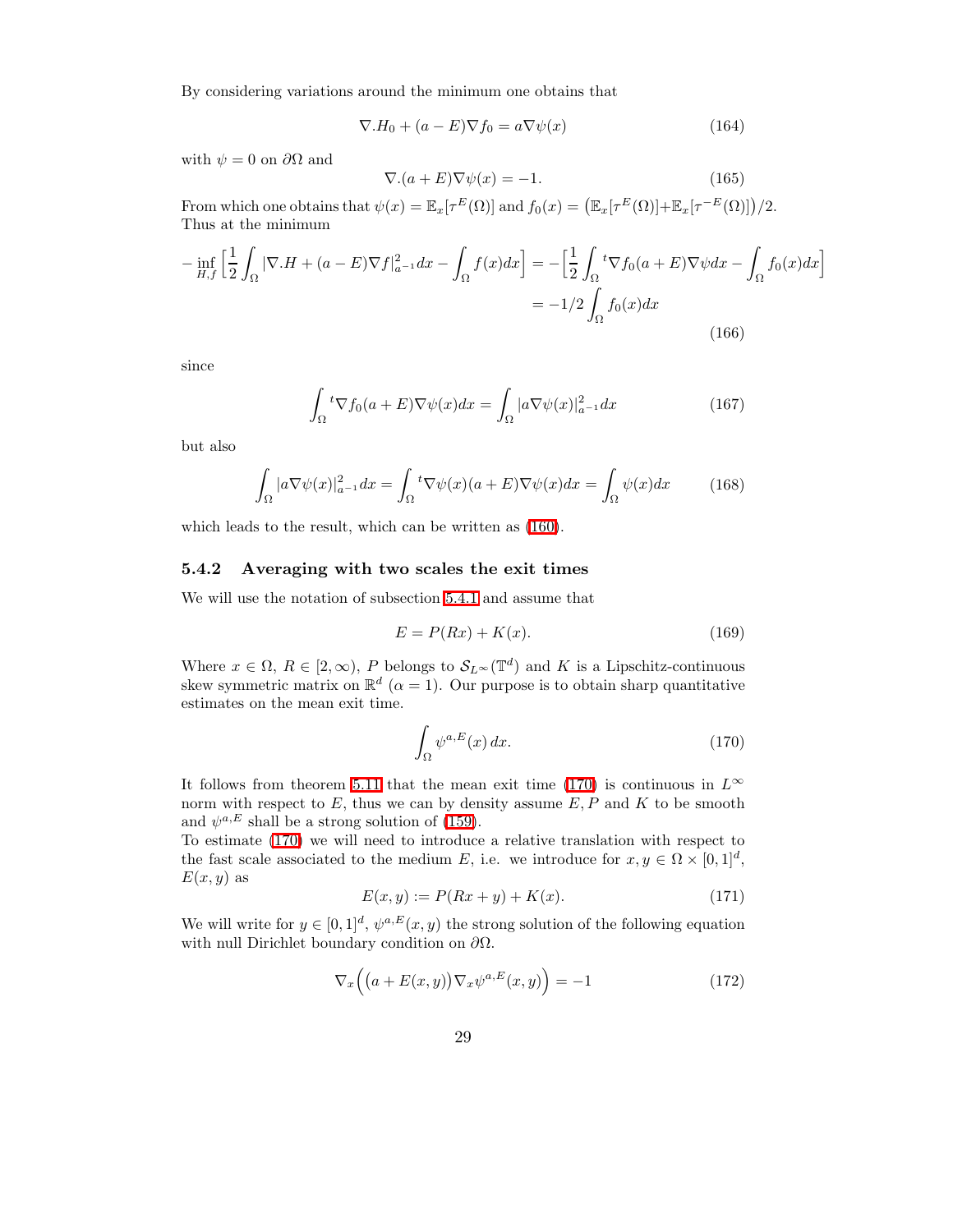By considering variations around the minimum one obtains that

$$\nabla.H_0 + (a-E)\nabla f_0 = a\nabla\psi(x) \tag{164}$$

with $\psi = 0$ on $\partial\Omega$ and

$$\nabla.(a+E)\nabla\psi(x) = -1. \tag{165}$$

From which one obtains that $\psi(x) = \mathbb{E}_x[\tau^E(\Omega)]$ and $f_0(x) = \big(\mathbb{E}_x[\tau^E(\Omega)] + \mathbb{E}_x[\tau^{-E}(\Omega)]\big)/2$.
Thus at the minimum

$$\begin{aligned}
-\inf_{H,f}\Big[\frac{1}{2}\int_\Omega |\nabla.H + (a-E)\nabla f|^2_{a^{-1}}dx - \int_\Omega f(x)dx\Big] &= -\Big[\frac{1}{2}\int_\Omega {}^t\nabla f_0 (a+E)\nabla\psi dx - \int_\Omega f_0(x)dx\Big] \\
&= -1/2\int_\Omega f_0(x)dx
\end{aligned} \tag{166}$$

since

$$\int_\Omega {}^t\nabla f_0 (a+E)\nabla\psi(x)dx = \int_\Omega |a\nabla\psi(x)|^2_{a^{-1}}dx \tag{167}$$

but also

$$\int_\Omega |a\nabla\psi(x)|^2_{a^{-1}}dx = \int_\Omega {}^t\nabla\psi(x)(a+E)\nabla\psi(x)dx = \int_\Omega \psi(x)dx \tag{168}$$

which leads to the result, which can be written as (160).

### 5.4.2 Averaging with two scales the exit times

We will use the notation of subsection 5.4.1 and assume that

$$E = P(Rx) + K(x). \tag{169}$$

Where $x \in \Omega$, $R \in [2,\infty)$, $P$ belongs to $\mathcal{S}_{L^\infty}(\mathbb{T}^d)$ and $K$ is a Lipschitz-continuous skew symmetric matrix on $\mathbb{R}^d$ ($\alpha = 1$). Our purpose is to obtain sharp quantitative estimates on the mean exit time.

$$\int_\Omega \psi^{a,E}(x)\,dx. \tag{170}$$

It follows from theorem 5.11 that the mean exit time (170) is continuous in $L^\infty$ norm with respect to $E$, thus we can by density assume $E, P$ and $K$ to be smooth and $\psi^{a,E}$ shall be a strong solution of (159).
To estimate (170) we will need to introduce a relative translation with respect to the fast scale associated to the medium $E$, i.e. we introduce for $x, y \in \Omega \times [0,1]^d$, $E(x,y)$ as

$$E(x,y) := P(Rx + y) + K(x). \tag{171}$$

We will write for $y \in [0,1]^d$, $\psi^{a,E}(x,y)$ the strong solution of the following equation with null Dirichlet boundary condition on $\partial\Omega$.

$$\nabla_x\Big(\big(a + E(x,y)\big)\nabla_x\psi^{a,E}(x,y)\Big) = -1 \tag{172}$$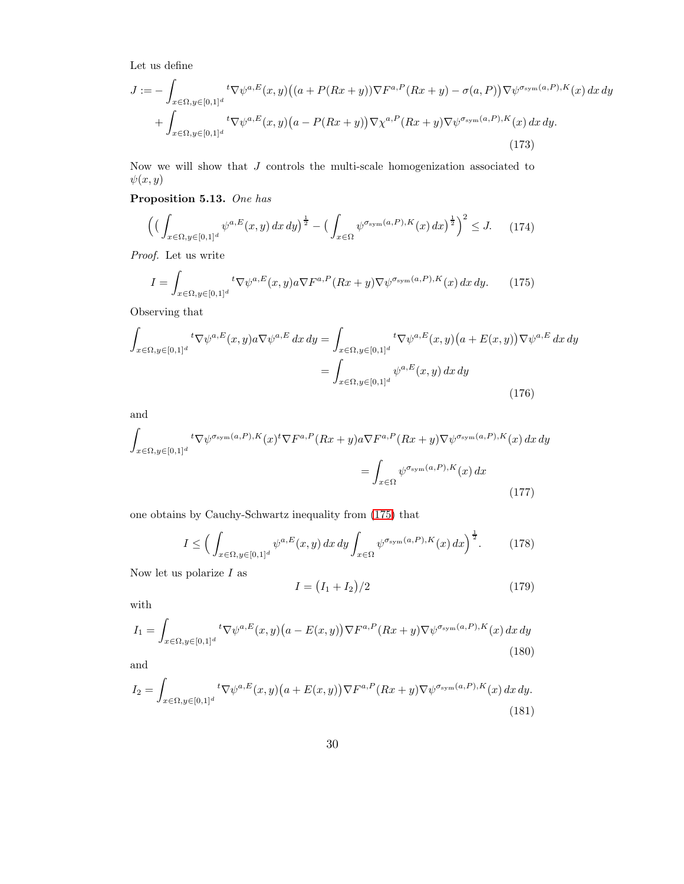Let us define

$$
\begin{aligned}
J := &- \int_{x\in\Omega, y\in[0,1]^d} {}^t\nabla\psi^{a,E}(x,y)\big((a+P(Rx+y))\nabla F^{a,P}(Rx+y) - \sigma(a,P)\big)\nabla\psi^{\sigma_{\text{sym}}(a,P),K}(x)\,dx\,dy \\
&+ \int_{x\in\Omega, y\in[0,1]^d} {}^t\nabla\psi^{a,E}(x,y)\big(a - P(Rx+y)\big)\nabla\chi^{a,P}(Rx+y)\nabla\psi^{\sigma_{\text{sym}}(a,P),K}(x)\,dx\,dy.
\end{aligned}
\tag{173}
$$

Now we will show that $J$ controls the multi-scale homogenization associated to $\psi(x,y)$

**Proposition 5.13.** *One has*

$$
\Big(\big(\int_{x\in\Omega, y\in[0,1]^d} \psi^{a,E}(x,y)\,dx\,dy\big)^{\frac{1}{2}} - \big(\int_{x\in\Omega} \psi^{\sigma_{\text{sym}}(a,P),K}(x)\,dx\big)^{\frac{1}{2}}\Big)^2 \leq J. \tag{174}
$$

*Proof.* Let us write

$$
I = \int_{x\in\Omega, y\in[0,1]^d} {}^t\nabla\psi^{a,E}(x,y) a \nabla F^{a,P}(Rx+y)\nabla\psi^{\sigma_{\text{sym}}(a,P),K}(x)\,dx\,dy. \tag{175}
$$

Observing that

$$
\begin{aligned}
\int_{x\in\Omega, y\in[0,1]^d} {}^t\nabla\psi^{a,E}(x,y) a \nabla\psi^{a,E}\,dx\,dy &= \int_{x\in\Omega, y\in[0,1]^d} {}^t\nabla\psi^{a,E}(x,y)\big(a+E(x,y)\big)\nabla\psi^{a,E}\,dx\,dy \\
&= \int_{x\in\Omega, y\in[0,1]^d} \psi^{a,E}(x,y)\,dx\,dy
\end{aligned}
\tag{176}
$$

and

$$
\begin{aligned}
\int_{x\in\Omega, y\in[0,1]^d} {}^t\nabla\psi^{\sigma_{\text{sym}}(a,P),K}(x) {}^t\nabla F^{a,P}(Rx+y) a \nabla F^{a,P}(Rx+y)\nabla\psi^{\sigma_{\text{sym}}(a,P),K}(x)\,dx\,dy \\
= \int_{x\in\Omega} \psi^{\sigma_{\text{sym}}(a,P),K}(x)\,dx
\end{aligned}
\tag{177}
$$

one obtains by Cauchy-Schwartz inequality from (175) that

$$
I \leq \Big(\int_{x\in\Omega, y\in[0,1]^d} \psi^{a,E}(x,y)\,dx\,dy \int_{x\in\Omega} \psi^{\sigma_{\text{sym}}(a,P),K}(x)\,dx\Big)^{\frac{1}{2}}. \tag{178}
$$

Now let us polarize $I$ as

$$
I = \big(I_1 + I_2\big)/2 \tag{179}
$$

with

$$
I_1 = \int_{x\in\Omega, y\in[0,1]^d} {}^t\nabla\psi^{a,E}(x,y)\big(a - E(x,y)\big)\nabla F^{a,P}(Rx+y)\nabla\psi^{\sigma_{\text{sym}}(a,P),K}(x)\,dx\,dy \tag{180}
$$

and

$$
I_2 = \int_{x\in\Omega, y\in[0,1]^d} {}^t\nabla\psi^{a,E}(x,y)\big(a + E(x,y)\big)\nabla F^{a,P}(Rx+y)\nabla\psi^{\sigma_{\text{sym}}(a,P),K}(x)\,dx\,dy. \tag{181}
$$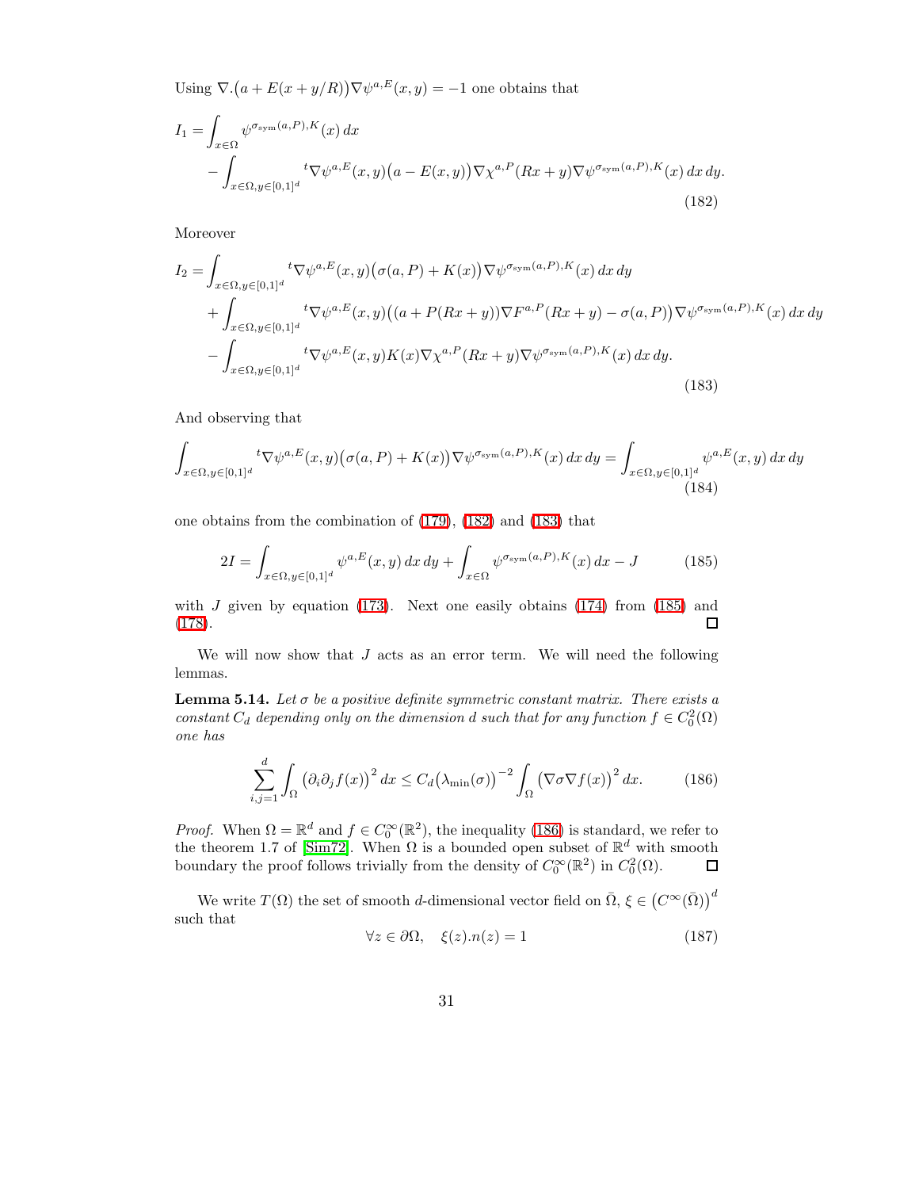Using $\nabla.\big(a + E(x+y/R)\big)\nabla\psi^{a,E}(x,y) = -1$ one obtains that

$$
\begin{aligned}
I_1 =& \int_{x\in\Omega} \psi^{\sigma_{\text{sym}}(a,P),K}(x)\,dx \\
&- \int_{x\in\Omega, y\in[0,1]^d} {}^t\nabla\psi^{a,E}(x,y)\big(a - E(x,y)\big)\nabla\chi^{a,P}(Rx+y)\nabla\psi^{\sigma_{\text{sym}}(a,P),K}(x)\,dx\,dy.
\end{aligned}
\tag{182}
$$

Moreover

$$
\begin{aligned}
I_2 =& \int_{x\in\Omega, y\in[0,1]^d} {}^t\nabla\psi^{a,E}(x,y)\big(\sigma(a,P) + K(x)\big)\nabla\psi^{\sigma_{\text{sym}}(a,P),K}(x)\,dx\,dy \\
&+ \int_{x\in\Omega, y\in[0,1]^d} {}^t\nabla\psi^{a,E}(x,y)\big((a + P(Rx+y))\nabla F^{a,P}(Rx+y) - \sigma(a,P)\big)\nabla\psi^{\sigma_{\text{sym}}(a,P),K}(x)\,dx\,dy \\
&- \int_{x\in\Omega, y\in[0,1]^d} {}^t\nabla\psi^{a,E}(x,y)K(x)\nabla\chi^{a,P}(Rx+y)\nabla\psi^{\sigma_{\text{sym}}(a,P),K}(x)\,dx\,dy.
\end{aligned}
\tag{183}
$$

And observing that

$$
\int_{x\in\Omega, y\in[0,1]^d} {}^t\nabla\psi^{a,E}(x,y)\big(\sigma(a,P) + K(x)\big)\nabla\psi^{\sigma_{\text{sym}}(a,P),K}(x)\,dx\,dy = \int_{x\in\Omega, y\in[0,1]^d} \psi^{a,E}(x,y)\,dx\,dy
\tag{184}
$$

one obtains from the combination of (179), (182) and (183) that

$$
2I = \int_{x\in\Omega, y\in[0,1]^d} \psi^{a,E}(x,y)\,dx\,dy + \int_{x\in\Omega} \psi^{\sigma_{\text{sym}}(a,P),K}(x)\,dx - J
\tag{185}
$$

with $J$ given by equation (173). Next one easily obtains (174) from (185) and (178). □

We will now show that $J$ acts as an error term. We will need the following lemmas.

**Lemma 5.14.** *Let $\sigma$ be a positive definite symmetric constant matrix. There exists a constant $C_d$ depending only on the dimension $d$ such that for any function $f \in C_0^2(\Omega)$ one has*

$$
\sum_{i,j=1}^{d} \int_\Omega \big(\partial_i\partial_j f(x)\big)^2\,dx \leq C_d\big(\lambda_{\min}(\sigma)\big)^{-2} \int_\Omega \big(\nabla\sigma\nabla f(x)\big)^2\,dx.
\tag{186}
$$

*Proof.* When $\Omega = \mathbb{R}^d$ and $f \in C_0^\infty(\mathbb{R}^2)$, the inequality (186) is standard, we refer to the theorem 1.7 of [Sim72]. When $\Omega$ is a bounded open subset of $\mathbb{R}^d$ with smooth boundary the proof follows trivially from the density of $C_0^\infty(\mathbb{R}^2)$ in $C_0^2(\Omega)$. □

We write $T(\Omega)$ the set of smooth $d$-dimensional vector field on $\bar{\Omega}$, $\xi \in \big(C^\infty(\bar{\Omega})\big)^d$ such that

$$
\forall z \in \partial\Omega, \quad \xi(z).n(z) = 1
\tag{187}
$$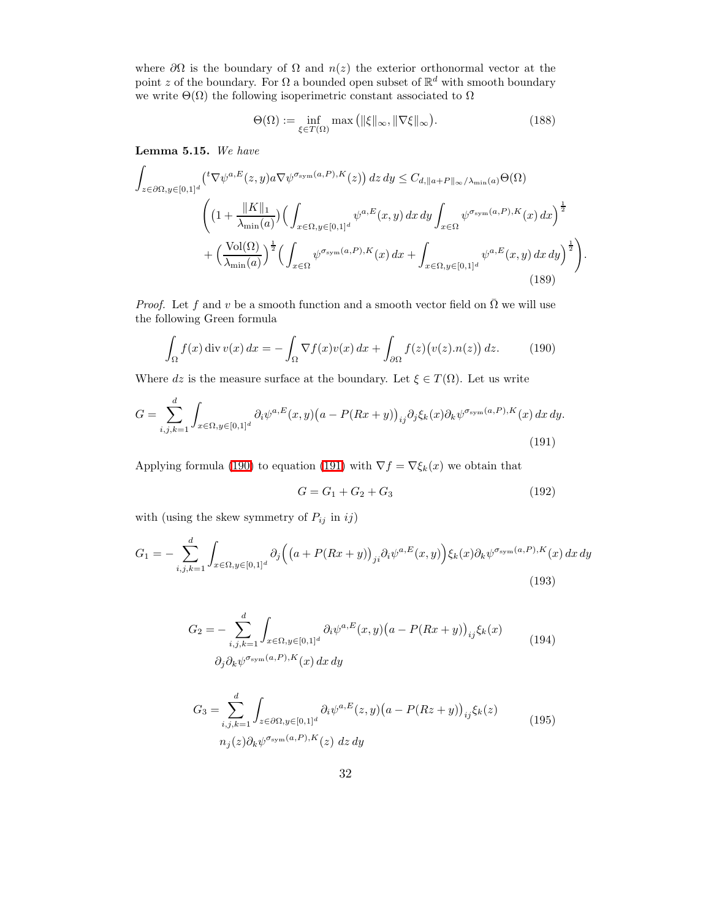where $\partial\Omega$ is the boundary of $\Omega$ and $n(z)$ the exterior orthonormal vector at the point $z$ of the boundary. For $\Omega$ a bounded open subset of $\mathbb{R}^d$ with smooth boundary we write $\Theta(\Omega)$ the following isoperimetric constant associated to $\Omega$

$$\Theta(\Omega) := \inf_{\xi \in T(\Omega)} \max\big(\|\xi\|_\infty, \|\nabla \xi\|_\infty\big). \tag{188}$$

**Lemma 5.15.** *We have*

$$\begin{aligned}
\int_{z\in\partial\Omega, y\in[0,1]^d} \big({}^t\nabla \psi^{a,E}(z,y) a \nabla \psi^{\sigma_{\text{sym}}(a,P),K}(z)\big)\, dz\, dy \leq C_{d,\|a+P\|_\infty/\lambda_{\min}(a)} \Theta(\Omega) \\
\Bigg( \big(1+\frac{\|K\|_1}{\lambda_{\min}(a)}\big)\Big(\int_{x\in\Omega, y\in[0,1]^d} \psi^{a,E}(x,y)\, dx\, dy \int_{x\in\Omega} \psi^{\sigma_{\text{sym}}(a,P),K}(x)\, dx\Big)^{\frac{1}{2}} \\
+ \Big(\frac{\text{Vol}(\Omega)}{\lambda_{\min}(a)}\Big)^{\frac{1}{2}} \Big(\int_{x\in\Omega} \psi^{\sigma_{\text{sym}}(a,P),K}(x)\, dx + \int_{x\in\Omega, y\in[0,1]^d} \psi^{a,E}(x,y)\, dx\, dy\Big)^{\frac{1}{2}}\Bigg).
\end{aligned} \tag{189}$$

*Proof.* Let $f$ and $v$ be a smooth function and a smooth vector field on $\bar{\Omega}$ we will use the following Green formula

$$\int_\Omega f(x) \operatorname{div} v(x)\, dx = -\int_\Omega \nabla f(x) v(x)\, dx + \int_{\partial\Omega} f(z)\big(v(z).n(z)\big)\, dz. \tag{190}$$

Where $dz$ is the measure surface at the boundary. Let $\xi \in T(\Omega)$. Let us write

$$G = \sum_{i,j,k=1}^d \int_{x\in\Omega, y\in[0,1]^d} \partial_i \psi^{a,E}(x,y)\big(a - P(Rx+y)\big)_{ij} \partial_j \xi_k(x) \partial_k \psi^{\sigma_{\text{sym}}(a,P),K}(x)\, dx\, dy. \tag{191}$$

Applying formula (190) to equation (191) with $\nabla f = \nabla \xi_k(x)$ we obtain that

$$G = G_1 + G_2 + G_3 \tag{192}$$

with (using the skew symmetry of $P_{ij}$ in $ij$)

$$G_1 = -\sum_{i,j,k=1}^d \int_{x\in\Omega, y\in[0,1]^d} \partial_j \Big(\big(a + P(Rx+y)\big)_{ji} \partial_i \psi^{a,E}(x,y)\Big) \xi_k(x) \partial_k \psi^{\sigma_{\text{sym}}(a,P),K}(x)\, dx\, dy \tag{193}$$

$$\begin{aligned}
G_2 = -\sum_{i,j,k=1}^d \int_{x\in\Omega, y\in[0,1]^d} \partial_i \psi^{a,E}(x,y)\big(a - P(Rx+y)\big)_{ij} \xi_k(x) \\
\partial_j \partial_k \psi^{\sigma_{\text{sym}}(a,P),K}(x)\, dx\, dy
\end{aligned} \tag{194}$$

$$\begin{aligned}
G_3 = \sum_{i,j,k=1}^d \int_{z\in\partial\Omega, y\in[0,1]^d} \partial_i \psi^{a,E}(z,y)\big(a - P(Rz+y)\big)_{ij} \xi_k(z) \\
n_j(z) \partial_k \psi^{\sigma_{\text{sym}}(a,P),K}(z)\ dz\, dy
\end{aligned} \tag{195}$$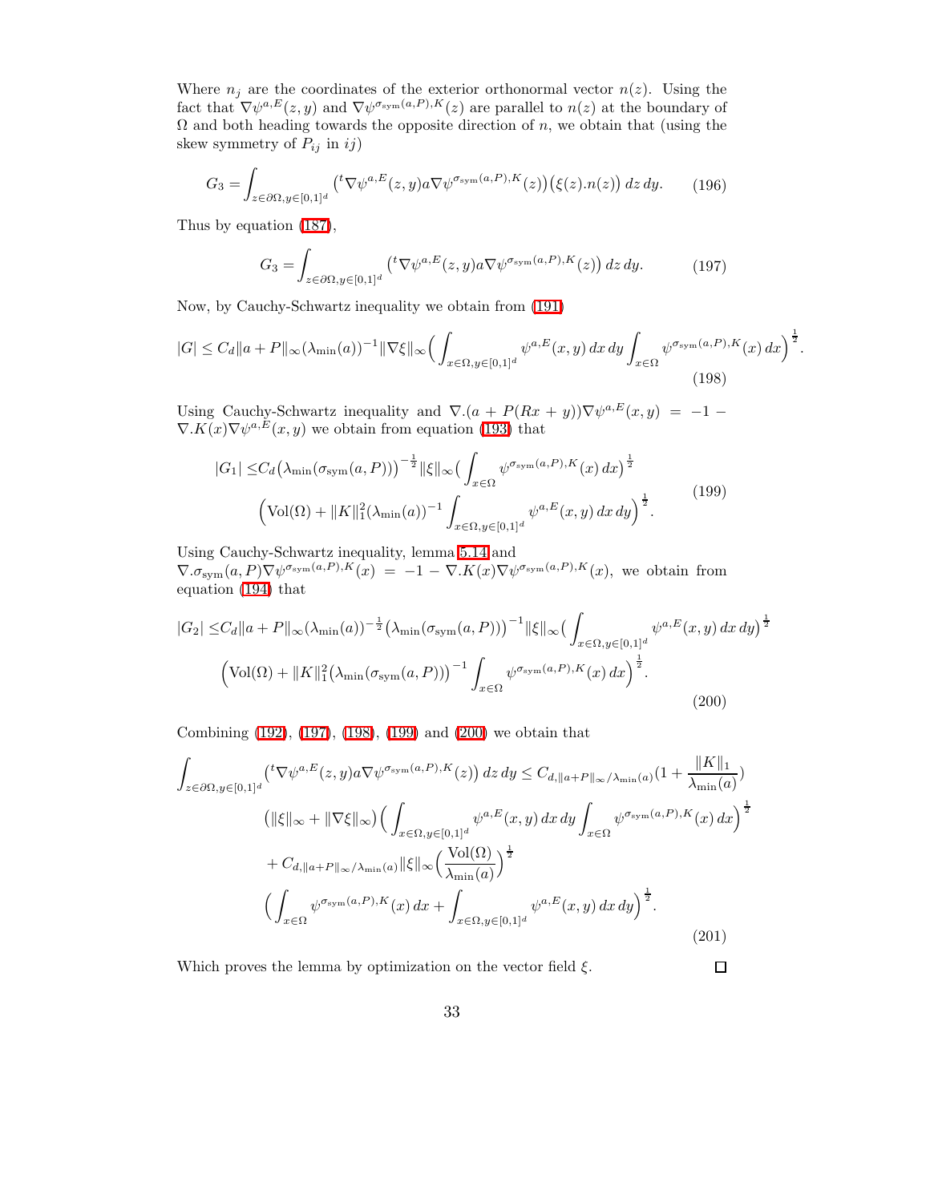Where $n_j$ are the coordinates of the exterior orthonormal vector $n(z)$. Using the fact that $\nabla\psi^{a,E}(z,y)$ and $\nabla\psi^{\sigma_{\text{sym}}(a,P),K}(z)$ are parallel to $n(z)$ at the boundary of $\Omega$ and both heading towards the opposite direction of $n$, we obtain that (using the skew symmetry of $P_{ij}$ in $ij$)

$$G_3 = \int_{z\in\partial\Omega, y\in[0,1]^d} \big({}^t\nabla\psi^{a,E}(z,y) a \nabla\psi^{\sigma_{\text{sym}}(a,P),K}(z)\big)\big(\xi(z).n(z)\big)\,dz\,dy. \tag{196}$$

Thus by equation (187),

$$G_3 = \int_{z\in\partial\Omega, y\in[0,1]^d} \big({}^t\nabla\psi^{a,E}(z,y) a \nabla\psi^{\sigma_{\text{sym}}(a,P),K}(z)\big)\,dz\,dy. \tag{197}$$

Now, by Cauchy-Schwartz inequality we obtain from (191)

$$|G| \leq C_d \|a+P\|_\infty (\lambda_{\min}(a))^{-1}\|\nabla\xi\|_\infty\Big(\int_{x\in\Omega,y\in[0,1]^d}\psi^{a,E}(x,y)\,dx\,dy\int_{x\in\Omega}\psi^{\sigma_{\text{sym}}(a,P),K}(x)\,dx\Big)^{\frac{1}{2}}. \tag{198}$$

Using Cauchy-Schwartz inequality and $\nabla.(a+P(Rx+y))\nabla\psi^{a,E}(x,y) = -1 - \nabla.K(x)\nabla\psi^{a,E}(x,y)$ we obtain from equation (193) that

$$\begin{aligned}|G_1| \leq & C_d\big(\lambda_{\min}(\sigma_{\text{sym}}(a,P))\big)^{-\frac{1}{2}}\|\xi\|_\infty\big(\int_{x\in\Omega}\psi^{\sigma_{\text{sym}}(a,P),K}(x)\,dx\big)^{\frac{1}{2}}\\ &\Big(\text{Vol}(\Omega) + \|K\|_1^2(\lambda_{\min}(a))^{-1}\int_{x\in\Omega,y\in[0,1]^d}\psi^{a,E}(x,y)\,dx\,dy\Big)^{\frac{1}{2}}.\end{aligned} \tag{199}$$

Using Cauchy-Schwartz inequality, lemma 5.14 and $\nabla.\sigma_{\text{sym}}(a,P)\nabla\psi^{\sigma_{\text{sym}}(a,P),K}(x) = -1 - \nabla.K(x)\nabla\psi^{\sigma_{\text{sym}}(a,P),K}(x)$, we obtain from equation (194) that

$$\begin{aligned}|G_2| \leq & C_d\|a+P\|_\infty(\lambda_{\min}(a))^{-\frac{1}{2}}\big(\lambda_{\min}(\sigma_{\text{sym}}(a,P))\big)^{-1}\|\xi\|_\infty\big(\int_{x\in\Omega,y\in[0,1]^d}\psi^{a,E}(x,y)\,dx\,dy\big)^{\frac{1}{2}}\\ &\Big(\text{Vol}(\Omega) + \|K\|_1^2\big(\lambda_{\min}(\sigma_{\text{sym}}(a,P))\big)^{-1}\int_{x\in\Omega}\psi^{\sigma_{\text{sym}}(a,P),K}(x)\,dx\Big)^{\frac{1}{2}}.\end{aligned} \tag{200}$$

Combining (192), (197), (198), (199) and (200) we obtain that

$$\begin{aligned}\int_{z\in\partial\Omega,y\in[0,1]^d} & \big({}^t\nabla\psi^{a,E}(z,y)a\nabla\psi^{\sigma_{\text{sym}}(a,P),K}(z)\big)\,dz\,dy \leq C_{d,\|a+P\|_\infty/\lambda_{\min}(a)}\big(1+\frac{\|K\|_1}{\lambda_{\min}(a)}\big)\\ &\big(\|\xi\|_\infty + \|\nabla\xi\|_\infty\big)\Big(\int_{x\in\Omega,y\in[0,1]^d}\psi^{a,E}(x,y)\,dx\,dy\int_{x\in\Omega}\psi^{\sigma_{\text{sym}}(a,P),K}(x)\,dx\Big)^{\frac{1}{2}}\\ &+ C_{d,\|a+P\|_\infty/\lambda_{\min}(a)}\|\xi\|_\infty\Big(\frac{\text{Vol}(\Omega)}{\lambda_{\min}(a)}\Big)^{\frac{1}{2}}\\ &\Big(\int_{x\in\Omega}\psi^{\sigma_{\text{sym}}(a,P),K}(x)\,dx + \int_{x\in\Omega,y\in[0,1]^d}\psi^{a,E}(x,y)\,dx\,dy\Big)^{\frac{1}{2}}.\end{aligned} \tag{201}$$

Which proves the lemma by optimization on the vector field $\xi$. $\square$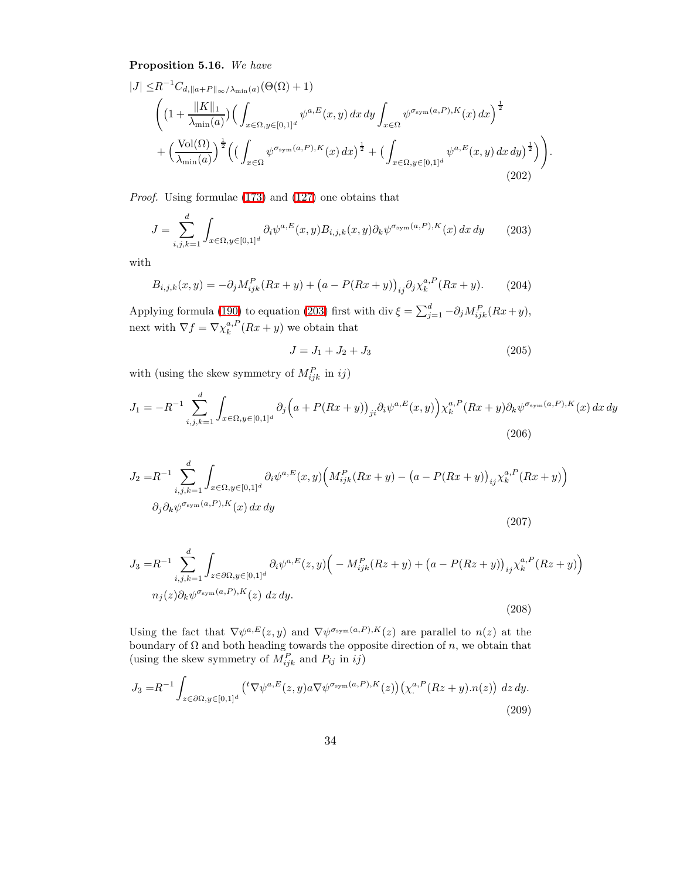**Proposition 5.16.** *We have*

$$
\begin{aligned}
|J| \leq & R^{-1} C_{d,\|a+P\|_\infty/\lambda_{\min}(a)} (\Theta(\Omega)+1) \\
& \Bigg( \Big(1+\frac{\|K\|_1}{\lambda_{\min}(a)}\Big) \Big( \int_{x\in\Omega, y\in[0,1]^d} \psi^{a,E}(x,y)\,dx\,dy \int_{x\in\Omega} \psi^{\sigma_{\rm sym}(a,P),K}(x)\,dx \Big)^{\frac{1}{2}} \\
& + \Big(\frac{\mathrm{Vol}(\Omega)}{\lambda_{\min}(a)}\Big)^{\frac{1}{2}} \Big( \big( \int_{x\in\Omega} \psi^{\sigma_{\rm sym}(a,P),K}(x)\,dx \big)^{\frac{1}{2}} + \big( \int_{x\in\Omega, y\in[0,1]^d} \psi^{a,E}(x,y)\,dx\,dy \big)^{\frac{1}{2}} \Big) \Bigg).
\end{aligned} \tag{202}
$$

*Proof.* Using formulae (173) and (127) one obtains that

$$
J = \sum_{i,j,k=1}^{d} \int_{x\in\Omega, y\in[0,1]^d} \partial_i \psi^{a,E}(x,y) B_{i,j,k}(x,y) \partial_k \psi^{\sigma_{\rm sym}(a,P),K}(x)\,dx\,dy \tag{203}
$$

with

$$
B_{i,j,k}(x,y) = -\partial_j M^P_{ijk}(Rx+y) + \big(a - P(Rx+y)\big)_{ij} \partial_j \chi^{a,P}_k(Rx+y). \tag{204}
$$

Applying formula (190) to equation (203) first with $\operatorname{div}\xi = \sum_{j=1}^d -\partial_j M^P_{ijk}(Rx+y)$, next with $\nabla f = \nabla \chi^{a,P}_k(Rx+y)$ we obtain that

$$
J = J_1 + J_2 + J_3 \tag{205}
$$

with (using the skew symmetry of $M^P_{ijk}$ in $ij$)

$$
J_1 = -R^{-1} \sum_{i,j,k=1}^{d} \int_{x\in\Omega, y\in[0,1]^d} \partial_j \Big( a + P(Rx+y) \Big)_{ji} \partial_i \psi^{a,E}(x,y) \Big) \chi^{a,P}_k(Rx+y) \partial_k \psi^{\sigma_{\rm sym}(a,P),K}(x)\,dx\,dy \tag{206}
$$

$$
\begin{aligned}
J_2 = & R^{-1} \sum_{i,j,k=1}^{d} \int_{x\in\Omega, y\in[0,1]^d} \partial_i \psi^{a,E}(x,y) \Big( M^P_{ijk}(Rx+y) - \big(a - P(Rx+y)\big)_{ij} \chi^{a,P}_k(Rx+y) \Big) \\
& \partial_j \partial_k \psi^{\sigma_{\rm sym}(a,P),K}(x)\,dx\,dy
\end{aligned} \tag{207}
$$

$$
\begin{aligned}
J_3 = & R^{-1} \sum_{i,j,k=1}^{d} \int_{z\in\partial\Omega, y\in[0,1]^d} \partial_i \psi^{a,E}(z,y) \Big( -M^P_{ijk}(Rz+y) + \big(a - P(Rz+y)\big)_{ij} \chi^{a,P}_k(Rz+y) \Big) \\
& n_j(z) \partial_k \psi^{\sigma_{\rm sym}(a,P),K}(z)\,dz\,dy.
\end{aligned} \tag{208}
$$

Using the fact that $\nabla \psi^{a,E}(z,y)$ and $\nabla \psi^{\sigma_{\rm sym}(a,P),K}(z)$ are parallel to $n(z)$ at the boundary of $\Omega$ and both heading towards the opposite direction of $n$, we obtain that (using the skew symmetry of $M^P_{ijk}$ and $P_{ij}$ in $ij$)

$$
J_3 = R^{-1} \int_{z\in\partial\Omega, y\in[0,1]^d} \big( {}^t\nabla \psi^{a,E}(z,y) a \nabla \psi^{\sigma_{\rm sym}(a,P),K}(z) \big) \big( \chi^{a,P}_{.}(Rz+y).n(z) \big)\,dz\,dy. \tag{209}
$$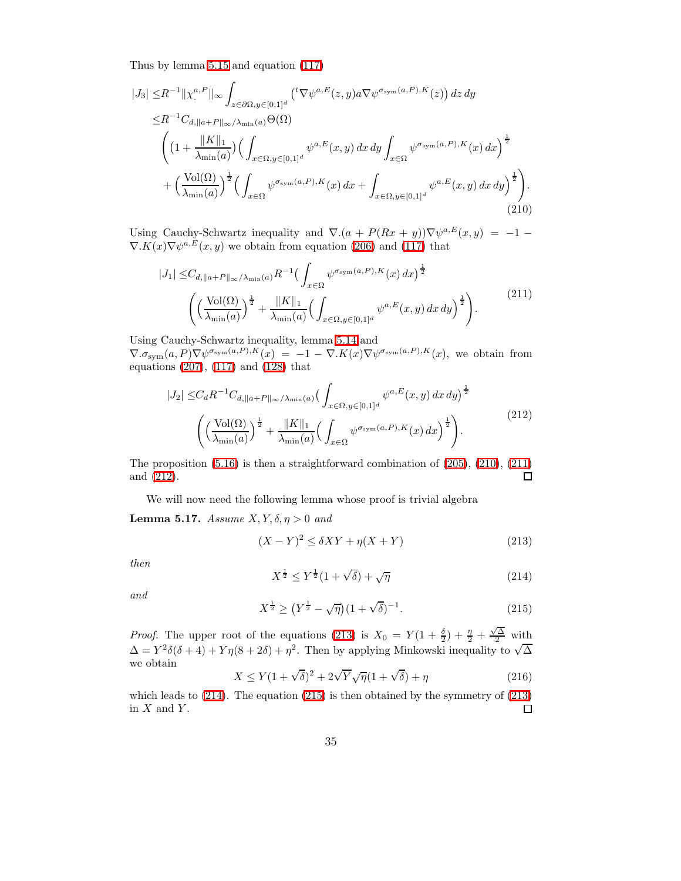Thus by lemma 5.15 and equation (117)

$$
\begin{aligned}
|J_3| \leq & R^{-1}\|\chi_{.}^{a,P}\|_\infty \int_{z\in\partial\Omega, y\in[0,1]^d} \left({}^t\nabla\psi^{a,E}(z,y)a\nabla\psi^{\sigma_{\rm sym}(a,P),K}(z)\right)dz\,dy \\
\leq & R^{-1}C_{d,\|a+P\|_\infty/\lambda_{\min}(a)}\Theta(\Omega) \\
& \left( \Big(1+\frac{\|K\|_1}{\lambda_{\min}(a)}\Big)\Big(\int_{x\in\Omega,y\in[0,1]^d}\psi^{a,E}(x,y)\,dx\,dy\int_{x\in\Omega}\psi^{\sigma_{\rm sym}(a,P),K}(x)\,dx\Big)^{\frac{1}{2}} \right. \\
& \left. + \Big(\frac{\operatorname{Vol}(\Omega)}{\lambda_{\min}(a)}\Big)^{\frac{1}{2}}\Big(\int_{x\in\Omega}\psi^{\sigma_{\rm sym}(a,P),K}(x)\,dx + \int_{x\in\Omega,y\in[0,1]^d}\psi^{a,E}(x,y)\,dx\,dy\Big)^{\frac{1}{2}}\right).
\end{aligned}
\tag{210}
$$

Using Cauchy-Schwartz inequality and $\nabla.(a+P(Rx+y))\nabla\psi^{a,E}(x,y) = -1 - \nabla.K(x)\nabla\psi^{a,E}(x,y)$ we obtain from equation (206) and (117) that

$$
\begin{aligned}
|J_1| \leq & C_{d,\|a+P\|_\infty/\lambda_{\min}(a)}R^{-1}\Big(\int_{x\in\Omega}\psi^{\sigma_{\rm sym}(a,P),K}(x)\,dx\Big)^{\frac{1}{2}} \\
& \left(\Big(\frac{\operatorname{Vol}(\Omega)}{\lambda_{\min}(a)}\Big)^{\frac{1}{2}} + \frac{\|K\|_1}{\lambda_{\min}(a)}\Big(\int_{x\in\Omega,y\in[0,1]^d}\psi^{a,E}(x,y)\,dx\,dy\Big)^{\frac{1}{2}}\right).
\end{aligned}
\tag{211}
$$

Using Cauchy-Schwartz inequality, lemma 5.14 and $\nabla.\sigma_{\rm sym}(a,P)\nabla\psi^{\sigma_{\rm sym}(a,P),K}(x) = -1 - \nabla.K(x)\nabla\psi^{\sigma_{\rm sym}(a,P),K}(x)$, we obtain from equations (207), (117) and (128) that

$$
\begin{aligned}
|J_2| \leq & C_d R^{-1}C_{d,\|a+P\|_\infty/\lambda_{\min}(a)}\Big(\int_{x\in\Omega,y\in[0,1]^d}\psi^{a,E}(x,y)\,dx\,dy\Big)^{\frac{1}{2}} \\
& \left(\Big(\frac{\operatorname{Vol}(\Omega)}{\lambda_{\min}(a)}\Big)^{\frac{1}{2}} + \frac{\|K\|_1}{\lambda_{\min}(a)}\Big(\int_{x\in\Omega}\psi^{\sigma_{\rm sym}(a,P),K}(x)\,dx\Big)^{\frac{1}{2}}\right).
\end{aligned}
\tag{212}
$$

The proposition (5.16) is then a straightforward combination of (205), (210), (211) and (212). ∎

We will now need the following lemma whose proof is trivial algebra

**Lemma 5.17.** *Assume $X, Y, \delta, \eta > 0$ and*

$$
(X-Y)^2 \leq \delta XY + \eta(X+Y) \tag{213}
$$

*then*

$$
X^{\frac{1}{2}} \leq Y^{\frac{1}{2}}(1+\sqrt{\delta}) + \sqrt{\eta} \tag{214}
$$

*and*

$$
X^{\frac{1}{2}} \geq \big(Y^{\frac{1}{2}} - \sqrt{\eta}\big)(1+\sqrt{\delta})^{-1}. \tag{215}
$$

*Proof.* The upper root of the equations (213) is $X_0 = Y(1+\frac{\delta}{2}) + \frac{\eta}{2} + \frac{\sqrt{\Delta}}{2}$ with $\Delta = Y^2\delta(\delta+4) + Y\eta(8+2\delta) + \eta^2$. Then by applying Minkowski inequality to $\sqrt{\Delta}$ we obtain

$$
X \leq Y(1+\sqrt{\delta})^2 + 2\sqrt{Y}\sqrt{\eta}(1+\sqrt{\delta}) + \eta \tag{216}
$$

which leads to (214). The equation (215) is then obtained by the symmetry of (213) in $X$ and $Y$. ∎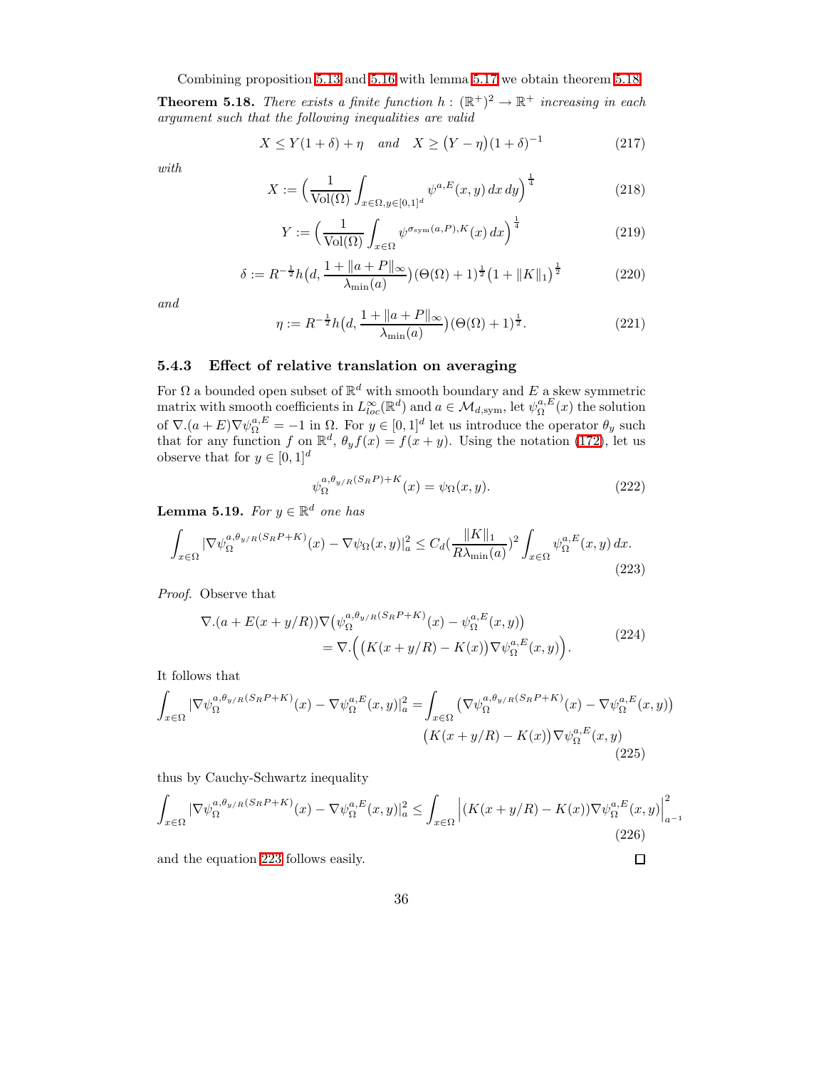Combining proposition 5.13 and 5.16 with lemma 5.17 we obtain theorem 5.18.

**Theorem 5.18.** *There exists a finite function $h : (\mathbb{R}^+)^2 \to \mathbb{R}^+$ increasing in each argument such that the following inequalities are valid*

$$X \leq Y(1+\delta) + \eta \quad \text{and} \quad X \geq \big(Y - \eta\big)(1+\delta)^{-1} \tag{217}$$

*with*

$$X := \Big(\frac{1}{\mathrm{Vol}(\Omega)} \int_{x\in\Omega, y\in[0,1]^d} \psi^{a,E}(x,y)\,dx\,dy\Big)^{\frac{1}{4}} \tag{218}$$

$$Y := \Big(\frac{1}{\mathrm{Vol}(\Omega)} \int_{x\in\Omega} \psi^{\sigma_{\mathrm{sym}}(a,P),K}(x)\,dx\Big)^{\frac{1}{4}} \tag{219}$$

$$\delta := R^{-\frac{1}{2}} h\big(d, \frac{1+\|a+P\|_\infty}{\lambda_{\min}(a)}\big)(\Theta(\Omega)+1)^{\frac{1}{2}}\big(1+\|K\|_1\big)^{\frac{1}{2}} \tag{220}$$

*and*

$$\eta := R^{-\frac{1}{2}} h\big(d, \frac{1+\|a+P\|_\infty}{\lambda_{\min}(a)}\big)(\Theta(\Omega)+1)^{\frac{1}{2}}. \tag{221}$$

### 5.4.3 Effect of relative translation on averaging

For $\Omega$ a bounded open subset of $\mathbb{R}^d$ with smooth boundary and $E$ a skew symmetric matrix with smooth coefficients in $L^\infty_{loc}(\mathbb{R}^d)$ and $a \in \mathcal{M}_{d,\mathrm{sym}}$, let $\psi^{a,E}_\Omega(x)$ the solution of $\nabla.(a+E)\nabla\psi^{a,E}_\Omega = -1$ in $\Omega$. For $y \in [0,1]^d$ let us introduce the operator $\theta_y$ such that for any function $f$ on $\mathbb{R}^d$, $\theta_y f(x) = f(x+y)$. Using the notation (172), let us observe that for $y \in [0,1]^d$

$$\psi_\Omega^{a,\theta_{y/R}(S_R P)+K}(x) = \psi_\Omega(x,y). \tag{222}$$

**Lemma 5.19.** *For $y \in \mathbb{R}^d$ one has*

$$\int_{x\in\Omega} |\nabla\psi_\Omega^{a,\theta_{y/R}(S_R P+K)}(x) - \nabla\psi_\Omega(x,y)|_a^2 \leq C_d\big(\frac{\|K\|_1}{R\lambda_{\min}(a)}\big)^2 \int_{x\in\Omega} \psi^{a,E}_\Omega(x,y)\,dx. \tag{223}$$

*Proof.* Observe that

$$\begin{aligned}\nabla.(a+E(x+y/R))\nabla\big(\psi_\Omega^{a,\theta_{y/R}(S_R P+K)}(x) - \psi_\Omega^{a,E}(x,y)\big)\\ = \nabla.\Big(\big(K(x+y/R) - K(x)\big)\nabla\psi_\Omega^{a,E}(x,y)\Big).\end{aligned} \tag{224}$$

It follows that

$$\begin{aligned}\int_{x\in\Omega} |\nabla\psi_\Omega^{a,\theta_{y/R}(S_R P+K)}(x) - \nabla\psi_\Omega^{a,E}(x,y)|_a^2 = &\int_{x\in\Omega} \big(\nabla\psi_\Omega^{a,\theta_{y/R}(S_R P+K)}(x) - \nabla\psi_\Omega^{a,E}(x,y)\big)\\ &\big(K(x+y/R) - K(x)\big)\nabla\psi_\Omega^{a,E}(x,y)\end{aligned} \tag{225}$$

thus by Cauchy-Schwartz inequality

$$\int_{x\in\Omega} |\nabla\psi_\Omega^{a,\theta_{y/R}(S_R P+K)}(x) - \nabla\psi_\Omega^{a,E}(x,y)|_a^2 \leq \int_{x\in\Omega} \Big|(K(x+y/R) - K(x))\nabla\psi_\Omega^{a,E}(x,y)\Big|^2_{a^{-1}} \tag{226}$$

and the equation 223 follows easily. ∎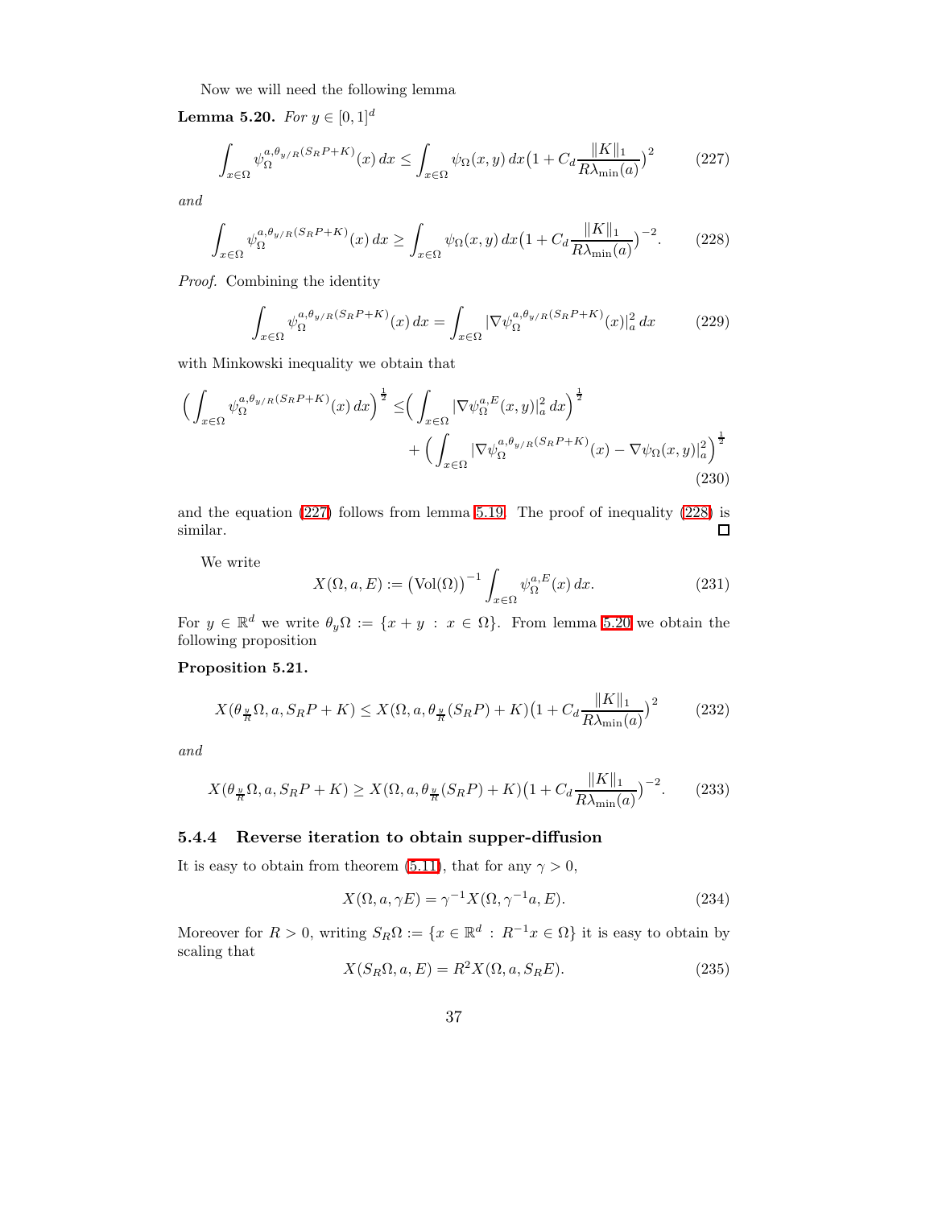Now we will need the following lemma

**Lemma 5.20.** *For $y \in [0,1]^d$*

$$\int_{x\in\Omega} \psi_\Omega^{a,\theta_{y/R}(S_R P+K)}(x)\,dx \leq \int_{x\in\Omega} \psi_\Omega(x,y)\,dx\big(1+C_d\frac{\|K\|_1}{R\lambda_{\min}(a)}\big)^2 \tag{227}$$

*and*

$$\int_{x\in\Omega} \psi_\Omega^{a,\theta_{y/R}(S_R P+K)}(x)\,dx \geq \int_{x\in\Omega} \psi_\Omega(x,y)\,dx\big(1+C_d\frac{\|K\|_1}{R\lambda_{\min}(a)}\big)^{-2}. \tag{228}$$

*Proof.* Combining the identity

$$\int_{x\in\Omega} \psi_\Omega^{a,\theta_{y/R}(S_R P+K)}(x)\,dx = \int_{x\in\Omega} |\nabla \psi_\Omega^{a,\theta_{y/R}(S_R P+K)}(x)|_a^2\,dx \tag{229}$$

with Minkowski inequality we obtain that

$$\begin{aligned}\Big(\int_{x\in\Omega} \psi_\Omega^{a,\theta_{y/R}(S_R P+K)}(x)\,dx\Big)^{\frac{1}{2}} \leq& \Big(\int_{x\in\Omega} |\nabla \psi_\Omega^{a,E}(x,y)|_a^2\,dx\Big)^{\frac{1}{2}} \\ &+ \Big(\int_{x\in\Omega} |\nabla \psi_\Omega^{a,\theta_{y/R}(S_R P+K)}(x) - \nabla\psi_\Omega(x,y)|_a^2\Big)^{\frac{1}{2}}\end{aligned} \tag{230}$$

and the equation (227) follows from lemma 5.19. The proof of inequality (228) is similar. $\square$

We write

$$X(\Omega,a,E) := \big(\mathrm{Vol}(\Omega)\big)^{-1}\int_{x\in\Omega} \psi_\Omega^{a,E}(x)\,dx. \tag{231}$$

For $y\in\mathbb{R}^d$ we write $\theta_y\Omega := \{x+y\,:\,x\in\Omega\}$. From lemma 5.20 we obtain the following proposition

**Proposition 5.21.**

$$X(\theta_{\frac{y}{R}}\Omega,a,S_R P+K) \leq X(\Omega,a,\theta_{\frac{y}{R}}(S_R P)+K)\big(1+C_d\frac{\|K\|_1}{R\lambda_{\min}(a)}\big)^2 \tag{232}$$

*and*

$$X(\theta_{\frac{y}{R}}\Omega,a,S_R P+K) \geq X(\Omega,a,\theta_{\frac{y}{R}}(S_R P)+K)\big(1+C_d\frac{\|K\|_1}{R\lambda_{\min}(a)}\big)^{-2}. \tag{233}$$

### 5.4.4 Reverse iteration to obtain supper-diffusion

It is easy to obtain from theorem (5.11), that for any $\gamma>0$,

$$X(\Omega,a,\gamma E) = \gamma^{-1}X(\Omega,\gamma^{-1}a,E). \tag{234}$$

Moreover for $R>0$, writing $S_R\Omega := \{x\in\mathbb{R}^d\,:\,R^{-1}x\in\Omega\}$ it is easy to obtain by scaling that

$$X(S_R\Omega,a,E) = R^2 X(\Omega,a,S_R E). \tag{235}$$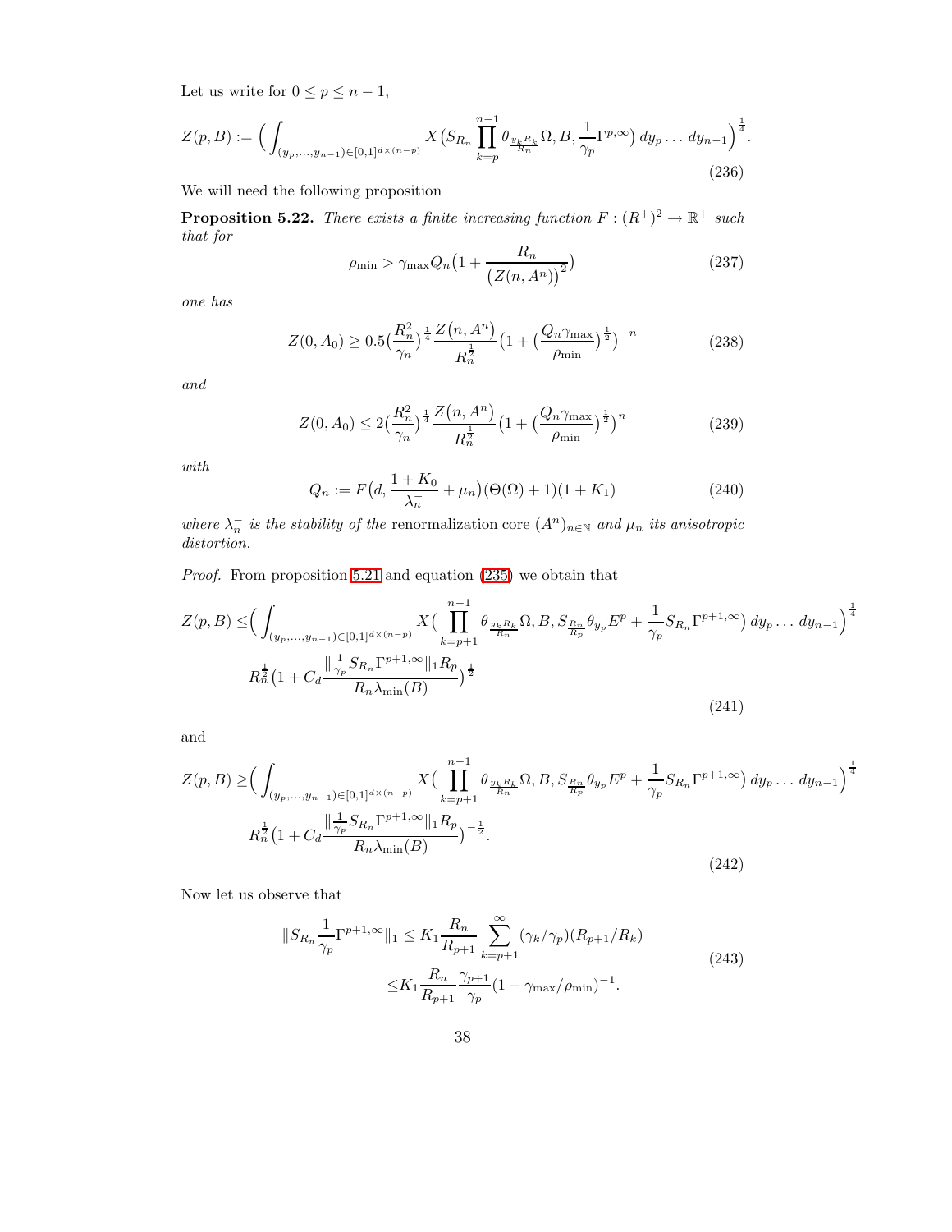Let us write for $0 \leq p \leq n-1$,

$$Z(p,B) := \Big( \int_{(y_p,\ldots,y_{n-1}) \in [0,1]^{d\times(n-p)}} X\big(S_{R_n} \prod_{k=p}^{n-1} \theta_{\frac{y_k R_k}{R_n}} \Omega, B, \frac{1}{\gamma_p}\Gamma^{p,\infty}\big)\, dy_p \ldots dy_{n-1}\Big)^{\frac{1}{4}}. \tag{236}$$

We will need the following proposition

**Proposition 5.22.** *There exists a finite increasing function $F : (R^+)^2 \to \mathbb{R}^+$ such that for*

$$\rho_{\min} > \gamma_{\max} Q_n \big(1 + \frac{R_n}{\big(Z(n,A^n)\big)^2}\big) \tag{237}$$

*one has*

$$Z(0,A_0) \geq 0.5 \big(\frac{R_n^2}{\gamma_n}\big)^{\frac{1}{4}} \frac{Z\big(n,A^n\big)}{R_n^{\frac{1}{2}}} \big(1 + \big(\frac{Q_n \gamma_{\max}}{\rho_{\min}}\big)^{\frac{1}{2}}\big)^{-n} \tag{238}$$

*and*

$$Z(0,A_0) \leq 2 \big(\frac{R_n^2}{\gamma_n}\big)^{\frac{1}{4}} \frac{Z\big(n,A^n\big)}{R_n^{\frac{1}{2}}} \big(1 + \big(\frac{Q_n \gamma_{\max}}{\rho_{\min}}\big)^{\frac{1}{2}}\big)^{n} \tag{239}$$

*with*

$$Q_n := F\big(d, \frac{1+K_0}{\lambda_n^-} + \mu_n\big)(\Theta(\Omega)+1)(1+K_1) \tag{240}$$

*where $\lambda_n^-$ is the stability of the* renormalization core $(A^n)_{n\in\mathbb{N}}$ *and $\mu_n$ its anisotropic distortion.*

*Proof.* From proposition 5.21 and equation (235) we obtain that

$$\begin{aligned} Z(p,B) \leq & \Big( \int_{(y_p,\ldots,y_{n-1}) \in [0,1]^{d\times(n-p)}} X\big(\prod_{k=p+1}^{n-1} \theta_{\frac{y_k R_k}{R_n}} \Omega, B, S_{\frac{R_n}{R_p}} \theta_{y_p} E^p + \frac{1}{\gamma_p} S_{R_n} \Gamma^{p+1,\infty}\big)\, dy_p \ldots dy_{n-1}\Big)^{\frac{1}{4}} \\ & R_n^{\frac{1}{2}} \big(1 + C_d \frac{\| \frac{1}{\gamma_p} S_{R_n} \Gamma^{p+1,\infty}\|_1 R_p}{R_n \lambda_{\min}(B)}\big)^{\frac{1}{2}} \end{aligned} \tag{241}$$

and

$$\begin{aligned} Z(p,B) \geq & \Big( \int_{(y_p,\ldots,y_{n-1}) \in [0,1]^{d\times(n-p)}} X\big(\prod_{k=p+1}^{n-1} \theta_{\frac{y_k R_k}{R_n}} \Omega, B, S_{\frac{R_n}{R_p}} \theta_{y_p} E^p + \frac{1}{\gamma_p} S_{R_n} \Gamma^{p+1,\infty}\big)\, dy_p \ldots dy_{n-1}\Big)^{\frac{1}{4}} \\ & R_n^{\frac{1}{2}} \big(1 + C_d \frac{\| \frac{1}{\gamma_p} S_{R_n} \Gamma^{p+1,\infty}\|_1 R_p}{R_n \lambda_{\min}(B)}\big)^{-\frac{1}{2}}. \end{aligned} \tag{242}$$

Now let us observe that

$$\begin{aligned} \|S_{R_n} \frac{1}{\gamma_p} \Gamma^{p+1,\infty}\|_1 \leq & K_1 \frac{R_n}{R_{p+1}} \sum_{k=p+1}^{\infty} (\gamma_k/\gamma_p)(R_{p+1}/R_k) \\ \leq & K_1 \frac{R_n}{R_{p+1}} \frac{\gamma_{p+1}}{\gamma_p} (1 - \gamma_{\max}/\rho_{\min})^{-1}. \end{aligned} \tag{243}$$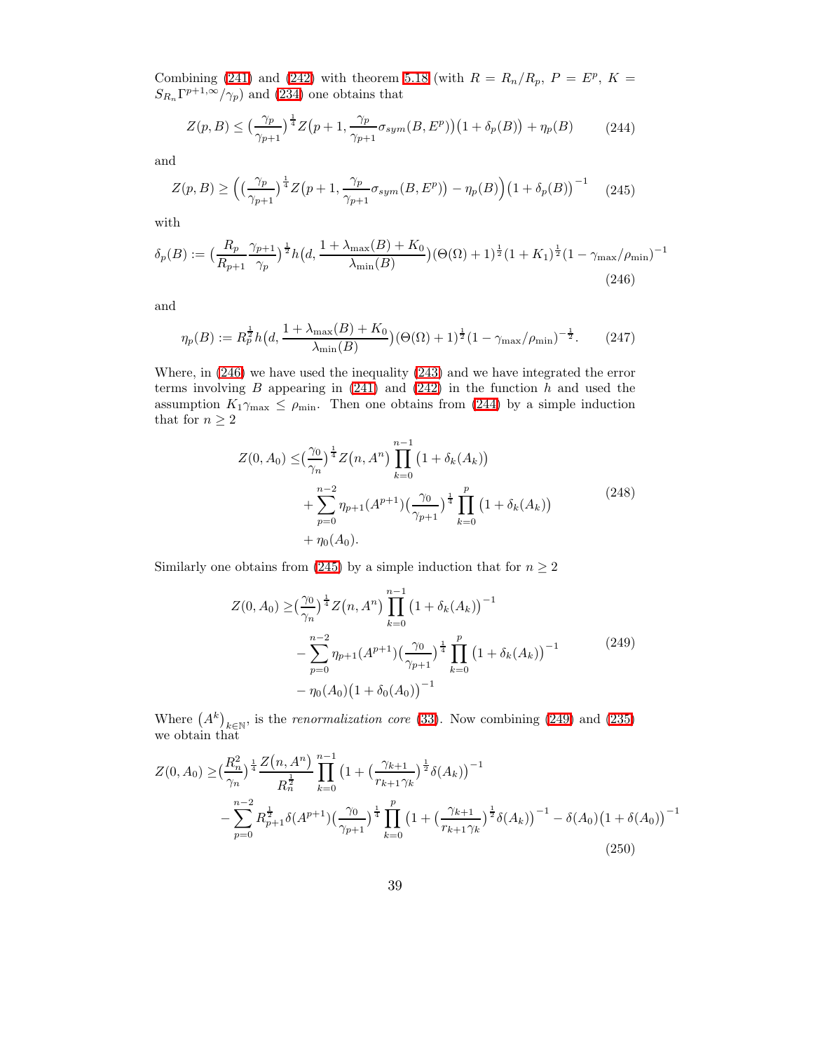Combining (241) and (242) with theorem 5.18 (with $R = R_n/R_p$, $P = E^p$, $K = S_{R_n}\Gamma^{p+1,\infty}/\gamma_p$) and (234) one obtains that

$$Z(p,B) \leq \big(\frac{\gamma_p}{\gamma_{p+1}}\big)^{\frac{1}{4}} Z\big(p+1, \frac{\gamma_p}{\gamma_{p+1}}\sigma_{sym}(B,E^p)\big)\big(1+\delta_p(B)\big) + \eta_p(B) \tag{244}$$

and

$$Z(p,B) \geq \Big(\big(\frac{\gamma_p}{\gamma_{p+1}}\big)^{\frac{1}{4}} Z\big(p+1, \frac{\gamma_p}{\gamma_{p+1}}\sigma_{sym}(B,E^p)\big) - \eta_p(B)\Big)\big(1+\delta_p(B)\big)^{-1} \tag{245}$$

with

$$\delta_p(B) := \big(\frac{R_p}{R_{p+1}}\frac{\gamma_{p+1}}{\gamma_p}\big)^{\frac{1}{2}} h\big(d, \frac{1+\lambda_{\max}(B)+K_0}{\lambda_{\min}(B)}\big)(\Theta(\Omega)+1)^{\frac{1}{2}}(1+K_1)^{\frac{1}{2}}(1-\gamma_{\max}/\rho_{\min})^{-1} \tag{246}$$

and

$$\eta_p(B) := R_p^{\frac{1}{2}} h\big(d, \frac{1+\lambda_{\max}(B)+K_0}{\lambda_{\min}(B)}\big)(\Theta(\Omega)+1)^{\frac{1}{2}}(1-\gamma_{\max}/\rho_{\min})^{-\frac{1}{2}}. \tag{247}$$

Where, in (246) we have used the inequality (243) and we have integrated the error terms involving $B$ appearing in (241) and (242) in the function $h$ and used the assumption $K_1\gamma_{\max} \leq \rho_{\min}$. Then one obtains from (244) by a simple induction that for $n \geq 2$

$$\begin{aligned} Z(0,A_0) \leq& \big(\frac{\gamma_0}{\gamma_n}\big)^{\frac{1}{4}} Z\big(n, A^n\big) \prod_{k=0}^{n-1}\big(1+\delta_k(A_k)\big) \\ &+ \sum_{p=0}^{n-2} \eta_{p+1}(A^{p+1})\big(\frac{\gamma_0}{\gamma_{p+1}}\big)^{\frac{1}{4}} \prod_{k=0}^{p}\big(1+\delta_k(A_k)\big) \\ &+ \eta_0(A_0). \end{aligned} \tag{248}$$

Similarly one obtains from (245) by a simple induction that for $n \geq 2$

$$\begin{aligned} Z(0,A_0) \geq& \big(\frac{\gamma_0}{\gamma_n}\big)^{\frac{1}{4}} Z\big(n, A^n\big) \prod_{k=0}^{n-1}\big(1+\delta_k(A_k)\big)^{-1} \\ &- \sum_{p=0}^{n-2} \eta_{p+1}(A^{p+1})\big(\frac{\gamma_0}{\gamma_{p+1}}\big)^{\frac{1}{4}} \prod_{k=0}^{p}\big(1+\delta_k(A_k)\big)^{-1} \\ &- \eta_0(A_0)\big(1+\delta_0(A_0)\big)^{-1} \end{aligned} \tag{249}$$

Where $\big(A^k\big)_{k\in\mathbb{N}}$, is the *renormalization core* (33). Now combining (249) and (235) we obtain that

$$\begin{aligned} Z(0,A_0) \geq& \big(\frac{R_n^2}{\gamma_n}\big)^{\frac{1}{4}} \frac{Z\big(n,A^n\big)}{R_n^{\frac{1}{2}}} \prod_{k=0}^{n-1}\big(1+\big(\frac{\gamma_{k+1}}{r_{k+1}\gamma_k}\big)^{\frac{1}{2}}\delta(A_k)\big)^{-1} \\ &- \sum_{p=0}^{n-2} R_{p+1}^{\frac{1}{2}}\delta(A^{p+1})\big(\frac{\gamma_0}{\gamma_{p+1}}\big)^{\frac{1}{4}} \prod_{k=0}^{p}\big(1+\big(\frac{\gamma_{k+1}}{r_{k+1}\gamma_k}\big)^{\frac{1}{2}}\delta(A_k)\big)^{-1} - \delta(A_0)\big(1+\delta(A_0)\big)^{-1} \end{aligned} \tag{250}$$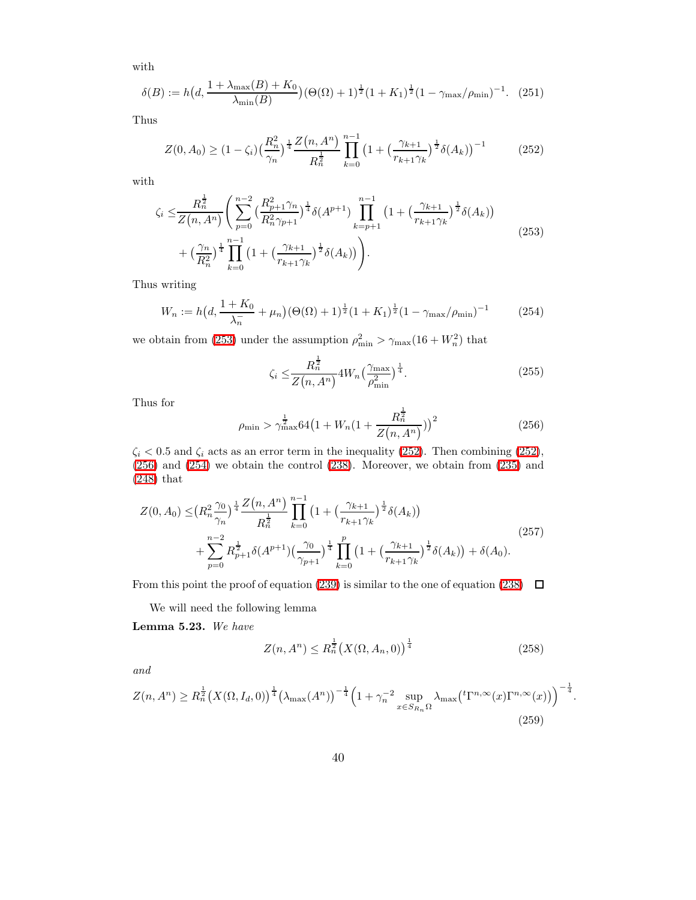with

$$\delta(B) := h\big(d, \frac{1+\lambda_{\max}(B)+K_0}{\lambda_{\min}(B)}\big)(\Theta(\Omega)+1)^{\frac{1}{2}}(1+K_1)^{\frac{1}{2}}(1-\gamma_{\max}/\rho_{\min})^{-1}. \quad (251)$$

Thus

$$Z(0,A_0) \geq (1-\zeta_i)\big(\frac{R_n^2}{\gamma_n}\big)^{\frac{1}{4}}\frac{Z\big(n,A^n\big)}{R_n^{\frac{1}{2}}}\prod_{k=0}^{n-1}\big(1+\big(\frac{\gamma_{k+1}}{r_{k+1}\gamma_k}\big)^{\frac{1}{2}}\delta(A_k)\big)^{-1} \quad (252)$$

with

$$\begin{aligned}\zeta_i \leq & \frac{R_n^{\frac{1}{2}}}{Z\big(n,A^n\big)}\Bigg(\sum_{p=0}^{n-2}\big(\frac{R_{p+1}^2\gamma_n}{R_n^2\gamma_{p+1}}\big)^{\frac{1}{4}}\delta(A^{p+1})\prod_{k=p+1}^{n-1}\big(1+\big(\frac{\gamma_{k+1}}{r_{k+1}\gamma_k}\big)^{\frac{1}{2}}\delta(A_k)\big)\\ & +\big(\frac{\gamma_n}{R_n^2}\big)^{\frac{1}{4}}\prod_{k=0}^{n-1}\big(1+\big(\frac{\gamma_{k+1}}{r_{k+1}\gamma_k}\big)^{\frac{1}{2}}\delta(A_k)\big)\Bigg).\end{aligned} \quad (253)$$

Thus writing

$$W_n := h\big(d, \frac{1+K_0}{\lambda_n^-}+\mu_n\big)(\Theta(\Omega)+1)^{\frac{1}{2}}(1+K_1)^{\frac{1}{2}}(1-\gamma_{\max}/\rho_{\min})^{-1} \quad (254)$$

we obtain from (253) under the assumption $\rho_{\min}^2 > \gamma_{\max}(16+W_n^2)$ that

$$\zeta_i \leq \frac{R_n^{\frac{1}{2}}}{Z\big(n,A^n\big)}4W_n\big(\frac{\gamma_{\max}}{\rho_{\min}^2}\big)^{\frac{1}{4}}. \quad (255)$$

Thus for

$$\rho_{\min} > \gamma_{\max}^{\frac{1}{2}}64\big(1+W_n(1+\frac{R_n^{\frac{1}{2}}}{Z\big(n,A^n\big)})\big)^2 \quad (256)$$

$\zeta_i < 0.5$ and $\zeta_i$ acts as an error term in the inequality (252). Then combining (252), (256) and (254) we obtain the control (238). Moreover, we obtain from (235) and (248) that

$$\begin{aligned}Z(0,A_0) \leq & \big(R_n^2\frac{\gamma_0}{\gamma_n}\big)^{\frac{1}{4}}\frac{Z\big(n,A^n\big)}{R_n^{\frac{1}{2}}}\prod_{k=0}^{n-1}\big(1+\big(\frac{\gamma_{k+1}}{r_{k+1}\gamma_k}\big)^{\frac{1}{2}}\delta(A_k)\big)\\ & +\sum_{p=0}^{n-2}R_{p+1}^{\frac{1}{2}}\delta(A^{p+1})\big(\frac{\gamma_0}{\gamma_{p+1}}\big)^{\frac{1}{4}}\prod_{k=0}^{p}\big(1+\big(\frac{\gamma_{k+1}}{r_{k+1}\gamma_k}\big)^{\frac{1}{2}}\delta(A_k)\big)+\delta(A_0).\end{aligned} \quad (257)$$

From this point the proof of equation (239) is similar to the one of equation (238) □

We will need the following lemma

**Lemma 5.23.** *We have*

$$Z(n,A^n) \leq R_n^{\frac{1}{2}}\big(X(\Omega,A_n,0)\big)^{\frac{1}{4}} \quad (258)$$

*and*

$$Z(n,A^n) \geq R_n^{\frac{1}{2}}\big(X(\Omega,I_d,0)\big)^{\frac{1}{4}}\big(\lambda_{\max}(A^n)\big)^{-\frac{1}{4}}\Big(1+\gamma_n^{-2}\sup_{x\in S_{R_n}\Omega}\lambda_{\max}\big({}^t\Gamma^{n,\infty}(x)\Gamma^{n,\infty}(x)\big)\Big)^{-\frac{1}{4}}. \quad (259)$$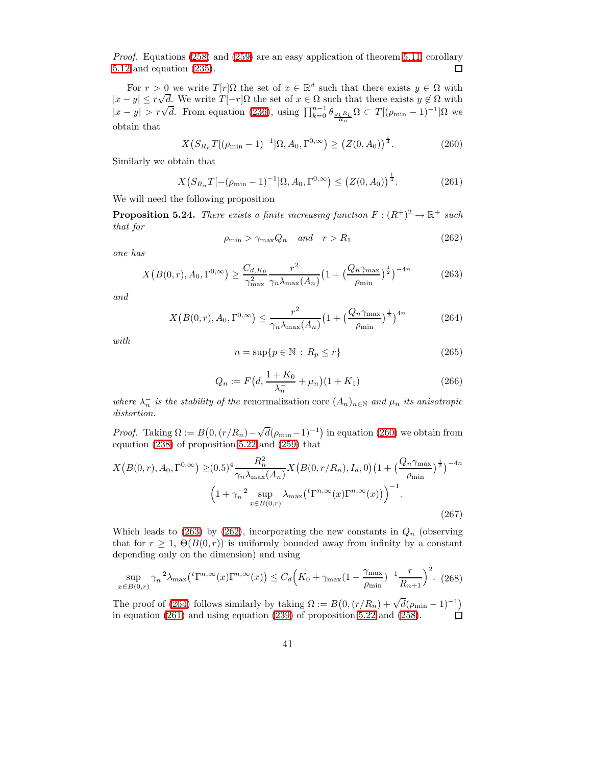*Proof.* Equations (258) and (259) are an easy application of theorem 5.11, corollary 5.12 and equation (235). ◻

For $r > 0$ we write $T[r]\Omega$ the set of $x \in \mathbb{R}^d$ such that there exists $y \in \Omega$ with $|x-y| \leq r\sqrt{d}$. We write $T[-r]\Omega$ the set of $x \in \Omega$ such that there exists $y \notin \Omega$ with $|x-y| > r\sqrt{d}$. From equation (236), using $\prod_{k=0}^{n-1} \theta_{\frac{y_k R_k}{R_n}} \Omega \subset T[(\rho_{\min}-1)^{-1}]\Omega$ we obtain that

$$X\big(S_{R_n} T[(\rho_{\min}-1)^{-1}]\Omega, A_0, \Gamma^{0,\infty}\big) \geq \big(Z(0,A_0)\big)^{\frac{1}{4}}. \tag{260}$$

Similarly we obtain that

$$X\big(S_{R_n} T[-(\rho_{\min}-1)^{-1}]\Omega, A_0, \Gamma^{0,\infty}\big) \leq \big(Z(0,A_0)\big)^{\frac{1}{4}}. \tag{261}$$

We will need the following proposition

**Proposition 5.24.** *There exists a finite increasing function $F : (R^+)^2 \to \mathbb{R}^+$ such that for*

$$\rho_{\min} > \gamma_{\max} Q_n \quad \text{and} \quad r > R_1 \tag{262}$$

*one has*

$$X\big(B(0,r), A_0, \Gamma^{0,\infty}\big) \geq \frac{C_{d,K_0}}{\gamma_{\max}^2} \frac{r^2}{\gamma_n \lambda_{\max}(A_n)} \big(1 + (\frac{Q_n \gamma_{\max}}{\rho_{\min}})^{\frac{1}{2}}\big)^{-4n} \tag{263}$$

*and*

$$X\big(B(0,r), A_0, \Gamma^{0,\infty}\big) \leq \frac{r^2}{\gamma_n \lambda_{\max}(A_n)} \big(1 + (\frac{Q_n \gamma_{\max}}{\rho_{\min}})^{\frac{1}{2}}\big)^{4n} \tag{264}$$

*with*

$$n = \sup\{p \in \mathbb{N} \,:\, R_p \leq r\} \tag{265}$$

$$Q_n := F\big(d, \frac{1+K_0}{\lambda_n^-} + \mu_n\big)(1+K_1) \tag{266}$$

*where $\lambda_n^-$ is the stability of the* renormalization core $(A_n)_{n\in\mathbb{N}}$ *and $\mu_n$ its anisotropic distortion.*

*Proof.* Taking $\Omega := B\big(0,(r/R_n) - \sqrt{d}(\rho_{\min}-1)^{-1}\big)$ in equation (260) we obtain from equation (238) of proposition 5.22 and (259) that

$$\begin{aligned} X\big(B(0,r), A_0, \Gamma^{0,\infty}\big) \geq & (0.5)^4 \frac{R_n^2}{\gamma_n \lambda_{\max}(A_n)} X\big(B(0,r/R_n), I_d, 0\big) \big(1 + (\frac{Q_n \gamma_{\max}}{\rho_{\min}})^{\frac{1}{2}}\big)^{-4n} \\ & \Big(1 + \gamma_n^{-2} \sup_{x\in B(0,r)} \lambda_{\max}\big({}^t\Gamma^{n,\infty}(x)\Gamma^{n,\infty}(x)\big)\Big)^{-1}. \end{aligned} \tag{267}$$

Which leads to (263) by (262), incorporating the new constants in $Q_n$ (observing that for $r \geq 1$, $\Theta(B(0,r))$ is uniformly bounded away from infinity by a constant depending only on the dimension) and using

$$\sup_{x\in B(0,r)} \gamma_n^{-2} \lambda_{\max}\big({}^t\Gamma^{n,\infty}(x)\Gamma^{n,\infty}(x)\big) \leq C_d \Big(K_0 + \gamma_{\max}(1 - \frac{\gamma_{\max}}{\rho_{\min}})^{-1} \frac{r}{R_{n+1}}\Big)^2. \tag{268}$$

The proof of (264) follows similarly by taking $\Omega := B\big(0,(r/R_n) + \sqrt{d}(\rho_{\min}-1)^{-1}\big)$ in equation (261) and using equation (239) of proposition 5.22 and (258). ◻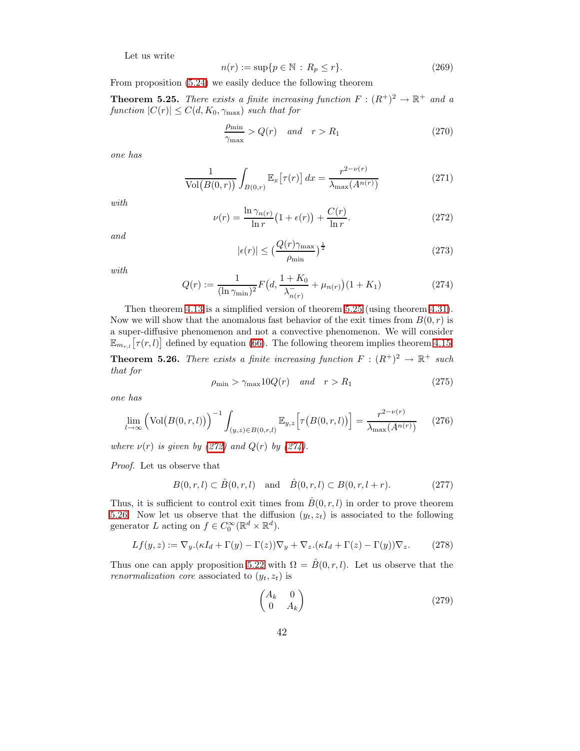Let us write

$$n(r) := \sup\{p \in \mathbb{N} \,:\, R_p \leq r\}. \tag{269}$$

From proposition (5.24) we easily deduce the following theorem

**Theorem 5.25.** *There exists a finite increasing function $F : (R^+)^2 \to \mathbb{R}^+$ and a function $|C(r)| \leq C(d, K_0, \gamma_{\max})$ such that for*

$$\frac{\rho_{\min}}{\gamma_{\max}} > Q(r) \quad \text{and} \quad r > R_1 \tag{270}$$

*one has*

$$\frac{1}{\mathrm{Vol}\big(B(0,r)\big)} \int_{B(0,r)} \mathbb{E}_x\big[\tau(r)\big]\, dx = \frac{r^{2-\nu(r)}}{\lambda_{\max}(A^{n(r)})} \tag{271}$$

*with*

$$\nu(r) = \frac{\ln \gamma_{n(r)}}{\ln r}\big(1 + \epsilon(r)\big) + \frac{C(r)}{\ln r}. \tag{272}$$

*and*

$$|\epsilon(r)| \leq \Big(\frac{Q(r)\gamma_{\max}}{\rho_{\min}}\Big)^{\frac{1}{2}} \tag{273}$$

*with*

$$Q(r) := \frac{1}{(\ln \gamma_{\min})^2} F\big(d, \frac{1 + K_0}{\lambda^-_{n(r)}} + \mu_{n(r)}\big)(1 + K_1) \tag{274}$$

Then theorem 4.13 is a simplified version of theorem 5.25 (using theorem 4.31). Now we will show that the anomalous fast behavior of the exit times from $B(0,r)$ is a super-diffusive phenomenon and not a convective phenomenon. We will consider $\mathbb{E}_{m_{r,l}}\big[\tau(r,l)\big]$ defined by equation (66). The following theorem implies theorem 4.15.

**Theorem 5.26.** *There exists a finite increasing function $F : (R^+)^2 \to \mathbb{R}^+$ such that for*

$$\rho_{\min} > \gamma_{\max} 10 Q(r) \quad \text{and} \quad r > R_1 \tag{275}$$

*one has*

$$\lim_{l \to \infty} \Big(\mathrm{Vol}\big(B(0,r,l)\big)\Big)^{-1} \int_{(y,z) \in B(0,r,l)} \mathbb{E}_{y,z}\Big[\tau\big(B(0,r,l)\big)\Big] = \frac{r^{2-\nu(r)}}{\lambda_{\max}(A^{n(r)})} \tag{276}$$

*where $\nu(r)$ is given by (272) and $Q(r)$ by (274).*

*Proof.* Let us observe that

$$B(0,r,l) \subset \hat{B}(0,r,l) \quad \text{and} \quad \hat{B}(0,r,l) \subset B(0,r,l+r). \tag{277}$$

Thus, it is sufficient to control exit times from $\hat{B}(0,r,l)$ in order to prove theorem 5.26. Now let us observe that the diffusion $(y_t, z_t)$ is associated to the following generator $L$ acting on $f \in C_0^\infty(\mathbb{R}^d \times \mathbb{R}^d)$.

$$Lf(y,z) := \nabla_y.(\kappa I_d + \Gamma(y) - \Gamma(z))\nabla_y + \nabla_z.(\kappa I_d + \Gamma(z) - \Gamma(y))\nabla_z. \tag{278}$$

Thus one can apply proposition 5.22 with $\Omega = \hat{B}(0,r,l)$. Let us observe that the *renormalization core* associated to $(y_t, z_t)$ is

$$\begin{pmatrix} A_k & 0 \\ 0 & A_k \end{pmatrix} \tag{279}$$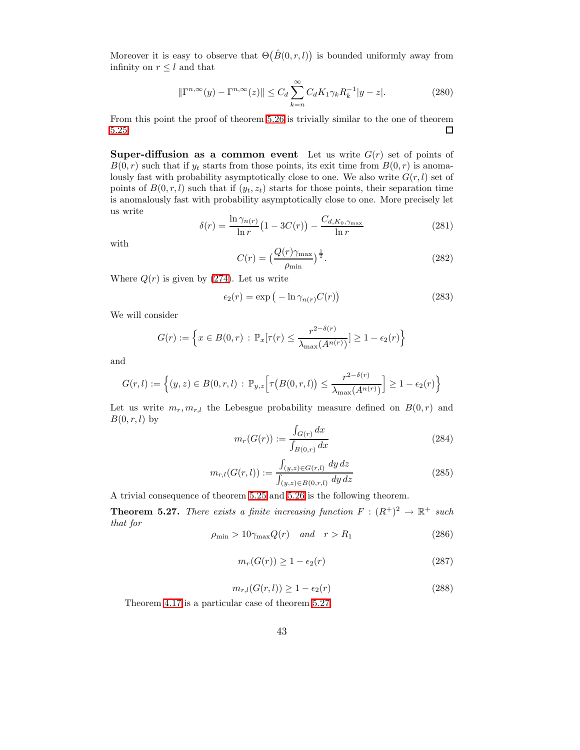Moreover it is easy to observe that $\Theta\big(\hat{B}(0,r,l)\big)$ is bounded uniformly away from infinity on $r \leq l$ and that

$$\|\Gamma^{n,\infty}(y) - \Gamma^{n,\infty}(z)\| \leq C_d \sum_{k=n}^{\infty} C_d K_1 \gamma_k R_k^{-1} |y-z|. \tag{280}$$

From this point the proof of theorem 5.26 is trivially similar to the one of theorem 5.25. □

**Super-diffusion as a common event** Let us write $G(r)$ set of points of $B(0,r)$ such that if $y_t$ starts from those points, its exit time from $B(0,r)$ is anomalously fast with probability asymptotically close to one. We also write $G(r,l)$ set of points of $B(0,r,l)$ such that if $(y_t, z_t)$ starts for those points, their separation time is anomalously fast with probability asymptotically close to one. More precisely let us write

$$\delta(r) = \frac{\ln \gamma_{n(r)}}{\ln r}\big(1 - 3C(r)\big) - \frac{C_{d,K_0,\gamma_{\max}}}{\ln r} \tag{281}$$

with

$$C(r) = \big(\frac{Q(r)\gamma_{\max}}{\rho_{\min}}\big)^{\frac{1}{2}}. \tag{282}$$

Where $Q(r)$ is given by (274). Let us write

$$\epsilon_2(r) = \exp\big(-\ln \gamma_{n(r)} C(r)\big) \tag{283}$$

We will consider

$$G(r) := \Big\{x \in B(0,r) \,:\, \mathbb{P}_x[\tau(r) \leq \frac{r^{2-\delta(r)}}{\lambda_{\max}(A^{n(r)})}] \geq 1 - \epsilon_2(r)\Big\}$$

and

$$G(r,l) := \Big\{(y,z) \in B(0,r,l) \,:\, \mathbb{P}_{y,z}\Big[\tau\big(B(0,r,l)\big) \leq \frac{r^{2-\delta(r)}}{\lambda_{\max}(A^{n(r)})}\Big] \geq 1 - \epsilon_2(r)\Big\}$$

Let us write $m_r, m_{r,l}$ the Lebesgue probability measure defined on $B(0,r)$ and $B(0,r,l)$ by

$$m_r(G(r)) := \frac{\int_{G(r)} dx}{\int_{B(0,r)} dx} \tag{284}$$

$$m_{r,l}(G(r,l)) := \frac{\int_{(y,z)\in G(r,l)} dy\, dz}{\int_{(y,z)\in B(0,r,l)} dy\, dz} \tag{285}$$

A trivial consequence of theorem 5.25 and 5.26 is the following theorem.

**Theorem 5.27.** *There exists a finite increasing function $F : (R^+)^2 \to \mathbb{R}^+$ such that for*

$$\rho_{\min} > 10\gamma_{\max} Q(r) \quad \textit{and} \quad r > R_1 \tag{286}$$

$$m_r(G(r)) \geq 1 - \epsilon_2(r) \tag{287}$$

$$m_{r,l}(G(r,l)) \geq 1 - \epsilon_2(r) \tag{288}$$

Theorem 4.17 is a particular case of theorem 5.27.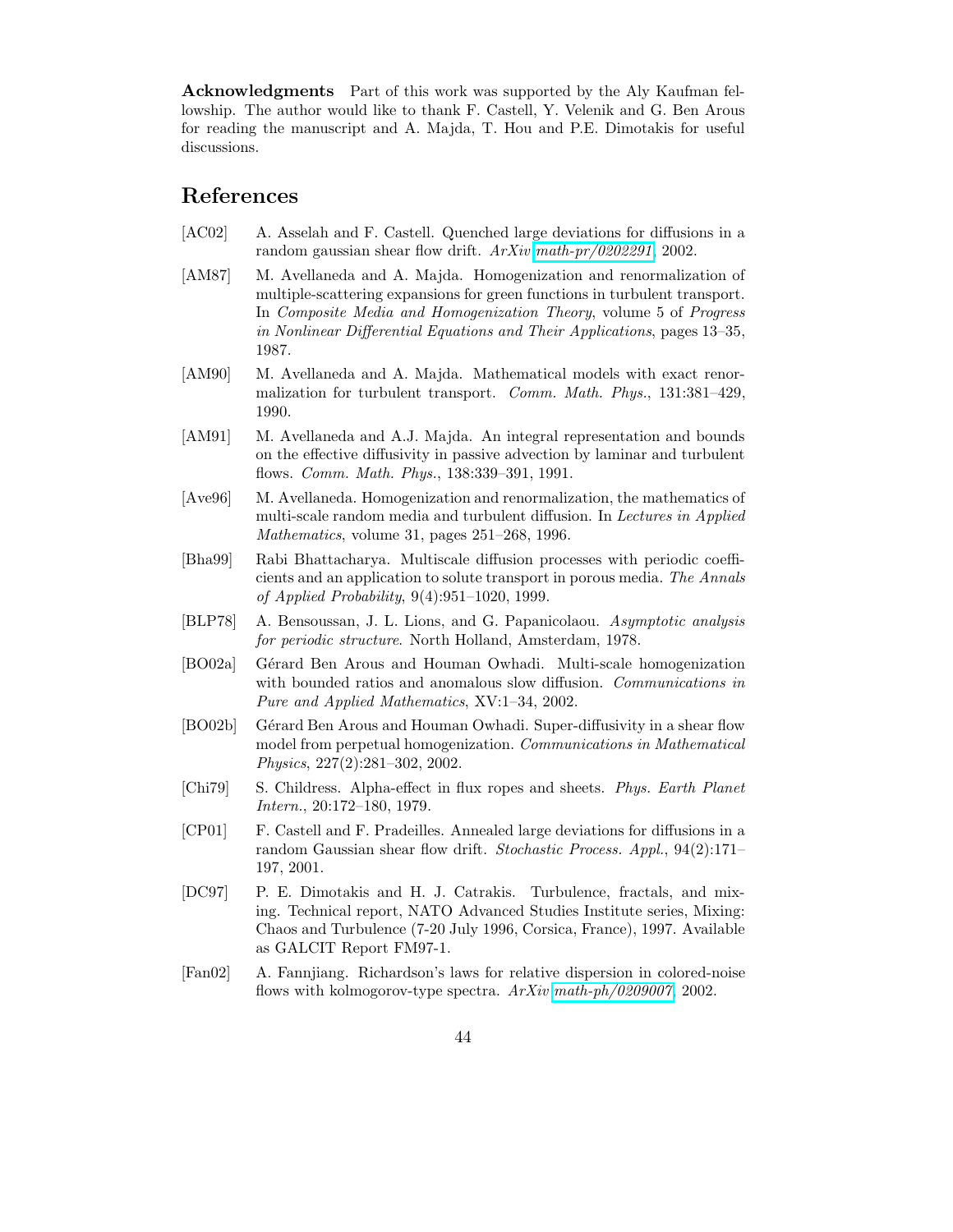**Acknowledgments** Part of this work was supported by the Aly Kaufman fellowship. The author would like to thank F. Castell, Y. Velenik and G. Ben Arous for reading the manuscript and A. Majda, T. Hou and P.E. Dimotakis for useful discussions.

## References

[AC02] A. Asselah and F. Castell. Quenched large deviations for diffusions in a random gaussian shear flow drift. *ArXiv* math-pr/0202291, 2002.

[AM87] M. Avellaneda and A. Majda. Homogenization and renormalization of multiple-scattering expansions for green functions in turbulent transport. In *Composite Media and Homogenization Theory*, volume 5 of *Progress in Nonlinear Differential Equations and Their Applications*, pages 13–35, 1987.

[AM90] M. Avellaneda and A. Majda. Mathematical models with exact renormalization for turbulent transport. *Comm. Math. Phys.*, 131:381–429, 1990.

[AM91] M. Avellaneda and A.J. Majda. An integral representation and bounds on the effective diffusivity in passive advection by laminar and turbulent flows. *Comm. Math. Phys.*, 138:339–391, 1991.

[Ave96] M. Avellaneda. Homogenization and renormalization, the mathematics of multi-scale random media and turbulent diffusion. In *Lectures in Applied Mathematics*, volume 31, pages 251–268, 1996.

[Bha99] Rabi Bhattacharya. Multiscale diffusion processes with periodic coefficients and an application to solute transport in porous media. *The Annals of Applied Probability*, 9(4):951–1020, 1999.

[BLP78] A. Bensoussan, J. L. Lions, and G. Papanicolaou. *Asymptotic analysis for periodic structure*. North Holland, Amsterdam, 1978.

[BO02a] Gérard Ben Arous and Houman Owhadi. Multi-scale homogenization with bounded ratios and anomalous slow diffusion. *Communications in Pure and Applied Mathematics*, XV:1–34, 2002.

[BO02b] Gérard Ben Arous and Houman Owhadi. Super-diffusivity in a shear flow model from perpetual homogenization. *Communications in Mathematical Physics*, 227(2):281–302, 2002.

[Chi79] S. Childress. Alpha-effect in flux ropes and sheets. *Phys. Earth Planet Intern.*, 20:172–180, 1979.

[CP01] F. Castell and F. Pradeilles. Annealed large deviations for diffusions in a random Gaussian shear flow drift. *Stochastic Process. Appl.*, 94(2):171–197, 2001.

[DC97] P. E. Dimotakis and H. J. Catrakis. Turbulence, fractals, and mixing. Technical report, NATO Advanced Studies Institute series, Mixing: Chaos and Turbulence (7-20 July 1996, Corsica, France), 1997. Available as GALCIT Report FM97-1.

[Fan02] A. Fannjiang. Richardson's laws for relative dispersion in colored-noise flows with kolmogorov-type spectra. *ArXiv* math-ph/0209007, 2002.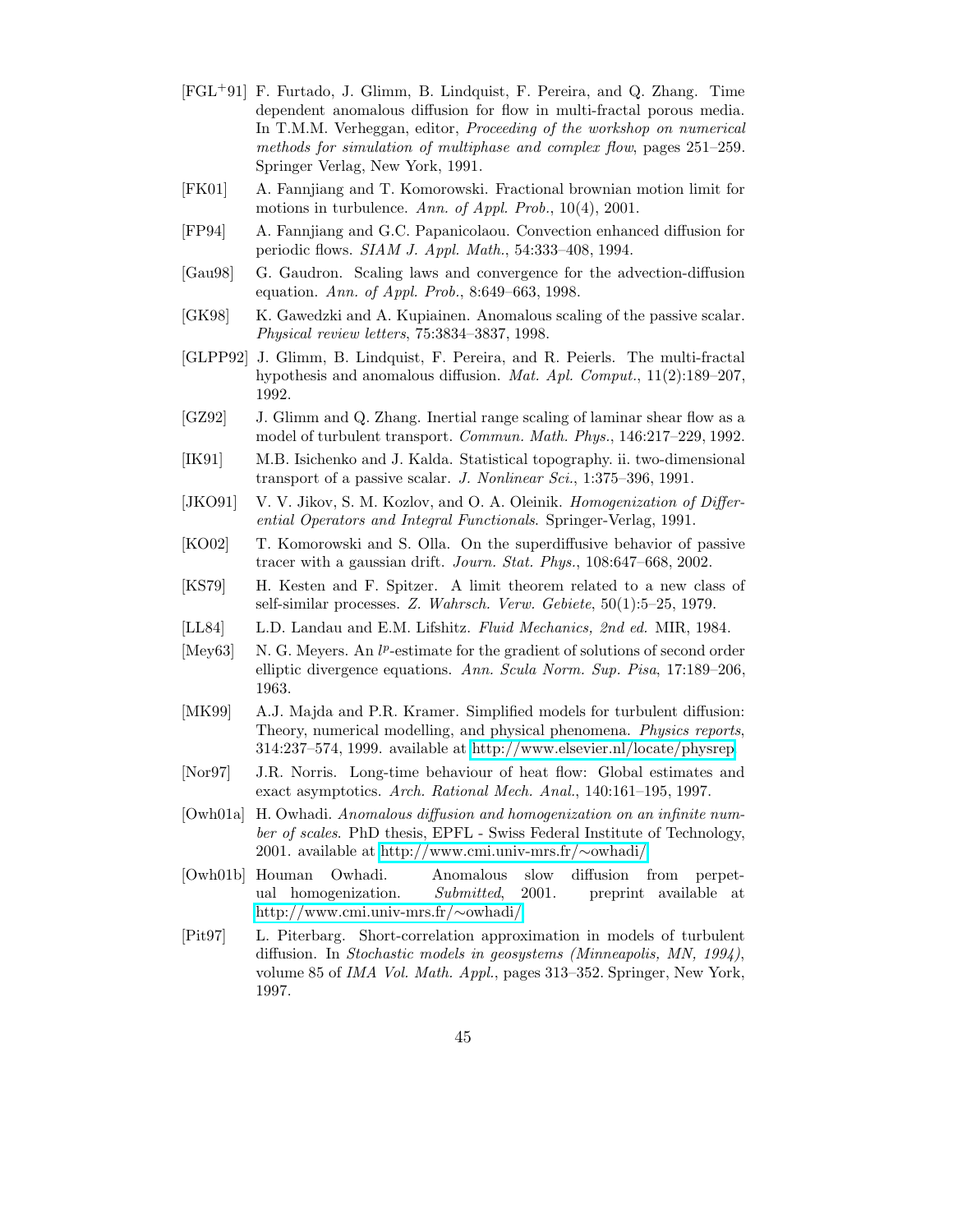[FGL$^+$91] F. Furtado, J. Glimm, B. Lindquist, F. Pereira, and Q. Zhang. Time dependent anomalous diffusion for flow in multi-fractal porous media. In T.M.M. Verheggan, editor, *Proceeding of the workshop on numerical methods for simulation of multiphase and complex flow*, pages 251–259. Springer Verlag, New York, 1991.

[FK01] A. Fannjiang and T. Komorowski. Fractional brownian motion limit for motions in turbulence. *Ann. of Appl. Prob.*, 10(4), 2001.

[FP94] A. Fannjiang and G.C. Papanicolaou. Convection enhanced diffusion for periodic flows. *SIAM J. Appl. Math.*, 54:333–408, 1994.

[Gau98] G. Gaudron. Scaling laws and convergence for the advection-diffusion equation. *Ann. of Appl. Prob.*, 8:649–663, 1998.

[GK98] K. Gawedzki and A. Kupiainen. Anomalous scaling of the passive scalar. *Physical review letters*, 75:3834–3837, 1998.

[GLPP92] J. Glimm, B. Lindquist, F. Pereira, and R. Peierls. The multi-fractal hypothesis and anomalous diffusion. *Mat. Apl. Comput.*, 11(2):189–207, 1992.

[GZ92] J. Glimm and Q. Zhang. Inertial range scaling of laminar shear flow as a model of turbulent transport. *Commun. Math. Phys.*, 146:217–229, 1992.

[IK91] M.B. Isichenko and J. Kalda. Statistical topography. ii. two-dimensional transport of a passive scalar. *J. Nonlinear Sci.*, 1:375–396, 1991.

[JKO91] V. V. Jikov, S. M. Kozlov, and O. A. Oleinik. *Homogenization of Differential Operators and Integral Functionals*. Springer-Verlag, 1991.

[KO02] T. Komorowski and S. Olla. On the superdiffusive behavior of passive tracer with a gaussian drift. *Journ. Stat. Phys.*, 108:647–668, 2002.

[KS79] H. Kesten and F. Spitzer. A limit theorem related to a new class of self-similar processes. *Z. Wahrsch. Verw. Gebiete*, 50(1):5–25, 1979.

[LL84] L.D. Landau and E.M. Lifshitz. *Fluid Mechanics, 2nd ed.* MIR, 1984.

[Mey63] N. G. Meyers. An $l^p$-estimate for the gradient of solutions of second order elliptic divergence equations. *Ann. Scula Norm. Sup. Pisa*, 17:189–206, 1963.

[MK99] A.J. Majda and P.R. Kramer. Simplified models for turbulent diffusion: Theory, numerical modelling, and physical phenomena. *Physics reports*, 314:237–574, 1999. available at http://www.elsevier.nl/locate/physrep.

[Nor97] J.R. Norris. Long-time behaviour of heat flow: Global estimates and exact asymptotics. *Arch. Rational Mech. Anal.*, 140:161–195, 1997.

[Owh01a] H. Owhadi. *Anomalous diffusion and homogenization on an infinite number of scales*. PhD thesis, EPFL - Swiss Federal Institute of Technology, 2001. available at http://www.cmi.univ-mrs.fr/∼owhadi/.

[Owh01b] Houman Owhadi. Anomalous slow diffusion from perpetual homogenization. *Submitted*, 2001. preprint available at http://www.cmi.univ-mrs.fr/∼owhadi/.

[Pit97] L. Piterbarg. Short-correlation approximation in models of turbulent diffusion. In *Stochastic models in geosystems (Minneapolis, MN, 1994)*, volume 85 of *IMA Vol. Math. Appl.*, pages 313–352. Springer, New York, 1997.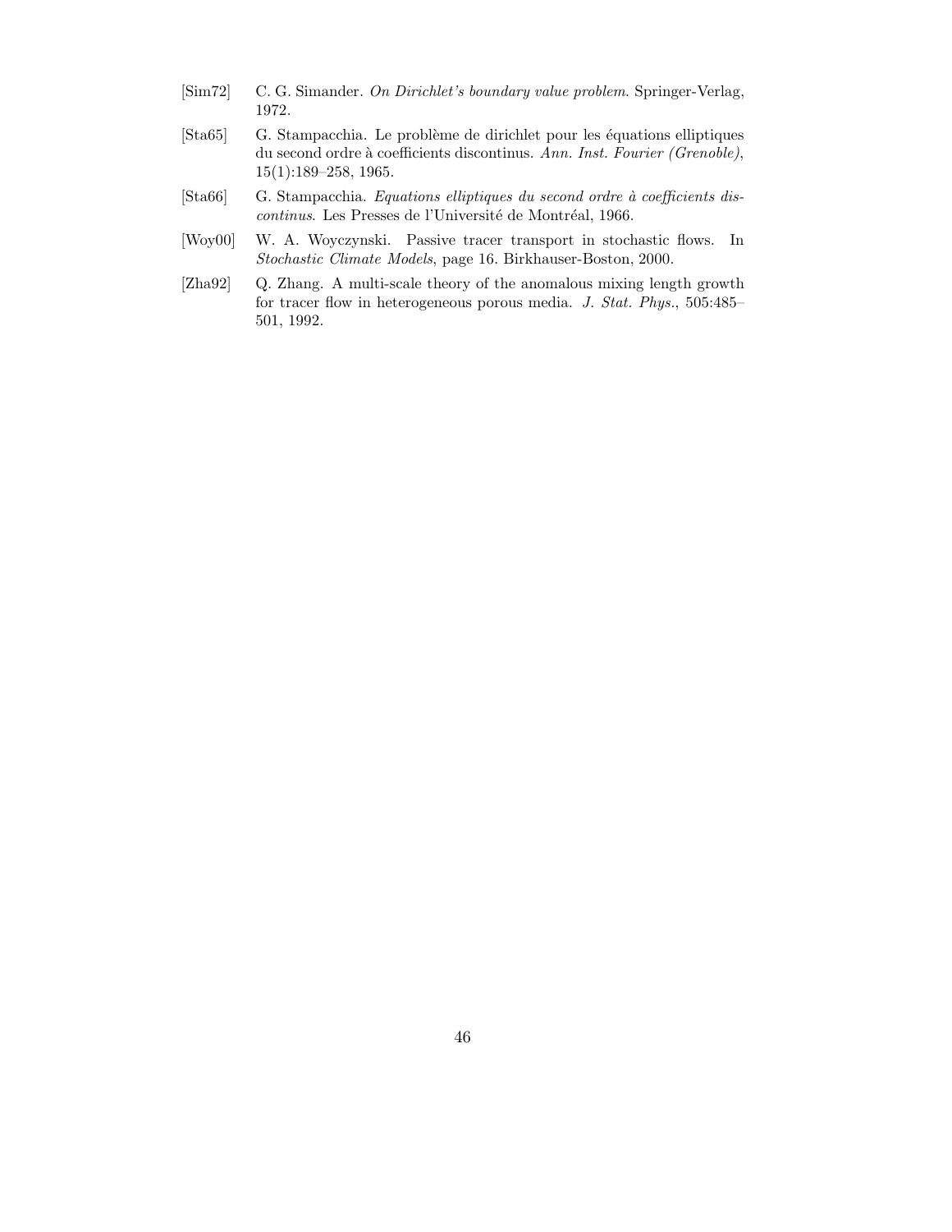[Sim72] C. G. Simander. *On Dirichlet's boundary value problem*. Springer-Verlag, 1972.

[Sta65] G. Stampacchia. Le problème de dirichlet pour les équations elliptiques du second ordre à coefficients discontinus. *Ann. Inst. Fourier (Grenoble)*, 15(1):189–258, 1965.

[Sta66] G. Stampacchia. *Equations elliptiques du second ordre à coefficients discontinus*. Les Presses de l'Université de Montréal, 1966.

[Woy00] W. A. Woyczynski. Passive tracer transport in stochastic flows. In *Stochastic Climate Models*, page 16. Birkhauser-Boston, 2000.

[Zha92] Q. Zhang. A multi-scale theory of the anomalous mixing length growth for tracer flow in heterogeneous porous media. *J. Stat. Phys.*, 505:485–501, 1992.